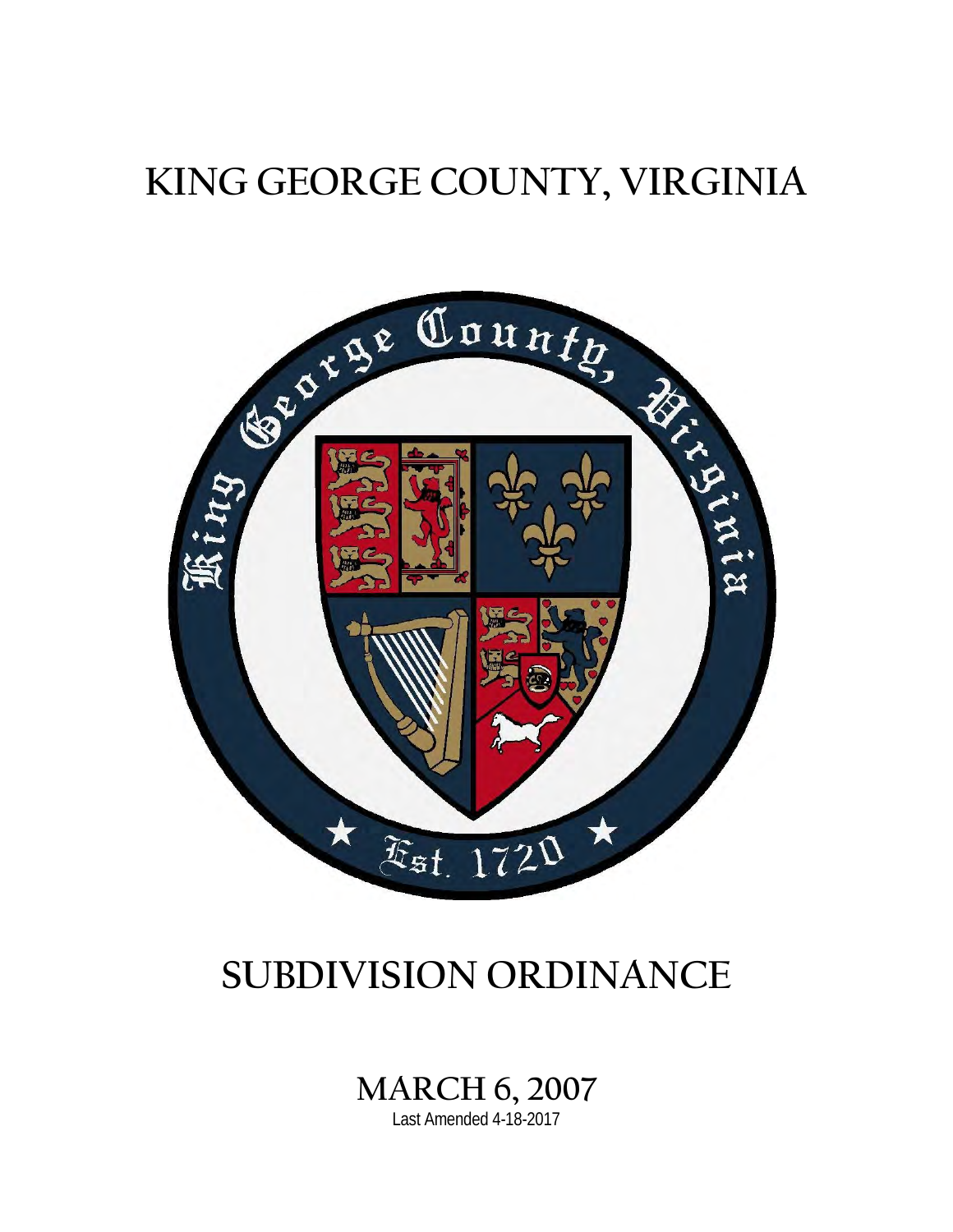# KING GEORGE COUNTY, VIRGINIA

# SUBDIVISION ORDINANCE

## MARCH 6, 2007

Last Amended 4-18-2017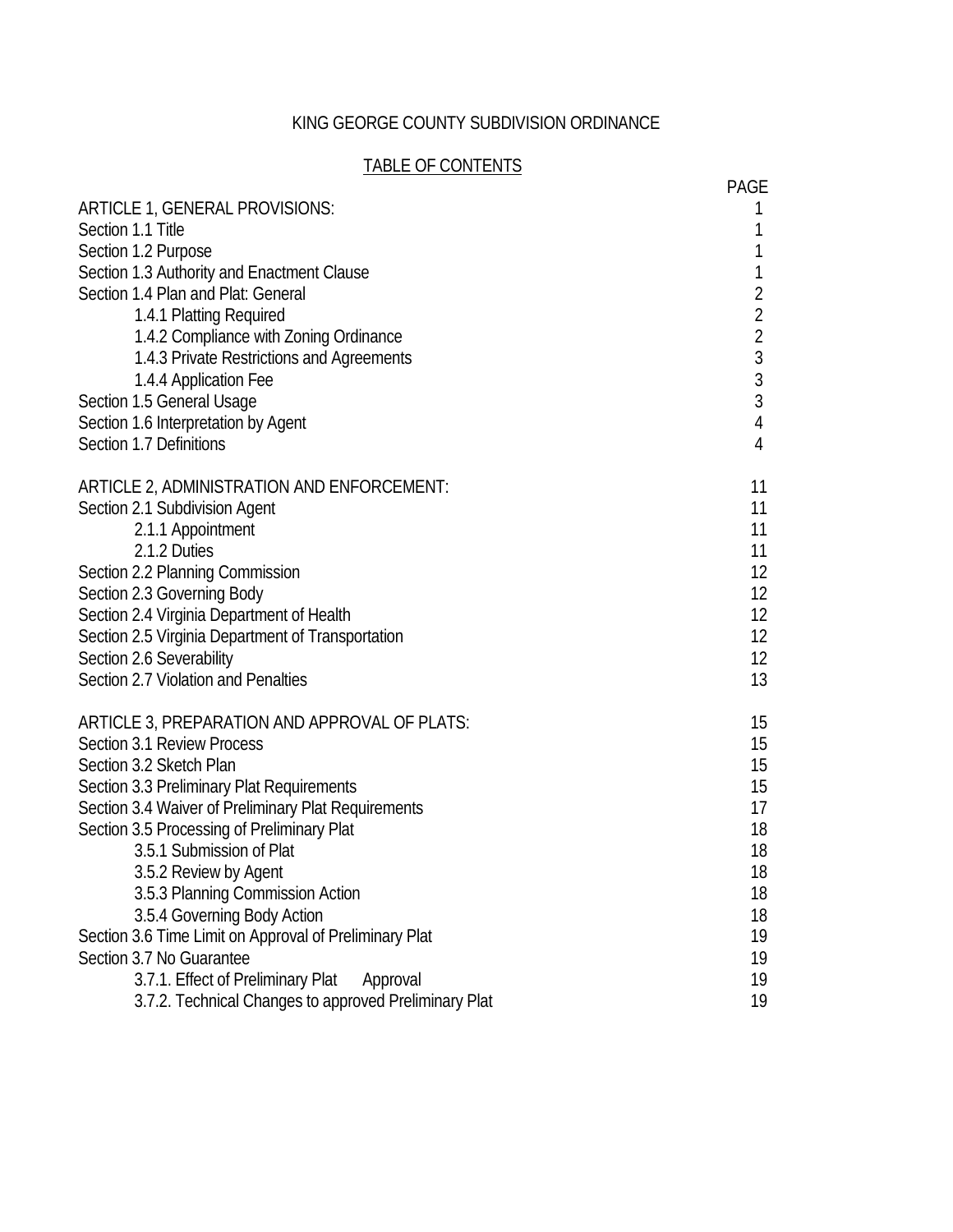# KING GEORGE COUNTY SUBDIVISION ORDINANCE

## TABLE OF CONTENTS

| | PAGE |
|---|---|
| ARTICLE 1, GENERAL PROVISIONS: | 1 |
| Section 1.1 Title | 1 |
| Section 1.2 Purpose | 1 |
| Section 1.3 Authority and Enactment Clause | 1 |
| Section 1.4 Plan and Plat: General | 2 |
| 1.4.1 Platting Required | 2 |
| 1.4.2 Compliance with Zoning Ordinance | 2 |
| 1.4.3 Private Restrictions and Agreements | 3 |
| 1.4.4 Application Fee | 3 |
| Section 1.5 General Usage | 3 |
| Section 1.6 Interpretation by Agent | 4 |
| Section 1.7 Definitions | 4 |
| | |
| ARTICLE 2, ADMINISTRATION AND ENFORCEMENT: | 11 |
| Section 2.1 Subdivision Agent | 11 |
| 2.1.1 Appointment | 11 |
| 2.1.2 Duties | 11 |
| Section 2.2 Planning Commission | 12 |
| Section 2.3 Governing Body | 12 |
| Section 2.4 Virginia Department of Health | 12 |
| Section 2.5 Virginia Department of Transportation | 12 |
| Section 2.6 Severability | 12 |
| Section 2.7 Violation and Penalties | 13 |
| | |
| ARTICLE 3, PREPARATION AND APPROVAL OF PLATS: | 15 |
| Section 3.1 Review Process | 15 |
| Section 3.2 Sketch Plan | 15 |
| Section 3.3 Preliminary Plat Requirements | 15 |
| Section 3.4 Waiver of Preliminary Plat Requirements | 17 |
| Section 3.5 Processing of Preliminary Plat | 18 |
| 3.5.1 Submission of Plat | 18 |
| 3.5.2 Review by Agent | 18 |
| 3.5.3 Planning Commission Action | 18 |
| 3.5.4 Governing Body Action | 18 |
| Section 3.6 Time Limit on Approval of Preliminary Plat | 19 |
| Section 3.7 No Guarantee | 19 |
| 3.7.1. Effect of Preliminary Plat Approval | 19 |
| 3.7.2. Technical Changes to approved Preliminary Plat | 19 |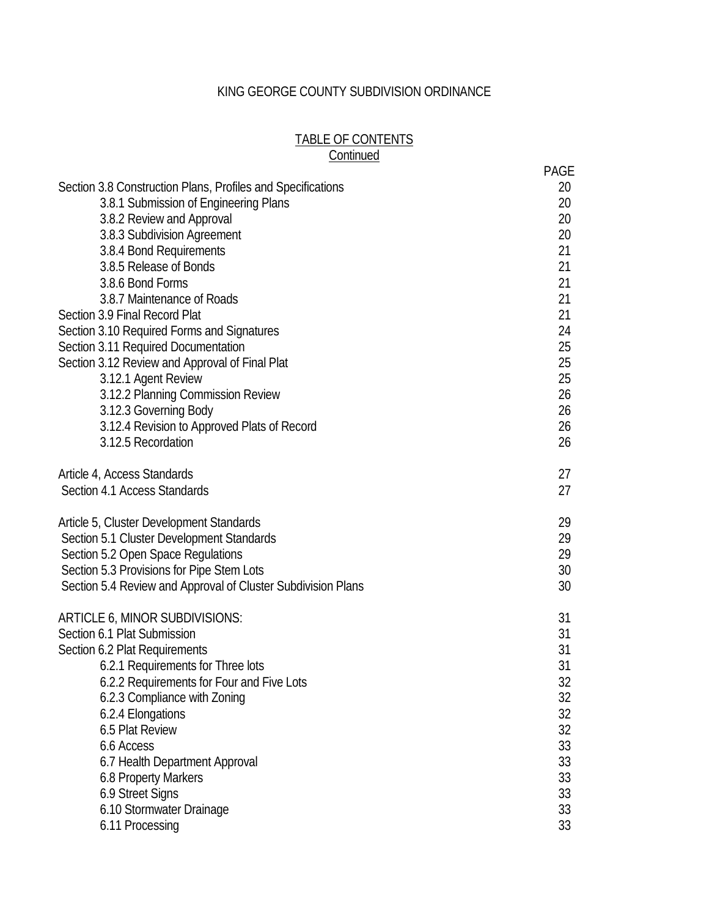KING GEORGE COUNTY SUBDIVISION ORDINANCE

TABLE OF CONTENTS
Continued

| | PAGE |
|---|---|
| Section 3.8 Construction Plans, Profiles and Specifications | 20 |
| 3.8.1 Submission of Engineering Plans | 20 |
| 3.8.2 Review and Approval | 20 |
| 3.8.3 Subdivision Agreement | 20 |
| 3.8.4 Bond Requirements | 21 |
| 3.8.5 Release of Bonds | 21 |
| 3.8.6 Bond Forms | 21 |
| 3.8.7 Maintenance of Roads | 21 |
| Section 3.9 Final Record Plat | 21 |
| Section 3.10 Required Forms and Signatures | 24 |
| Section 3.11 Required Documentation | 25 |
| Section 3.12 Review and Approval of Final Plat | 25 |
| 3.12.1 Agent Review | 25 |
| 3.12.2 Planning Commission Review | 26 |
| 3.12.3 Governing Body | 26 |
| 3.12.4 Revision to Approved Plats of Record | 26 |
| 3.12.5 Recordation | 26 |
| | |
| Article 4, Access Standards | 27 |
| Section 4.1 Access Standards | 27 |
| | |
| Article 5, Cluster Development Standards | 29 |
| Section 5.1 Cluster Development Standards | 29 |
| Section 5.2 Open Space Regulations | 29 |
| Section 5.3 Provisions for Pipe Stem Lots | 30 |
| Section 5.4 Review and Approval of Cluster Subdivision Plans | 30 |
| | |
| ARTICLE 6, MINOR SUBDIVISIONS: | 31 |
| Section 6.1 Plat Submission | 31 |
| Section 6.2 Plat Requirements | 31 |
| 6.2.1 Requirements for Three lots | 31 |
| 6.2.2 Requirements for Four and Five Lots | 32 |
| 6.2.3 Compliance with Zoning | 32 |
| 6.2.4 Elongations | 32 |
| 6.5 Plat Review | 32 |
| 6.6 Access | 33 |
| 6.7 Health Department Approval | 33 |
| 6.8 Property Markers | 33 |
| 6.9 Street Signs | 33 |
| 6.10 Stormwater Drainage | 33 |
| 6.11 Processing | 33 |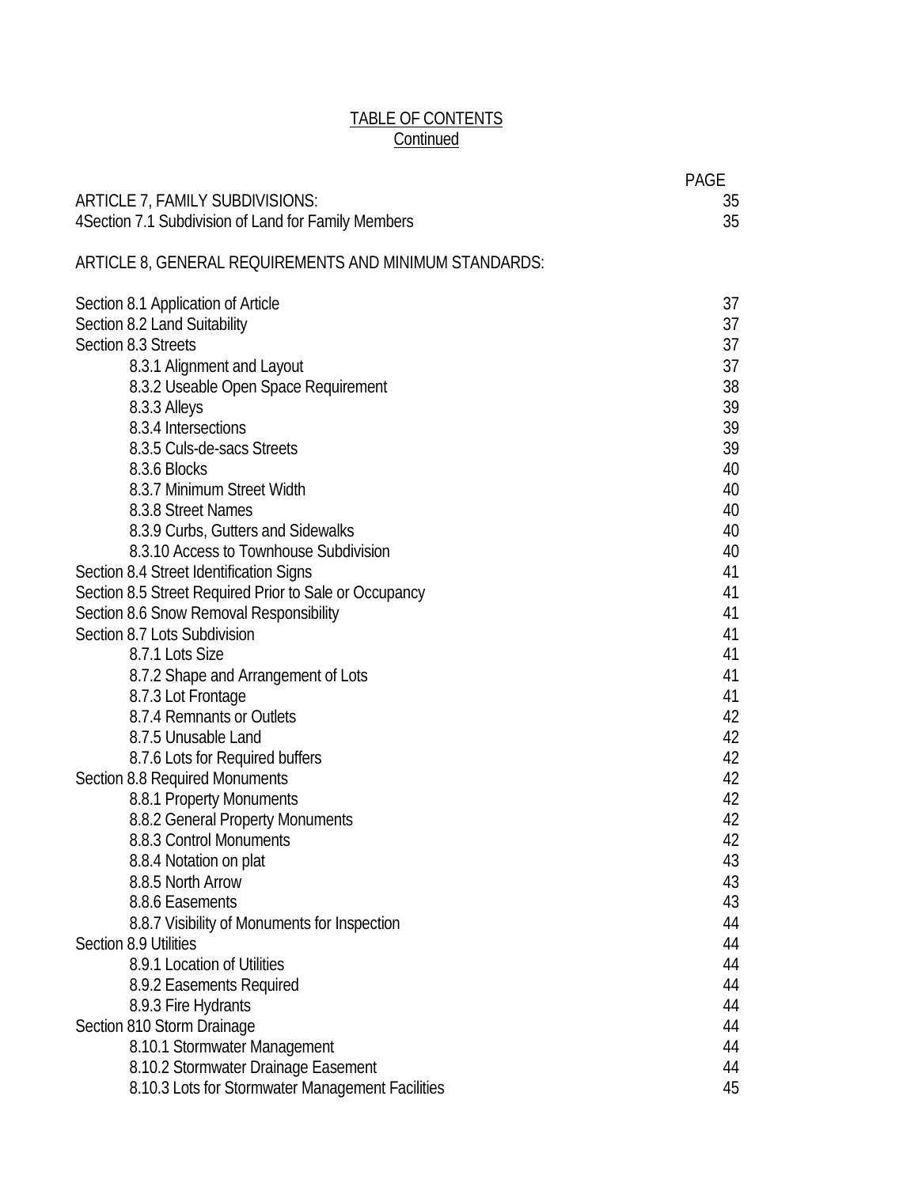# TABLE OF CONTENTS
## Continued

| | PAGE |
|---|---|
| ARTICLE 7, FAMILY SUBDIVISIONS: | 35 |
| 4Section 7.1 Subdivision of Land for Family Members | 35 |
| | |
| ARTICLE 8, GENERAL REQUIREMENTS AND MINIMUM STANDARDS: | |
| | |
| Section 8.1 Application of Article | 37 |
| Section 8.2 Land Suitability | 37 |
| Section 8.3 Streets | 37 |
| 8.3.1 Alignment and Layout | 37 |
| 8.3.2 Useable Open Space Requirement | 38 |
| 8.3.3 Alleys | 39 |
| 8.3.4 Intersections | 39 |
| 8.3.5 Culs-de-sacs Streets | 39 |
| 8.3.6 Blocks | 40 |
| 8.3.7 Minimum Street Width | 40 |
| 8.3.8 Street Names | 40 |
| 8.3.9 Curbs, Gutters and Sidewalks | 40 |
| 8.3.10 Access to Townhouse Subdivision | 40 |
| Section 8.4 Street Identification Signs | 41 |
| Section 8.5 Street Required Prior to Sale or Occupancy | 41 |
| Section 8.6 Snow Removal Responsibility | 41 |
| Section 8.7 Lots Subdivision | 41 |
| 8.7.1 Lots Size | 41 |
| 8.7.2 Shape and Arrangement of Lots | 41 |
| 8.7.3 Lot Frontage | 41 |
| 8.7.4 Remnants or Outlets | 42 |
| 8.7.5 Unusable Land | 42 |
| 8.7.6 Lots for Required buffers | 42 |
| Section 8.8 Required Monuments | 42 |
| 8.8.1 Property Monuments | 42 |
| 8.8.2 General Property Monuments | 42 |
| 8.8.3 Control Monuments | 42 |
| 8.8.4 Notation on plat | 43 |
| 8.8.5 North Arrow | 43 |
| 8.8.6 Easements | 43 |
| 8.8.7 Visibility of Monuments for Inspection | 44 |
| Section 8.9 Utilities | 44 |
| 8.9.1 Location of Utilities | 44 |
| 8.9.2 Easements Required | 44 |
| 8.9.3 Fire Hydrants | 44 |
| Section 810 Storm Drainage | 44 |
| 8.10.1 Stormwater Management | 44 |
| 8.10.2 Stormwater Drainage Easement | 44 |
| 8.10.3 Lots for Stormwater Management Facilities | 45 |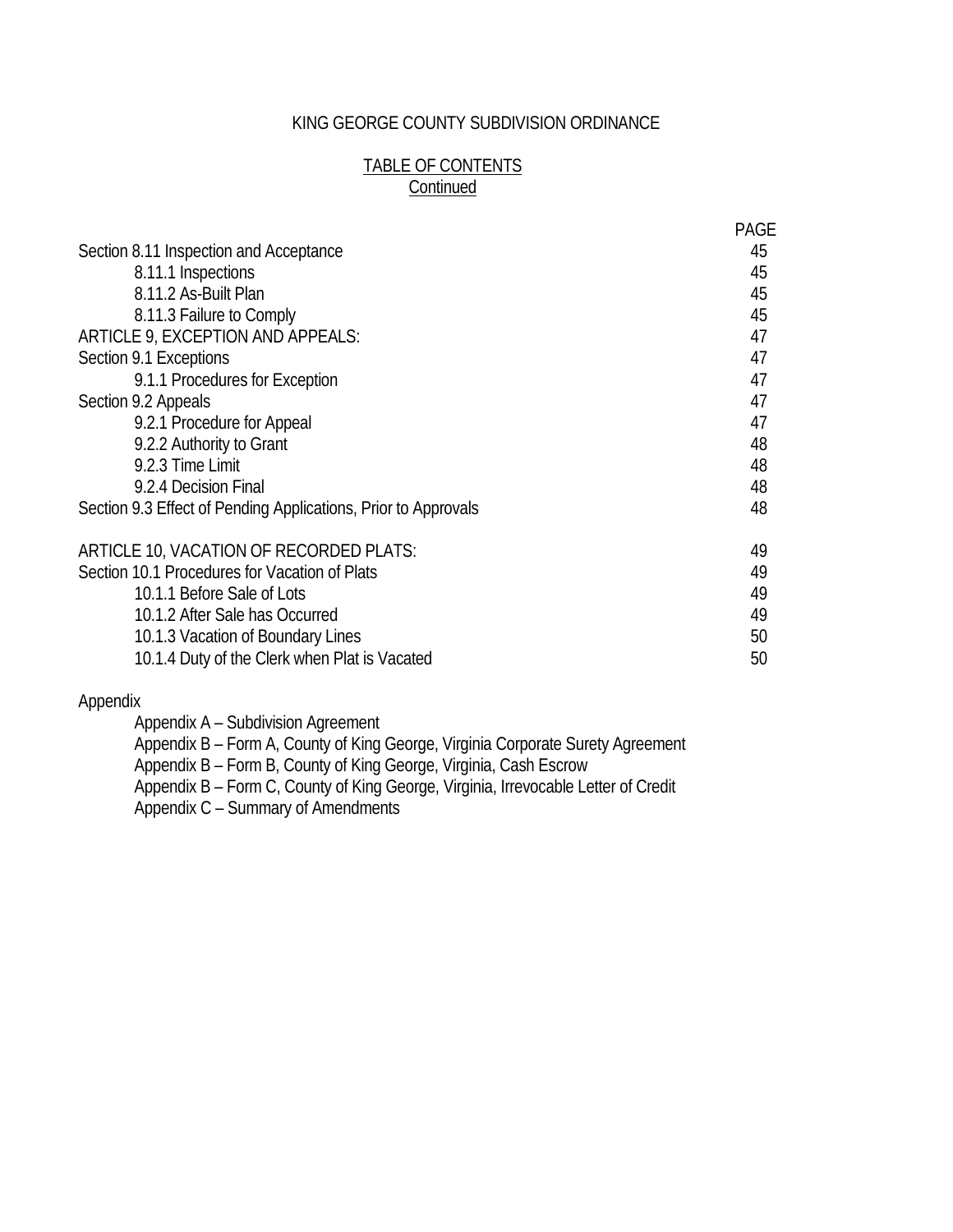KING GEORGE COUNTY SUBDIVISION ORDINANCE

TABLE OF CONTENTS
Continued

| | PAGE |
|---|---|
| Section 8.11 Inspection and Acceptance | 45 |
| 8.11.1 Inspections | 45 |
| 8.11.2 As-Built Plan | 45 |
| 8.11.3 Failure to Comply | 45 |
| ARTICLE 9, EXCEPTION AND APPEALS: | 47 |
| Section 9.1 Exceptions | 47 |
| 9.1.1 Procedures for Exception | 47 |
| Section 9.2 Appeals | 47 |
| 9.2.1 Procedure for Appeal | 47 |
| 9.2.2 Authority to Grant | 48 |
| 9.2.3 Time Limit | 48 |
| 9.2.4 Decision Final | 48 |
| Section 9.3 Effect of Pending Applications, Prior to Approvals | 48 |
| ARTICLE 10, VACATION OF RECORDED PLATS: | 49 |
| Section 10.1 Procedures for Vacation of Plats | 49 |
| 10.1.1 Before Sale of Lots | 49 |
| 10.1.2 After Sale has Occurred | 49 |
| 10.1.3 Vacation of Boundary Lines | 50 |
| 10.1.4 Duty of the Clerk when Plat is Vacated | 50 |

Appendix

- Appendix A – Subdivision Agreement
- Appendix B – Form A, County of King George, Virginia Corporate Surety Agreement
- Appendix B – Form B, County of King George, Virginia, Cash Escrow
- Appendix B – Form C, County of King George, Virginia, Irrevocable Letter of Credit
- Appendix C – Summary of Amendments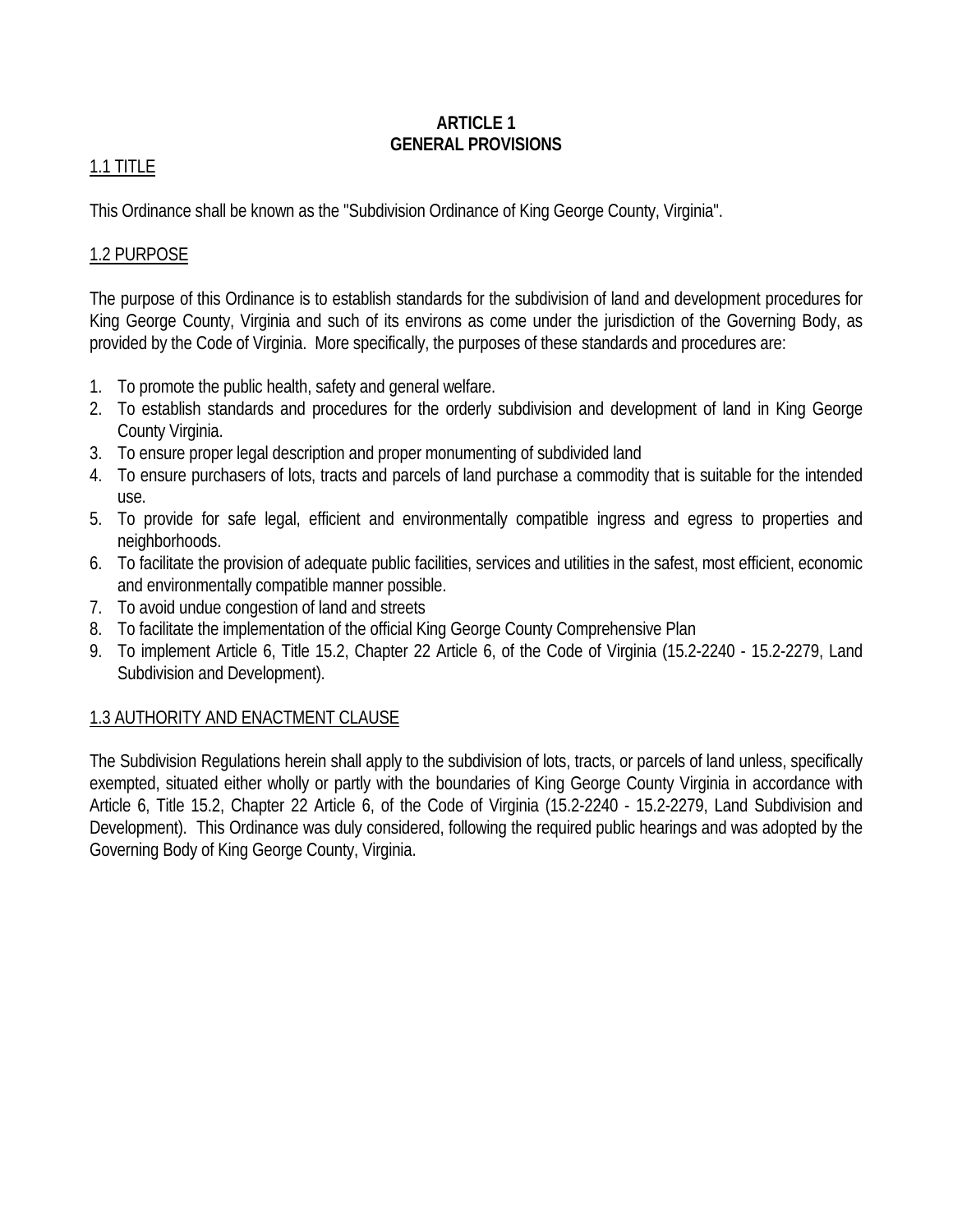# ARTICLE 1
# GENERAL PROVISIONS

## 1.1 TITLE

This Ordinance shall be known as the "Subdivision Ordinance of King George County, Virginia".

## 1.2 PURPOSE

The purpose of this Ordinance is to establish standards for the subdivision of land and development procedures for King George County, Virginia and such of its environs as come under the jurisdiction of the Governing Body, as provided by the Code of Virginia. More specifically, the purposes of these standards and procedures are:

1. To promote the public health, safety and general welfare.
2. To establish standards and procedures for the orderly subdivision and development of land in King George County Virginia.
3. To ensure proper legal description and proper monumenting of subdivided land
4. To ensure purchasers of lots, tracts and parcels of land purchase a commodity that is suitable for the intended use.
5. To provide for safe legal, efficient and environmentally compatible ingress and egress to properties and neighborhoods.
6. To facilitate the provision of adequate public facilities, services and utilities in the safest, most efficient, economic and environmentally compatible manner possible.
7. To avoid undue congestion of land and streets
8. To facilitate the implementation of the official King George County Comprehensive Plan
9. To implement Article 6, Title 15.2, Chapter 22 Article 6, of the Code of Virginia (15.2-2240 - 15.2-2279, Land Subdivision and Development).

## 1.3 AUTHORITY AND ENACTMENT CLAUSE

The Subdivision Regulations herein shall apply to the subdivision of lots, tracts, or parcels of land unless, specifically exempted, situated either wholly or partly with the boundaries of King George County Virginia in accordance with Article 6, Title 15.2, Chapter 22 Article 6, of the Code of Virginia (15.2-2240 - 15.2-2279, Land Subdivision and Development). This Ordinance was duly considered, following the required public hearings and was adopted by the Governing Body of King George County, Virginia.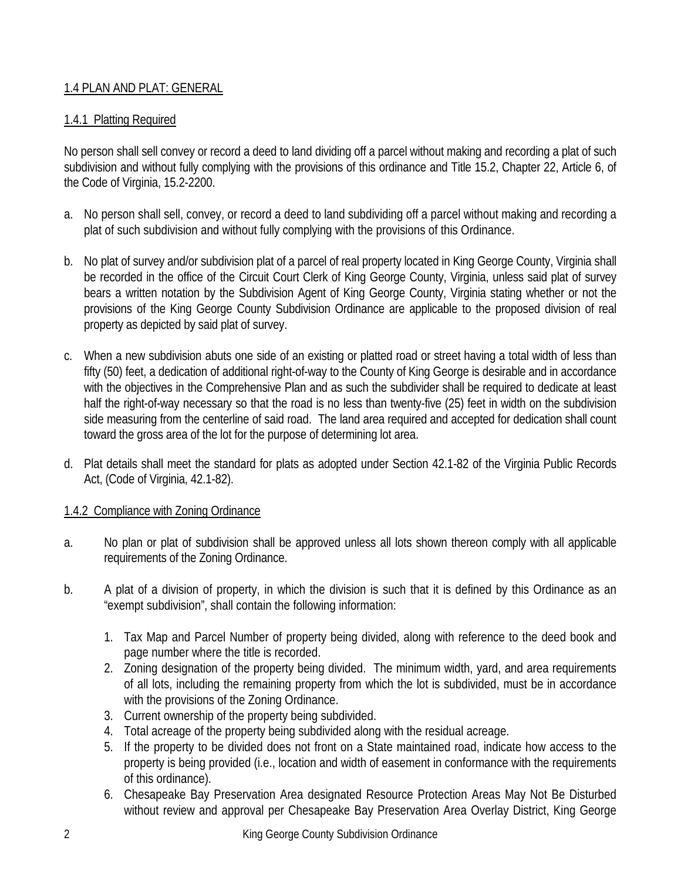## 1.4 PLAN AND PLAT: GENERAL

### 1.4.1 Platting Required

No person shall sell convey or record a deed to land dividing off a parcel without making and recording a plat of such subdivision and without fully complying with the provisions of this ordinance and Title 15.2, Chapter 22, Article 6, of the Code of Virginia, 15.2-2200.

a. No person shall sell, convey, or record a deed to land subdividing off a parcel without making and recording a plat of such subdivision and without fully complying with the provisions of this Ordinance.

b. No plat of survey and/or subdivision plat of a parcel of real property located in King George County, Virginia shall be recorded in the office of the Circuit Court Clerk of King George County, Virginia, unless said plat of survey bears a written notation by the Subdivision Agent of King George County, Virginia stating whether or not the provisions of the King George County Subdivision Ordinance are applicable to the proposed division of real property as depicted by said plat of survey.

c. When a new subdivision abuts one side of an existing or platted road or street having a total width of less than fifty (50) feet, a dedication of additional right-of-way to the County of King George is desirable and in accordance with the objectives in the Comprehensive Plan and as such the subdivider shall be required to dedicate at least half the right-of-way necessary so that the road is no less than twenty-five (25) feet in width on the subdivision side measuring from the centerline of said road. The land area required and accepted for dedication shall count toward the gross area of the lot for the purpose of determining lot area.

d. Plat details shall meet the standard for plats as adopted under Section 42.1-82 of the Virginia Public Records Act, (Code of Virginia, 42.1-82).

### 1.4.2 Compliance with Zoning Ordinance

a. No plan or plat of subdivision shall be approved unless all lots shown thereon comply with all applicable requirements of the Zoning Ordinance.

b. A plat of a division of property, in which the division is such that it is defined by this Ordinance as an "exempt subdivision", shall contain the following information:

   1. Tax Map and Parcel Number of property being divided, along with reference to the deed book and page number where the title is recorded.
   2. Zoning designation of the property being divided. The minimum width, yard, and area requirements of all lots, including the remaining property from which the lot is subdivided, must be in accordance with the provisions of the Zoning Ordinance.
   3. Current ownership of the property being subdivided.
   4. Total acreage of the property being subdivided along with the residual acreage.
   5. If the property to be divided does not front on a State maintained road, indicate how access to the property is being provided (i.e., location and width of easement in conformance with the requirements of this ordinance).
   6. Chesapeake Bay Preservation Area designated Resource Protection Areas May Not Be Disturbed without review and approval per Chesapeake Bay Preservation Area Overlay District, King George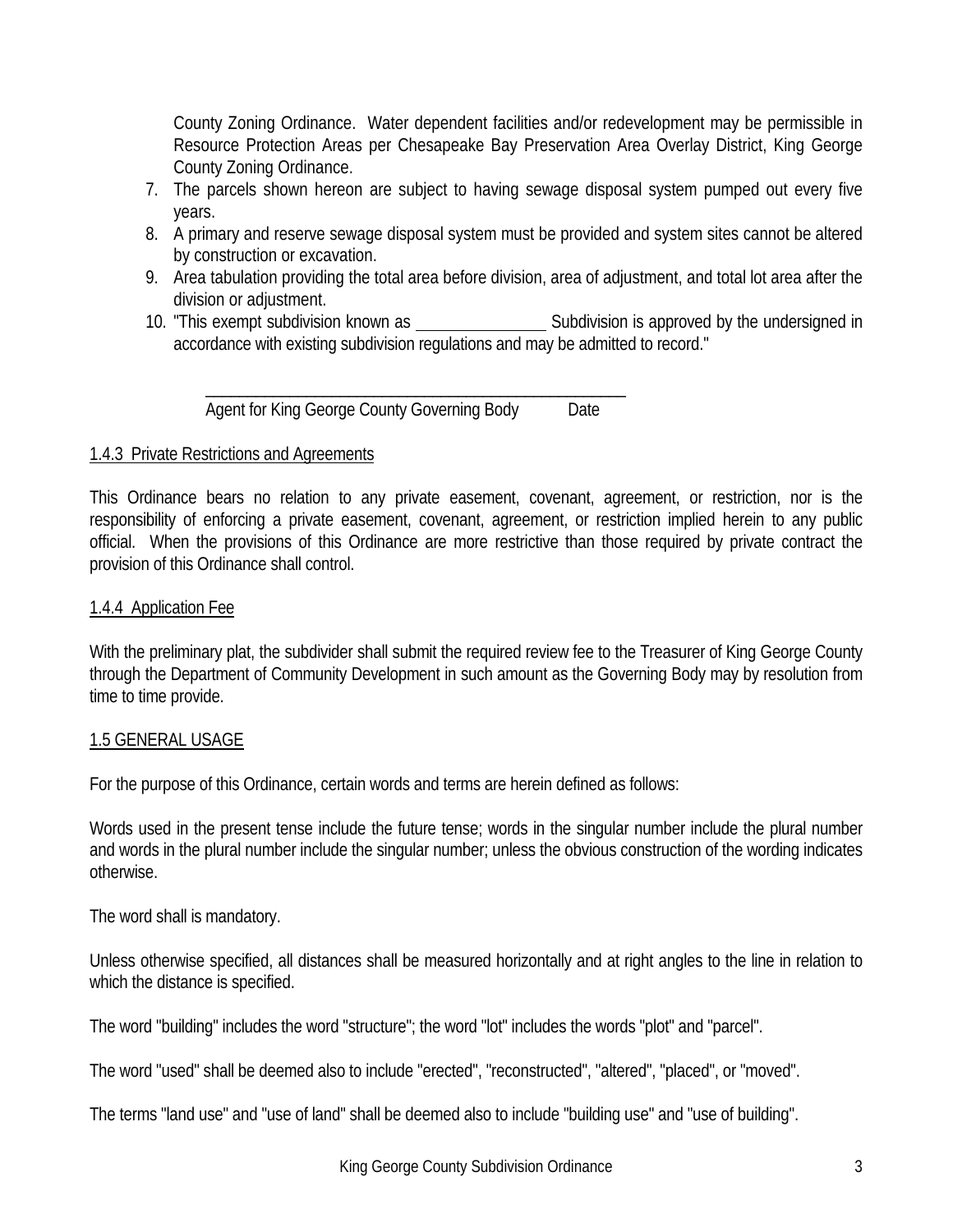County Zoning Ordinance. Water dependent facilities and/or redevelopment may be permissible in Resource Protection Areas per Chesapeake Bay Preservation Area Overlay District, King George County Zoning Ordinance.

7. The parcels shown hereon are subject to having sewage disposal system pumped out every five years.
8. A primary and reserve sewage disposal system must be provided and system sites cannot be altered by construction or excavation.
9. Area tabulation providing the total area before division, area of adjustment, and total lot area after the division or adjustment.
10. "This exempt subdivision known as _______________ Subdivision is approved by the undersigned in accordance with existing subdivision regulations and may be admitted to record."

_____________________________________________
Agent for King George County Governing Body          Date

1.4.3 Private Restrictions and Agreements

This Ordinance bears no relation to any private easement, covenant, agreement, or restriction, nor is the responsibility of enforcing a private easement, covenant, agreement, or restriction implied herein to any public official. When the provisions of this Ordinance are more restrictive than those required by private contract the provision of this Ordinance shall control.

1.4.4 Application Fee

With the preliminary plat, the subdivider shall submit the required review fee to the Treasurer of King George County through the Department of Community Development in such amount as the Governing Body may by resolution from time to time provide.

1.5 GENERAL USAGE

For the purpose of this Ordinance, certain words and terms are herein defined as follows:

Words used in the present tense include the future tense; words in the singular number include the plural number and words in the plural number include the singular number; unless the obvious construction of the wording indicates otherwise.

The word shall is mandatory.

Unless otherwise specified, all distances shall be measured horizontally and at right angles to the line in relation to which the distance is specified.

The word "building" includes the word "structure"; the word "lot" includes the words "plot" and "parcel".

The word "used" shall be deemed also to include "erected", "reconstructed", "altered", "placed", or "moved".

The terms "land use" and "use of land" shall be deemed also to include "building use" and "use of building".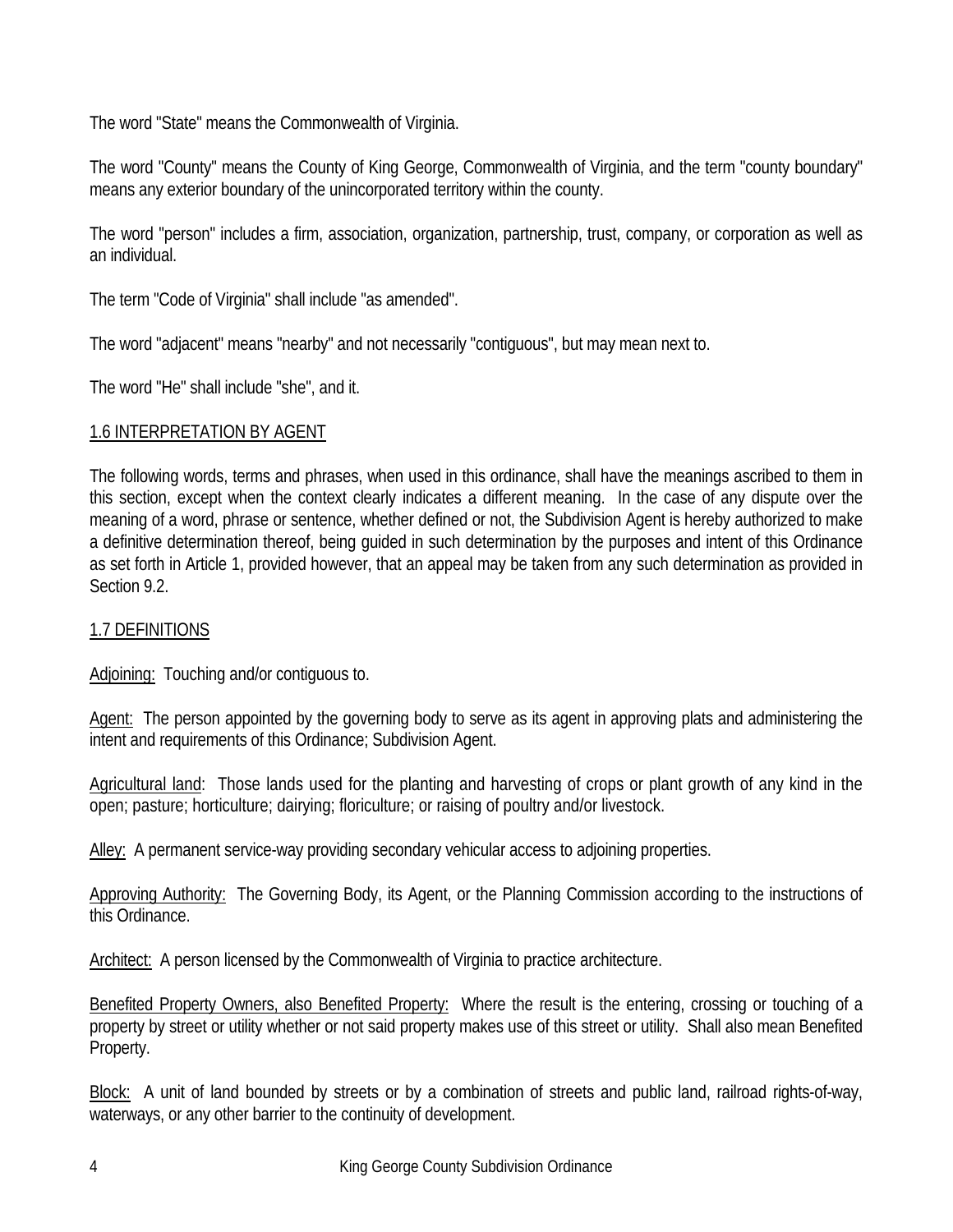The word "State" means the Commonwealth of Virginia.

The word "County" means the County of King George, Commonwealth of Virginia, and the term "county boundary" means any exterior boundary of the unincorporated territory within the county.

The word "person" includes a firm, association, organization, partnership, trust, company, or corporation as well as an individual.

The term "Code of Virginia" shall include "as amended".

The word "adjacent" means "nearby" and not necessarily "contiguous", but may mean next to.

The word "He" shall include "she", and it.

## 1.6 INTERPRETATION BY AGENT

The following words, terms and phrases, when used in this ordinance, shall have the meanings ascribed to them in this section, except when the context clearly indicates a different meaning. In the case of any dispute over the meaning of a word, phrase or sentence, whether defined or not, the Subdivision Agent is hereby authorized to make a definitive determination thereof, being guided in such determination by the purposes and intent of this Ordinance as set forth in Article 1, provided however, that an appeal may be taken from any such determination as provided in Section 9.2.

## 1.7 DEFINITIONS

Adjoining: Touching and/or contiguous to.

Agent: The person appointed by the governing body to serve as its agent in approving plats and administering the intent and requirements of this Ordinance; Subdivision Agent.

Agricultural land: Those lands used for the planting and harvesting of crops or plant growth of any kind in the open; pasture; horticulture; dairying; floriculture; or raising of poultry and/or livestock.

Alley: A permanent service-way providing secondary vehicular access to adjoining properties.

Approving Authority: The Governing Body, its Agent, or the Planning Commission according to the instructions of this Ordinance.

Architect: A person licensed by the Commonwealth of Virginia to practice architecture.

Benefited Property Owners, also Benefited Property: Where the result is the entering, crossing or touching of a property by street or utility whether or not said property makes use of this street or utility. Shall also mean Benefited Property.

Block: A unit of land bounded by streets or by a combination of streets and public land, railroad rights-of-way, waterways, or any other barrier to the continuity of development.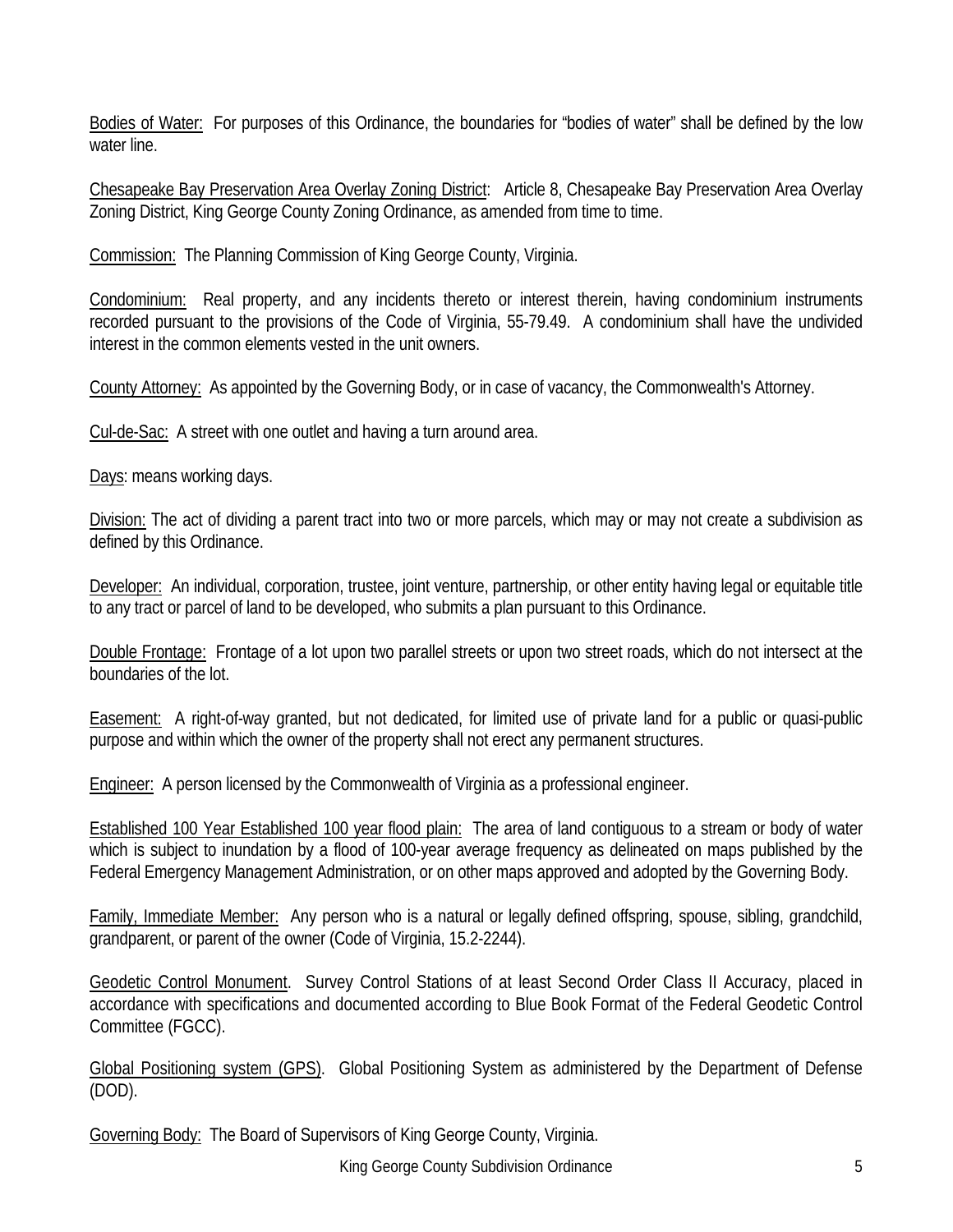Bodies of Water: For purposes of this Ordinance, the boundaries for "bodies of water" shall be defined by the low water line.

Chesapeake Bay Preservation Area Overlay Zoning District: Article 8, Chesapeake Bay Preservation Area Overlay Zoning District, King George County Zoning Ordinance, as amended from time to time.

Commission: The Planning Commission of King George County, Virginia.

Condominium: Real property, and any incidents thereto or interest therein, having condominium instruments recorded pursuant to the provisions of the Code of Virginia, 55-79.49. A condominium shall have the undivided interest in the common elements vested in the unit owners.

County Attorney: As appointed by the Governing Body, or in case of vacancy, the Commonwealth's Attorney.

Cul-de-Sac: A street with one outlet and having a turn around area.

Days: means working days.

Division: The act of dividing a parent tract into two or more parcels, which may or may not create a subdivision as defined by this Ordinance.

Developer: An individual, corporation, trustee, joint venture, partnership, or other entity having legal or equitable title to any tract or parcel of land to be developed, who submits a plan pursuant to this Ordinance.

Double Frontage: Frontage of a lot upon two parallel streets or upon two street roads, which do not intersect at the boundaries of the lot.

Easement: A right-of-way granted, but not dedicated, for limited use of private land for a public or quasi-public purpose and within which the owner of the property shall not erect any permanent structures.

Engineer: A person licensed by the Commonwealth of Virginia as a professional engineer.

Established 100 Year Established 100 year flood plain: The area of land contiguous to a stream or body of water which is subject to inundation by a flood of 100-year average frequency as delineated on maps published by the Federal Emergency Management Administration, or on other maps approved and adopted by the Governing Body.

Family, Immediate Member: Any person who is a natural or legally defined offspring, spouse, sibling, grandchild, grandparent, or parent of the owner (Code of Virginia, 15.2-2244).

Geodetic Control Monument. Survey Control Stations of at least Second Order Class II Accuracy, placed in accordance with specifications and documented according to Blue Book Format of the Federal Geodetic Control Committee (FGCC).

Global Positioning system (GPS). Global Positioning System as administered by the Department of Defense (DOD).

Governing Body: The Board of Supervisors of King George County, Virginia.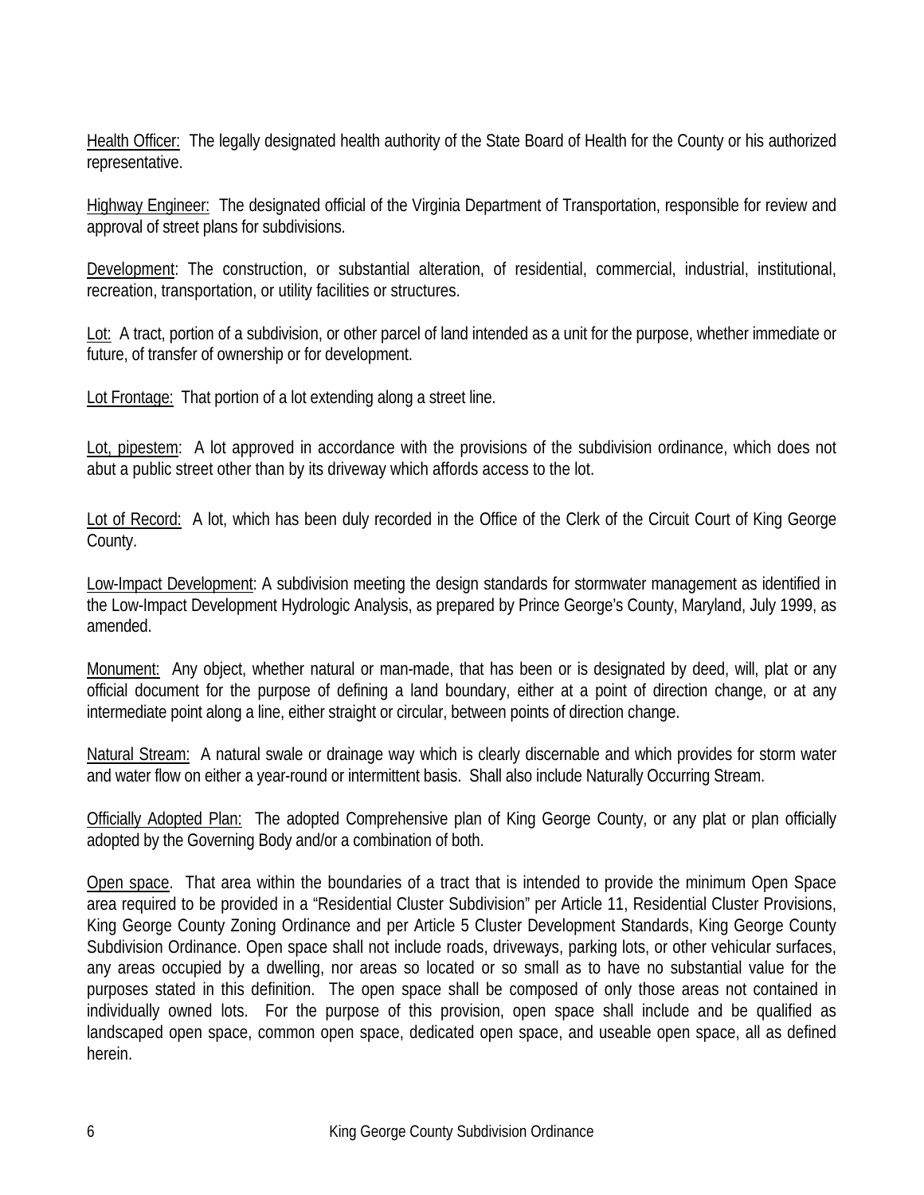Health Officer: The legally designated health authority of the State Board of Health for the County or his authorized representative.

Highway Engineer: The designated official of the Virginia Department of Transportation, responsible for review and approval of street plans for subdivisions.

Development: The construction, or substantial alteration, of residential, commercial, industrial, institutional, recreation, transportation, or utility facilities or structures.

Lot: A tract, portion of a subdivision, or other parcel of land intended as a unit for the purpose, whether immediate or future, of transfer of ownership or for development.

Lot Frontage: That portion of a lot extending along a street line.

Lot, pipestem: A lot approved in accordance with the provisions of the subdivision ordinance, which does not abut a public street other than by its driveway which affords access to the lot.

Lot of Record: A lot, which has been duly recorded in the Office of the Clerk of the Circuit Court of King George County.

Low-Impact Development: A subdivision meeting the design standards for stormwater management as identified in the Low-Impact Development Hydrologic Analysis, as prepared by Prince George's County, Maryland, July 1999, as amended.

Monument: Any object, whether natural or man-made, that has been or is designated by deed, will, plat or any official document for the purpose of defining a land boundary, either at a point of direction change, or at any intermediate point along a line, either straight or circular, between points of direction change.

Natural Stream: A natural swale or drainage way which is clearly discernable and which provides for storm water and water flow on either a year-round or intermittent basis. Shall also include Naturally Occurring Stream.

Officially Adopted Plan: The adopted Comprehensive plan of King George County, or any plat or plan officially adopted by the Governing Body and/or a combination of both.

Open space. That area within the boundaries of a tract that is intended to provide the minimum Open Space area required to be provided in a "Residential Cluster Subdivision" per Article 11, Residential Cluster Provisions, King George County Zoning Ordinance and per Article 5 Cluster Development Standards, King George County Subdivision Ordinance. Open space shall not include roads, driveways, parking lots, or other vehicular surfaces, any areas occupied by a dwelling, nor areas so located or so small as to have no substantial value for the purposes stated in this definition. The open space shall be composed of only those areas not contained in individually owned lots. For the purpose of this provision, open space shall include and be qualified as landscaped open space, common open space, dedicated open space, and useable open space, all as defined herein.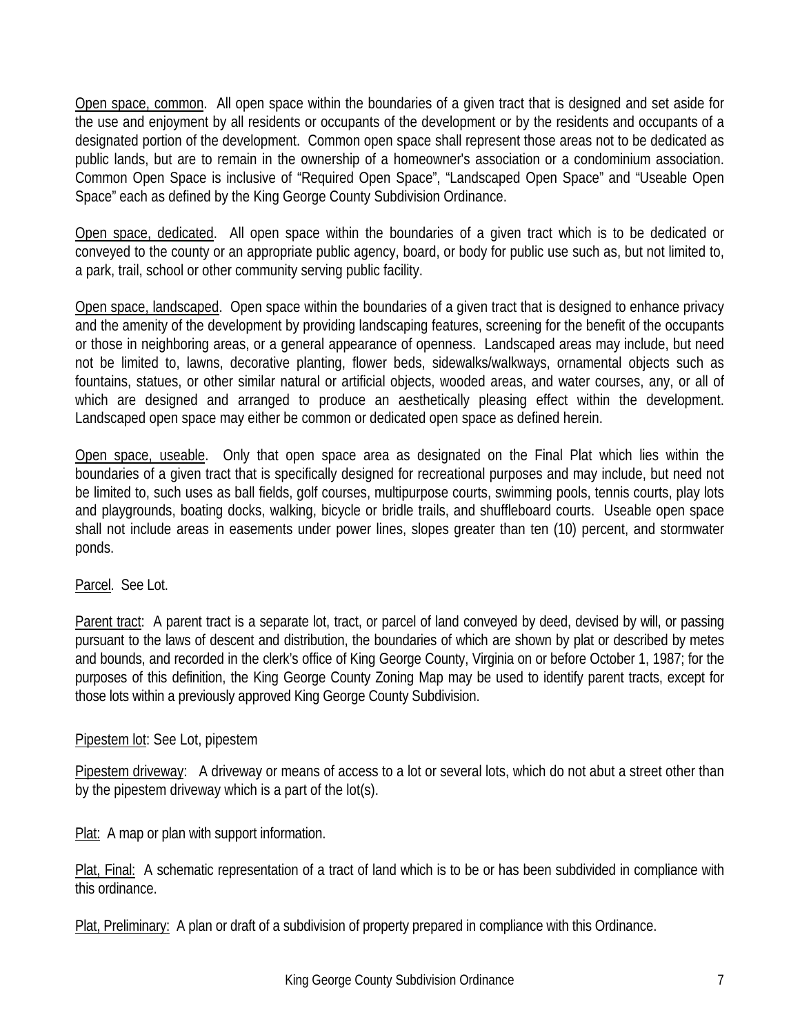Open space, common. All open space within the boundaries of a given tract that is designed and set aside for the use and enjoyment by all residents or occupants of the development or by the residents and occupants of a designated portion of the development. Common open space shall represent those areas not to be dedicated as public lands, but are to remain in the ownership of a homeowner's association or a condominium association. Common Open Space is inclusive of "Required Open Space", "Landscaped Open Space" and "Useable Open Space" each as defined by the King George County Subdivision Ordinance.

Open space, dedicated. All open space within the boundaries of a given tract which is to be dedicated or conveyed to the county or an appropriate public agency, board, or body for public use such as, but not limited to, a park, trail, school or other community serving public facility.

Open space, landscaped. Open space within the boundaries of a given tract that is designed to enhance privacy and the amenity of the development by providing landscaping features, screening for the benefit of the occupants or those in neighboring areas, or a general appearance of openness. Landscaped areas may include, but need not be limited to, lawns, decorative planting, flower beds, sidewalks/walkways, ornamental objects such as fountains, statues, or other similar natural or artificial objects, wooded areas, and water courses, any, or all of which are designed and arranged to produce an aesthetically pleasing effect within the development. Landscaped open space may either be common or dedicated open space as defined herein.

Open space, useable. Only that open space area as designated on the Final Plat which lies within the boundaries of a given tract that is specifically designed for recreational purposes and may include, but need not be limited to, such uses as ball fields, golf courses, multipurpose courts, swimming pools, tennis courts, play lots and playgrounds, boating docks, walking, bicycle or bridle trails, and shuffleboard courts. Useable open space shall not include areas in easements under power lines, slopes greater than ten (10) percent, and stormwater ponds.

Parcel. See Lot.

Parent tract: A parent tract is a separate lot, tract, or parcel of land conveyed by deed, devised by will, or passing pursuant to the laws of descent and distribution, the boundaries of which are shown by plat or described by metes and bounds, and recorded in the clerk's office of King George County, Virginia on or before October 1, 1987; for the purposes of this definition, the King George County Zoning Map may be used to identify parent tracts, except for those lots within a previously approved King George County Subdivision.

Pipestem lot: See Lot, pipestem

Pipestem driveway: A driveway or means of access to a lot or several lots, which do not abut a street other than by the pipestem driveway which is a part of the lot(s).

Plat: A map or plan with support information.

Plat, Final: A schematic representation of a tract of land which is to be or has been subdivided in compliance with this ordinance.

Plat, Preliminary: A plan or draft of a subdivision of property prepared in compliance with this Ordinance.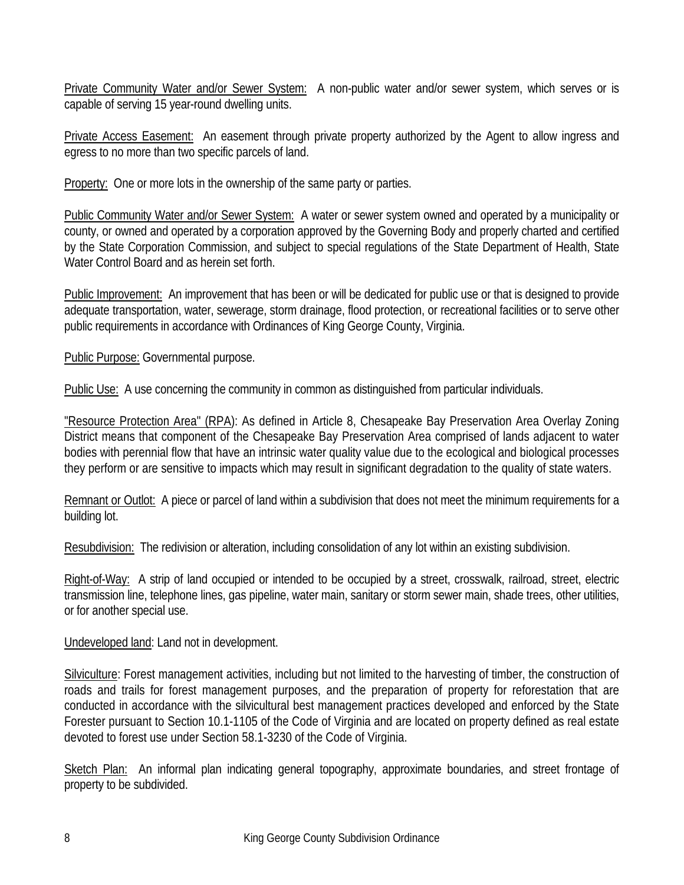Private Community Water and/or Sewer System: A non-public water and/or sewer system, which serves or is capable of serving 15 year-round dwelling units.

Private Access Easement: An easement through private property authorized by the Agent to allow ingress and egress to no more than two specific parcels of land.

Property: One or more lots in the ownership of the same party or parties.

Public Community Water and/or Sewer System: A water or sewer system owned and operated by a municipality or county, or owned and operated by a corporation approved by the Governing Body and properly charted and certified by the State Corporation Commission, and subject to special regulations of the State Department of Health, State Water Control Board and as herein set forth.

Public Improvement: An improvement that has been or will be dedicated for public use or that is designed to provide adequate transportation, water, sewerage, storm drainage, flood protection, or recreational facilities or to serve other public requirements in accordance with Ordinances of King George County, Virginia.

Public Purpose: Governmental purpose.

Public Use: A use concerning the community in common as distinguished from particular individuals.

"Resource Protection Area" (RPA): As defined in Article 8, Chesapeake Bay Preservation Area Overlay Zoning District means that component of the Chesapeake Bay Preservation Area comprised of lands adjacent to water bodies with perennial flow that have an intrinsic water quality value due to the ecological and biological processes they perform or are sensitive to impacts which may result in significant degradation to the quality of state waters.

Remnant or Outlot: A piece or parcel of land within a subdivision that does not meet the minimum requirements for a building lot.

Resubdivision: The redivision or alteration, including consolidation of any lot within an existing subdivision.

Right-of-Way: A strip of land occupied or intended to be occupied by a street, crosswalk, railroad, street, electric transmission line, telephone lines, gas pipeline, water main, sanitary or storm sewer main, shade trees, other utilities, or for another special use.

Undeveloped land: Land not in development.

Silviculture: Forest management activities, including but not limited to the harvesting of timber, the construction of roads and trails for forest management purposes, and the preparation of property for reforestation that are conducted in accordance with the silvicultural best management practices developed and enforced by the State Forester pursuant to Section 10.1-1105 of the Code of Virginia and are located on property defined as real estate devoted to forest use under Section 58.1-3230 of the Code of Virginia.

Sketch Plan: An informal plan indicating general topography, approximate boundaries, and street frontage of property to be subdivided.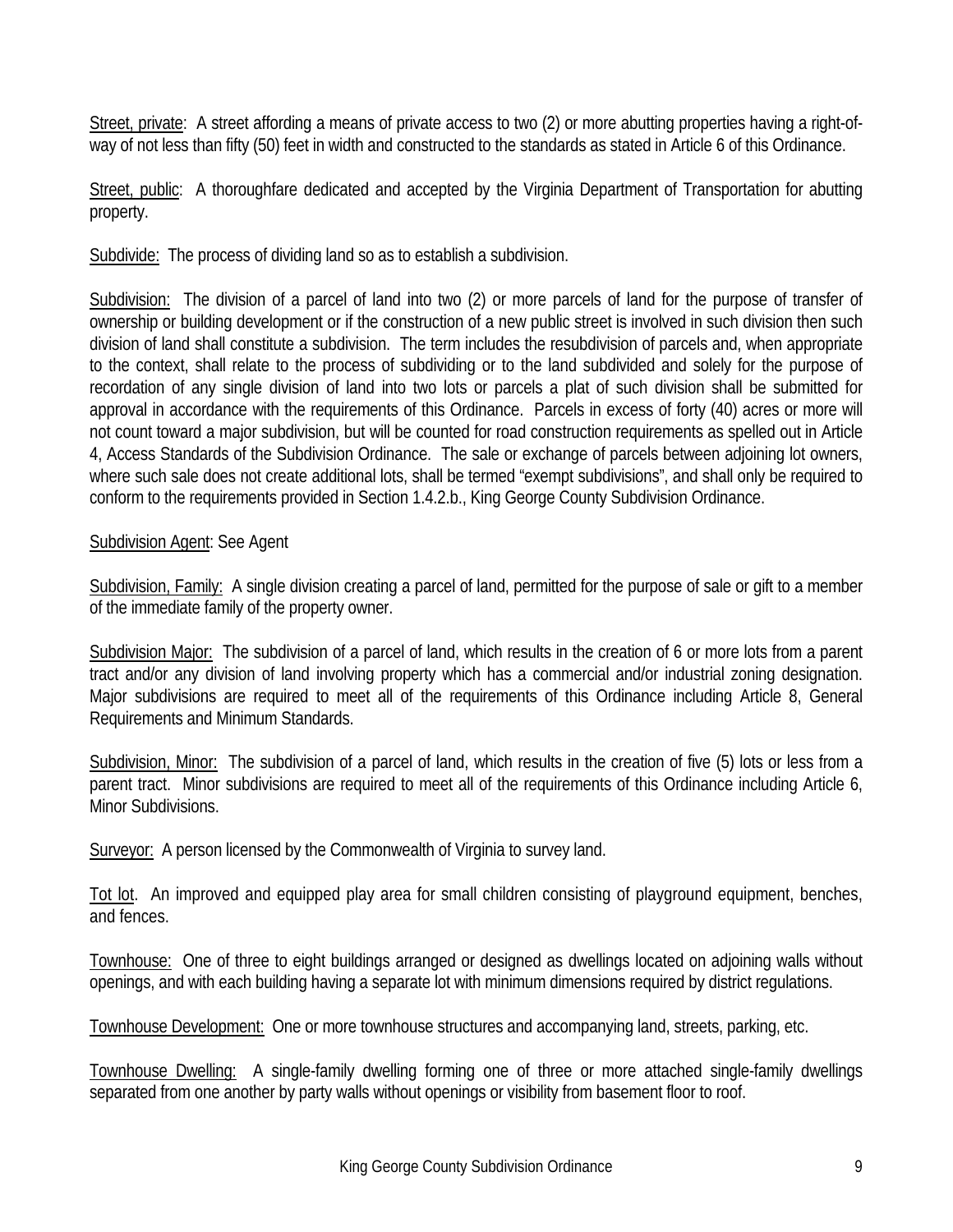Street, private:  A street affording a means of private access to two (2) or more abutting properties having a right-of-way of not less than fifty (50) feet in width and constructed to the standards as stated in Article 6 of this Ordinance.

Street, public:  A thoroughfare dedicated and accepted by the Virginia Department of Transportation for abutting property.

Subdivide:  The process of dividing land so as to establish a subdivision.

Subdivision:  The division of a parcel of land into two (2) or more parcels of land for the purpose of transfer of ownership or building development or if the construction of a new public street is involved in such division then such division of land shall constitute a subdivision. The term includes the resubdivision of parcels and, when appropriate to the context, shall relate to the process of subdividing or to the land subdivided and solely for the purpose of recordation of any single division of land into two lots or parcels a plat of such division shall be submitted for approval in accordance with the requirements of this Ordinance. Parcels in excess of forty (40) acres or more will not count toward a major subdivision, but will be counted for road construction requirements as spelled out in Article 4, Access Standards of the Subdivision Ordinance. The sale or exchange of parcels between adjoining lot owners, where such sale does not create additional lots, shall be termed "exempt subdivisions", and shall only be required to conform to the requirements provided in Section 1.4.2.b., King George County Subdivision Ordinance.

Subdivision Agent: See Agent

Subdivision, Family:  A single division creating a parcel of land, permitted for the purpose of sale or gift to a member of the immediate family of the property owner.

Subdivision Major:  The subdivision of a parcel of land, which results in the creation of 6 or more lots from a parent tract and/or any division of land involving property which has a commercial and/or industrial zoning designation. Major subdivisions are required to meet all of the requirements of this Ordinance including Article 8, General Requirements and Minimum Standards.

Subdivision, Minor:  The subdivision of a parcel of land, which results in the creation of five (5) lots or less from a parent tract. Minor subdivisions are required to meet all of the requirements of this Ordinance including Article 6, Minor Subdivisions.

Surveyor:  A person licensed by the Commonwealth of Virginia to survey land.

Tot lot.  An improved and equipped play area for small children consisting of playground equipment, benches, and fences.

Townhouse:  One of three to eight buildings arranged or designed as dwellings located on adjoining walls without openings, and with each building having a separate lot with minimum dimensions required by district regulations.

Townhouse Development:  One or more townhouse structures and accompanying land, streets, parking, etc.

Townhouse Dwelling:  A single-family dwelling forming one of three or more attached single-family dwellings separated from one another by party walls without openings or visibility from basement floor to roof.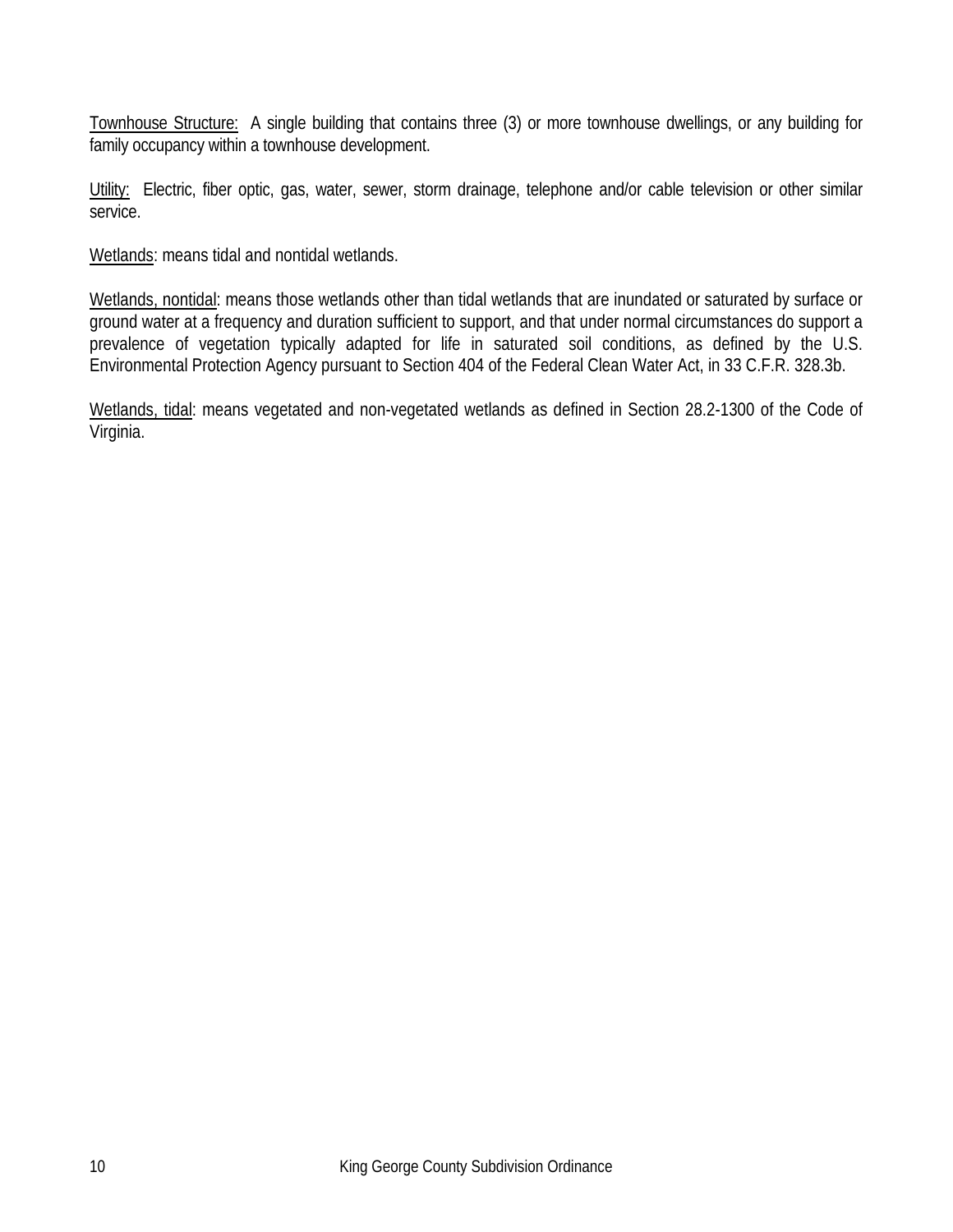<u>Townhouse Structure:</u> A single building that contains three (3) or more townhouse dwellings, or any building for family occupancy within a townhouse development.

<u>Utility:</u> Electric, fiber optic, gas, water, sewer, storm drainage, telephone and/or cable television or other similar service.

<u>Wetlands</u>: means tidal and nontidal wetlands.

<u>Wetlands, nontidal</u>: means those wetlands other than tidal wetlands that are inundated or saturated by surface or ground water at a frequency and duration sufficient to support, and that under normal circumstances do support a prevalence of vegetation typically adapted for life in saturated soil conditions, as defined by the U.S. Environmental Protection Agency pursuant to Section 404 of the Federal Clean Water Act, in 33 C.F.R. 328.3b.

<u>Wetlands, tidal</u>: means vegetated and non-vegetated wetlands as defined in Section 28.2-1300 of the Code of Virginia.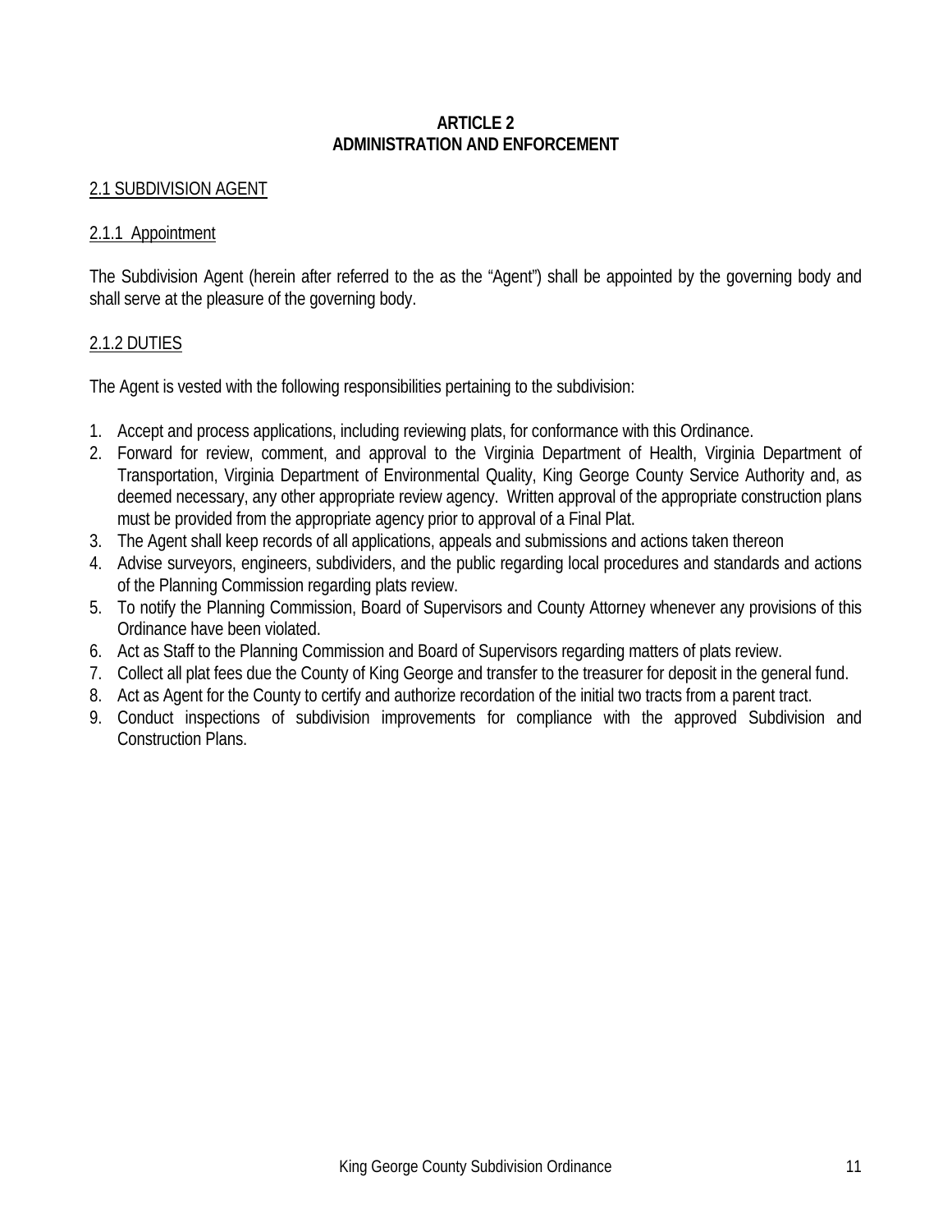# ARTICLE 2
# ADMINISTRATION AND ENFORCEMENT

## 2.1 SUBDIVISION AGENT

### 2.1.1 Appointment

The Subdivision Agent (herein after referred to the as the "Agent") shall be appointed by the governing body and shall serve at the pleasure of the governing body.

### 2.1.2 DUTIES

The Agent is vested with the following responsibilities pertaining to the subdivision:

1. Accept and process applications, including reviewing plats, for conformance with this Ordinance.
2. Forward for review, comment, and approval to the Virginia Department of Health, Virginia Department of Transportation, Virginia Department of Environmental Quality, King George County Service Authority and, as deemed necessary, any other appropriate review agency. Written approval of the appropriate construction plans must be provided from the appropriate agency prior to approval of a Final Plat.
3. The Agent shall keep records of all applications, appeals and submissions and actions taken thereon
4. Advise surveyors, engineers, subdividers, and the public regarding local procedures and standards and actions of the Planning Commission regarding plats review.
5. To notify the Planning Commission, Board of Supervisors and County Attorney whenever any provisions of this Ordinance have been violated.
6. Act as Staff to the Planning Commission and Board of Supervisors regarding matters of plats review.
7. Collect all plat fees due the County of King George and transfer to the treasurer for deposit in the general fund.
8. Act as Agent for the County to certify and authorize recordation of the initial two tracts from a parent tract.
9. Conduct inspections of subdivision improvements for compliance with the approved Subdivision and Construction Plans.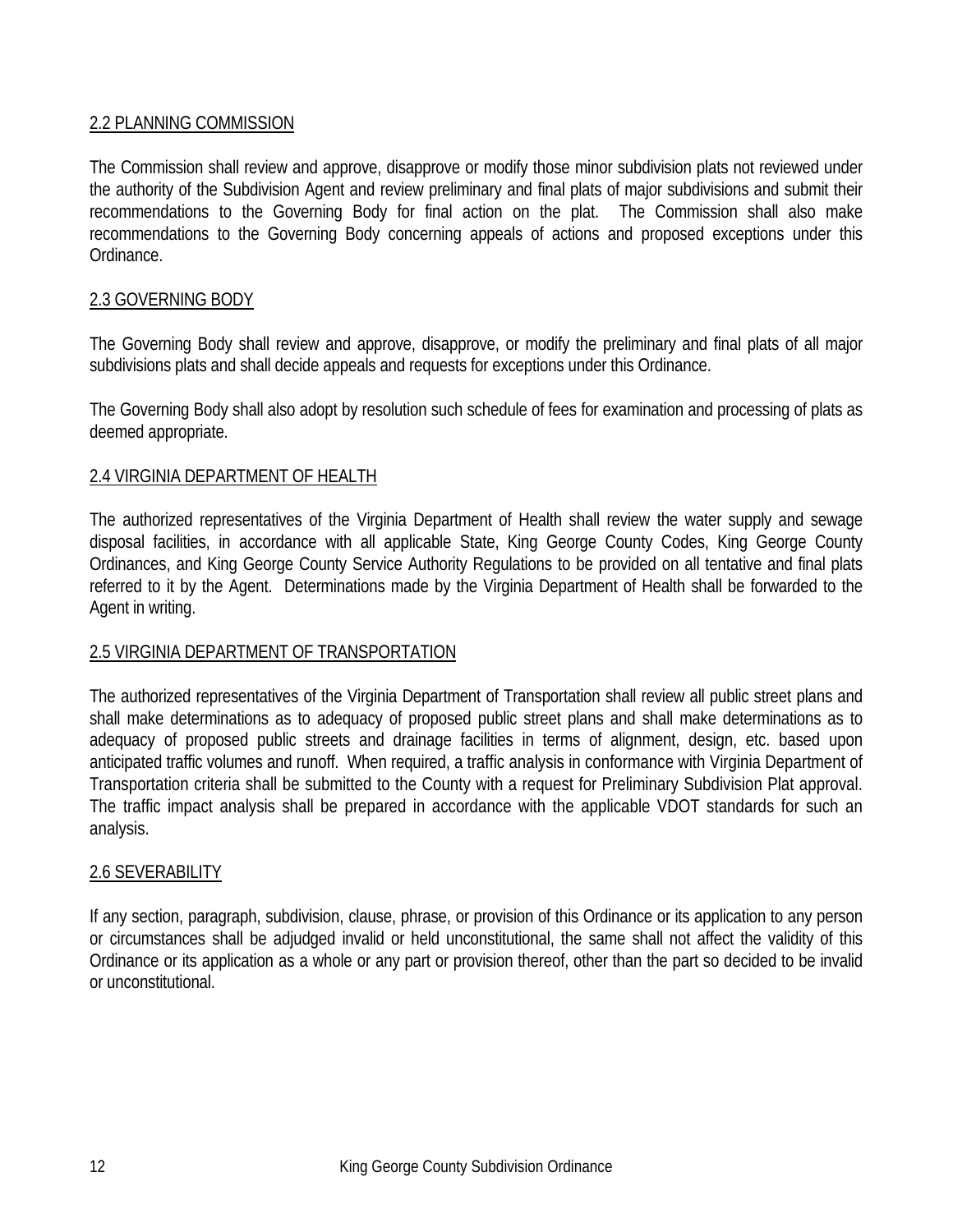## 2.2 PLANNING COMMISSION

The Commission shall review and approve, disapprove or modify those minor subdivision plats not reviewed under the authority of the Subdivision Agent and review preliminary and final plats of major subdivisions and submit their recommendations to the Governing Body for final action on the plat. The Commission shall also make recommendations to the Governing Body concerning appeals of actions and proposed exceptions under this Ordinance.

## 2.3 GOVERNING BODY

The Governing Body shall review and approve, disapprove, or modify the preliminary and final plats of all major subdivisions plats and shall decide appeals and requests for exceptions under this Ordinance.

The Governing Body shall also adopt by resolution such schedule of fees for examination and processing of plats as deemed appropriate.

## 2.4 VIRGINIA DEPARTMENT OF HEALTH

The authorized representatives of the Virginia Department of Health shall review the water supply and sewage disposal facilities, in accordance with all applicable State, King George County Codes, King George County Ordinances, and King George County Service Authority Regulations to be provided on all tentative and final plats referred to it by the Agent. Determinations made by the Virginia Department of Health shall be forwarded to the Agent in writing.

## 2.5 VIRGINIA DEPARTMENT OF TRANSPORTATION

The authorized representatives of the Virginia Department of Transportation shall review all public street plans and shall make determinations as to adequacy of proposed public street plans and shall make determinations as to adequacy of proposed public streets and drainage facilities in terms of alignment, design, etc. based upon anticipated traffic volumes and runoff. When required, a traffic analysis in conformance with Virginia Department of Transportation criteria shall be submitted to the County with a request for Preliminary Subdivision Plat approval. The traffic impact analysis shall be prepared in accordance with the applicable VDOT standards for such an analysis.

## 2.6 SEVERABILITY

If any section, paragraph, subdivision, clause, phrase, or provision of this Ordinance or its application to any person or circumstances shall be adjudged invalid or held unconstitutional, the same shall not affect the validity of this Ordinance or its application as a whole or any part or provision thereof, other than the part so decided to be invalid or unconstitutional.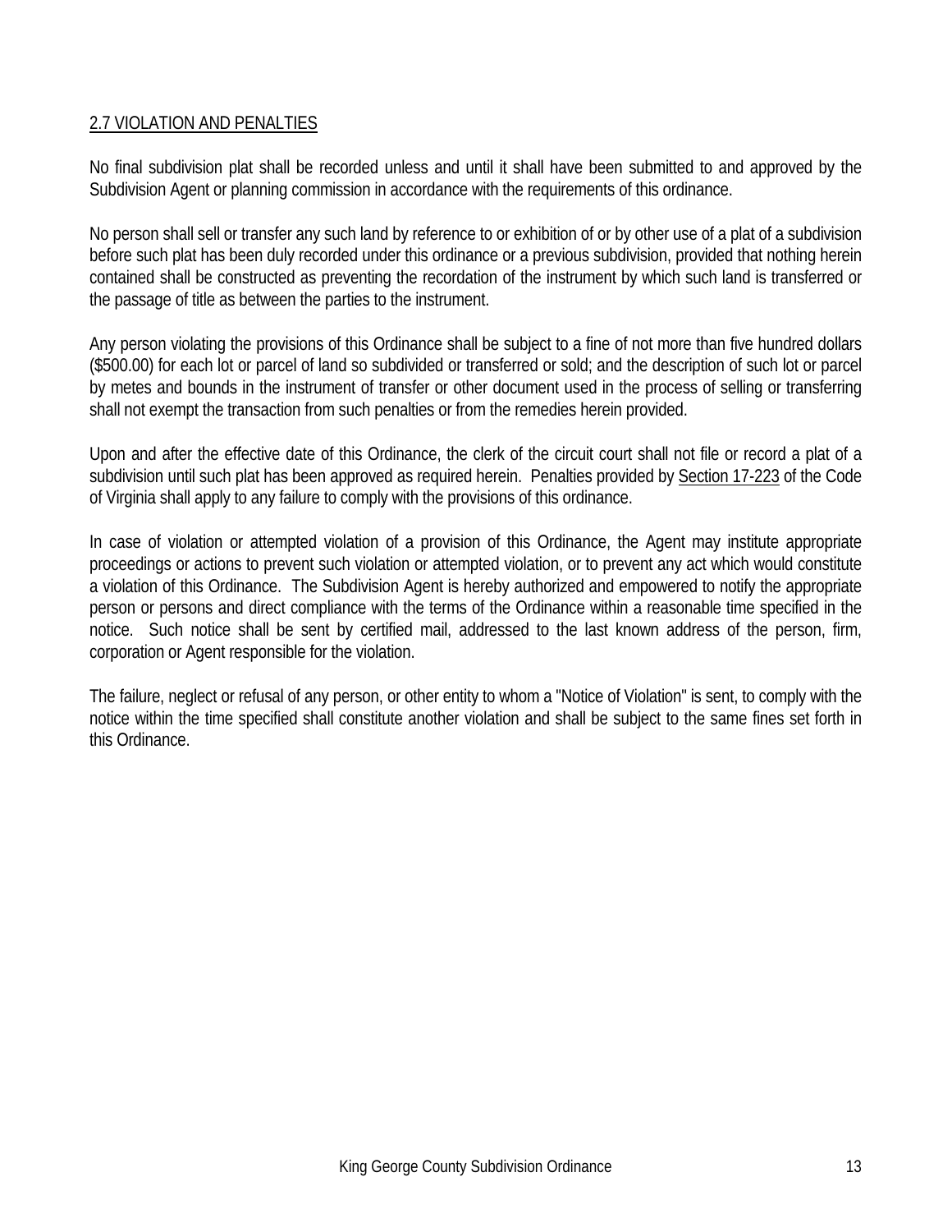## 2.7 VIOLATION AND PENALTIES

No final subdivision plat shall be recorded unless and until it shall have been submitted to and approved by the Subdivision Agent or planning commission in accordance with the requirements of this ordinance.

No person shall sell or transfer any such land by reference to or exhibition of or by other use of a plat of a subdivision before such plat has been duly recorded under this ordinance or a previous subdivision, provided that nothing herein contained shall be constructed as preventing the recordation of the instrument by which such land is transferred or the passage of title as between the parties to the instrument.

Any person violating the provisions of this Ordinance shall be subject to a fine of not more than five hundred dollars ($500.00) for each lot or parcel of land so subdivided or transferred or sold; and the description of such lot or parcel by metes and bounds in the instrument of transfer or other document used in the process of selling or transferring shall not exempt the transaction from such penalties or from the remedies herein provided.

Upon and after the effective date of this Ordinance, the clerk of the circuit court shall not file or record a plat of a subdivision until such plat has been approved as required herein. Penalties provided by Section 17-223 of the Code of Virginia shall apply to any failure to comply with the provisions of this ordinance.

In case of violation or attempted violation of a provision of this Ordinance, the Agent may institute appropriate proceedings or actions to prevent such violation or attempted violation, or to prevent any act which would constitute a violation of this Ordinance. The Subdivision Agent is hereby authorized and empowered to notify the appropriate person or persons and direct compliance with the terms of the Ordinance within a reasonable time specified in the notice. Such notice shall be sent by certified mail, addressed to the last known address of the person, firm, corporation or Agent responsible for the violation.

The failure, neglect or refusal of any person, or other entity to whom a "Notice of Violation" is sent, to comply with the notice within the time specified shall constitute another violation and shall be subject to the same fines set forth in this Ordinance.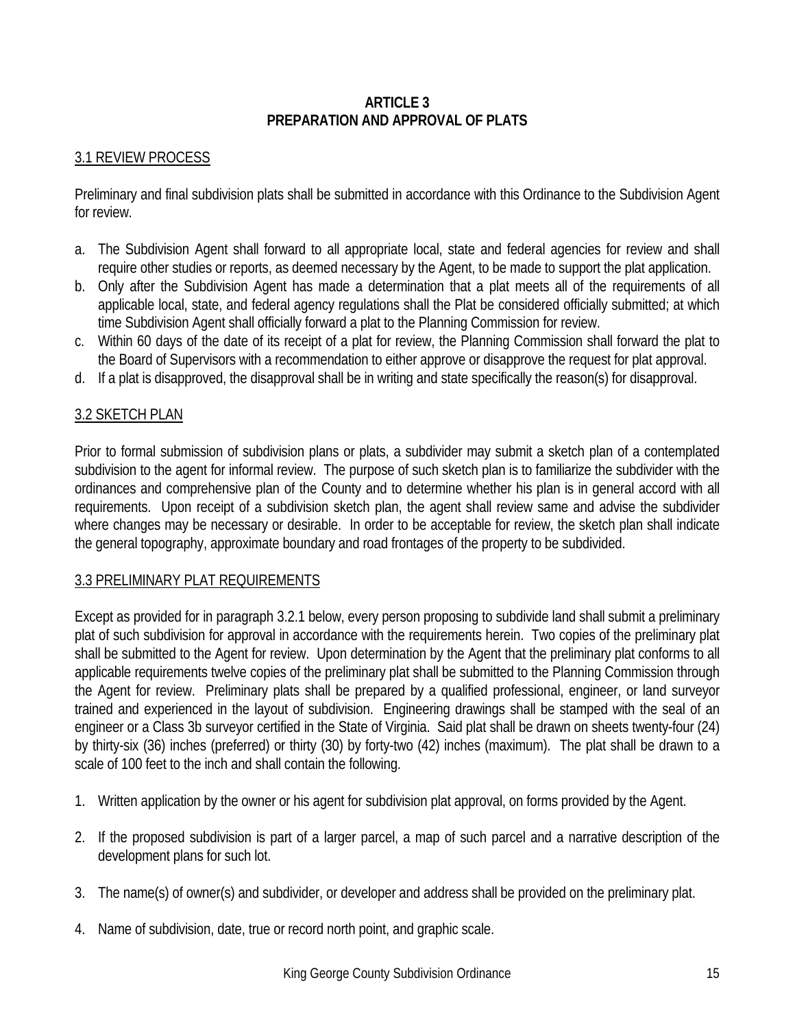# ARTICLE 3
# PREPARATION AND APPROVAL OF PLATS

## 3.1 REVIEW PROCESS

Preliminary and final subdivision plats shall be submitted in accordance with this Ordinance to the Subdivision Agent for review.

a. The Subdivision Agent shall forward to all appropriate local, state and federal agencies for review and shall require other studies or reports, as deemed necessary by the Agent, to be made to support the plat application.
b. Only after the Subdivision Agent has made a determination that a plat meets all of the requirements of all applicable local, state, and federal agency regulations shall the Plat be considered officially submitted; at which time Subdivision Agent shall officially forward a plat to the Planning Commission for review.
c. Within 60 days of the date of its receipt of a plat for review, the Planning Commission shall forward the plat to the Board of Supervisors with a recommendation to either approve or disapprove the request for plat approval.
d. If a plat is disapproved, the disapproval shall be in writing and state specifically the reason(s) for disapproval.

## 3.2 SKETCH PLAN

Prior to formal submission of subdivision plans or plats, a subdivider may submit a sketch plan of a contemplated subdivision to the agent for informal review. The purpose of such sketch plan is to familiarize the subdivider with the ordinances and comprehensive plan of the County and to determine whether his plan is in general accord with all requirements. Upon receipt of a subdivision sketch plan, the agent shall review same and advise the subdivider where changes may be necessary or desirable. In order to be acceptable for review, the sketch plan shall indicate the general topography, approximate boundary and road frontages of the property to be subdivided.

## 3.3 PRELIMINARY PLAT REQUIREMENTS

Except as provided for in paragraph 3.2.1 below, every person proposing to subdivide land shall submit a preliminary plat of such subdivision for approval in accordance with the requirements herein. Two copies of the preliminary plat shall be submitted to the Agent for review. Upon determination by the Agent that the preliminary plat conforms to all applicable requirements twelve copies of the preliminary plat shall be submitted to the Planning Commission through the Agent for review. Preliminary plats shall be prepared by a qualified professional, engineer, or land surveyor trained and experienced in the layout of subdivision. Engineering drawings shall be stamped with the seal of an engineer or a Class 3b surveyor certified in the State of Virginia. Said plat shall be drawn on sheets twenty-four (24) by thirty-six (36) inches (preferred) or thirty (30) by forty-two (42) inches (maximum). The plat shall be drawn to a scale of 100 feet to the inch and shall contain the following.

1. Written application by the owner or his agent for subdivision plat approval, on forms provided by the Agent.

2. If the proposed subdivision is part of a larger parcel, a map of such parcel and a narrative description of the development plans for such lot.

3. The name(s) of owner(s) and subdivider, or developer and address shall be provided on the preliminary plat.

4. Name of subdivision, date, true or record north point, and graphic scale.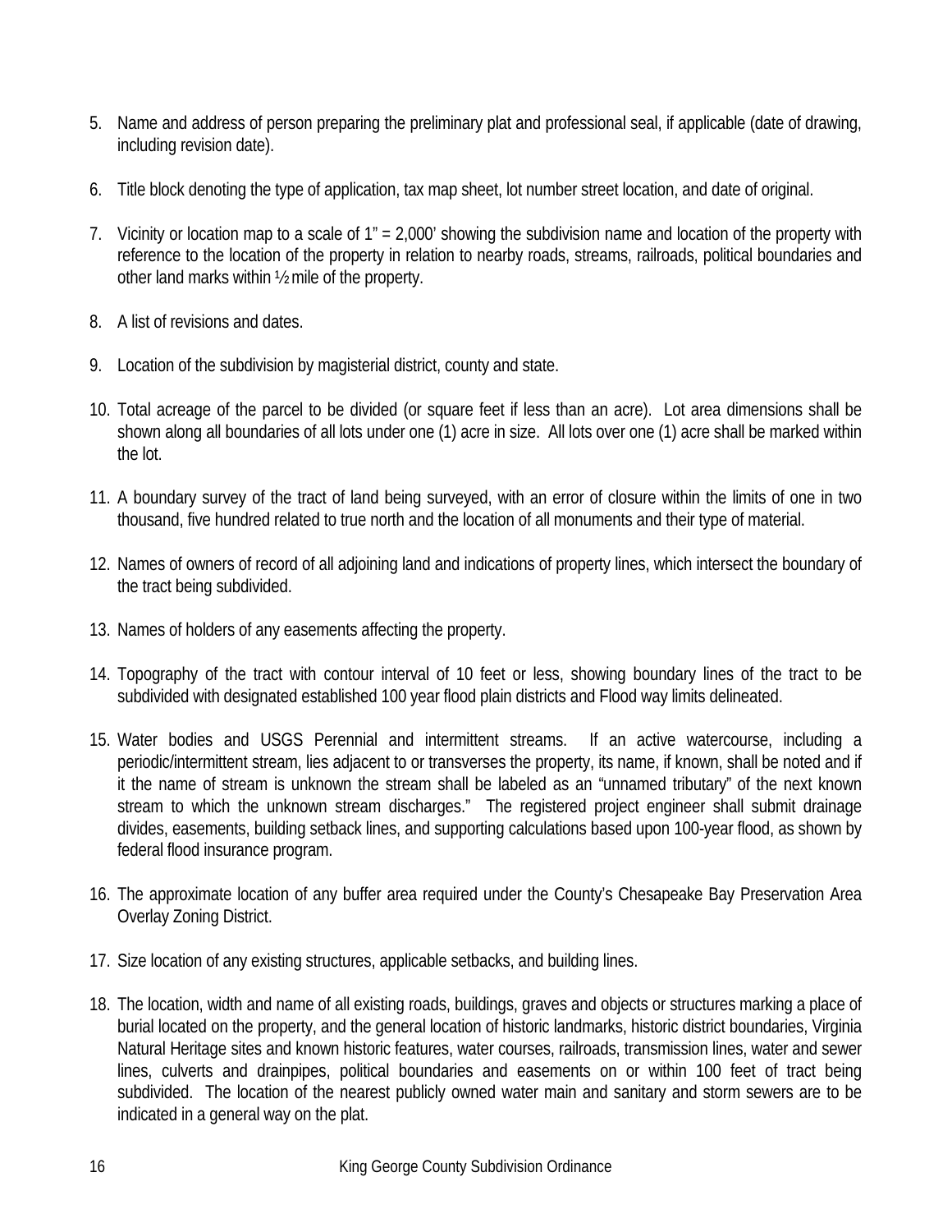5. Name and address of person preparing the preliminary plat and professional seal, if applicable (date of drawing, including revision date).

6. Title block denoting the type of application, tax map sheet, lot number street location, and date of original.

7. Vicinity or location map to a scale of 1" = 2,000' showing the subdivision name and location of the property with reference to the location of the property in relation to nearby roads, streams, railroads, political boundaries and other land marks within ½ mile of the property.

8. A list of revisions and dates.

9. Location of the subdivision by magisterial district, county and state.

10. Total acreage of the parcel to be divided (or square feet if less than an acre). Lot area dimensions shall be shown along all boundaries of all lots under one (1) acre in size. All lots over one (1) acre shall be marked within the lot.

11. A boundary survey of the tract of land being surveyed, with an error of closure within the limits of one in two thousand, five hundred related to true north and the location of all monuments and their type of material.

12. Names of owners of record of all adjoining land and indications of property lines, which intersect the boundary of the tract being subdivided.

13. Names of holders of any easements affecting the property.

14. Topography of the tract with contour interval of 10 feet or less, showing boundary lines of the tract to be subdivided with designated established 100 year flood plain districts and Flood way limits delineated.

15. Water bodies and USGS Perennial and intermittent streams. If an active watercourse, including a periodic/intermittent stream, lies adjacent to or transverses the property, its name, if known, shall be noted and if it the name of stream is unknown the stream shall be labeled as an "unnamed tributary" of the next known stream to which the unknown stream discharges." The registered project engineer shall submit drainage divides, easements, building setback lines, and supporting calculations based upon 100-year flood, as shown by federal flood insurance program.

16. The approximate location of any buffer area required under the County's Chesapeake Bay Preservation Area Overlay Zoning District.

17. Size location of any existing structures, applicable setbacks, and building lines.

18. The location, width and name of all existing roads, buildings, graves and objects or structures marking a place of burial located on the property, and the general location of historic landmarks, historic district boundaries, Virginia Natural Heritage sites and known historic features, water courses, railroads, transmission lines, water and sewer lines, culverts and drainpipes, political boundaries and easements on or within 100 feet of tract being subdivided. The location of the nearest publicly owned water main and sanitary and storm sewers are to be indicated in a general way on the plat.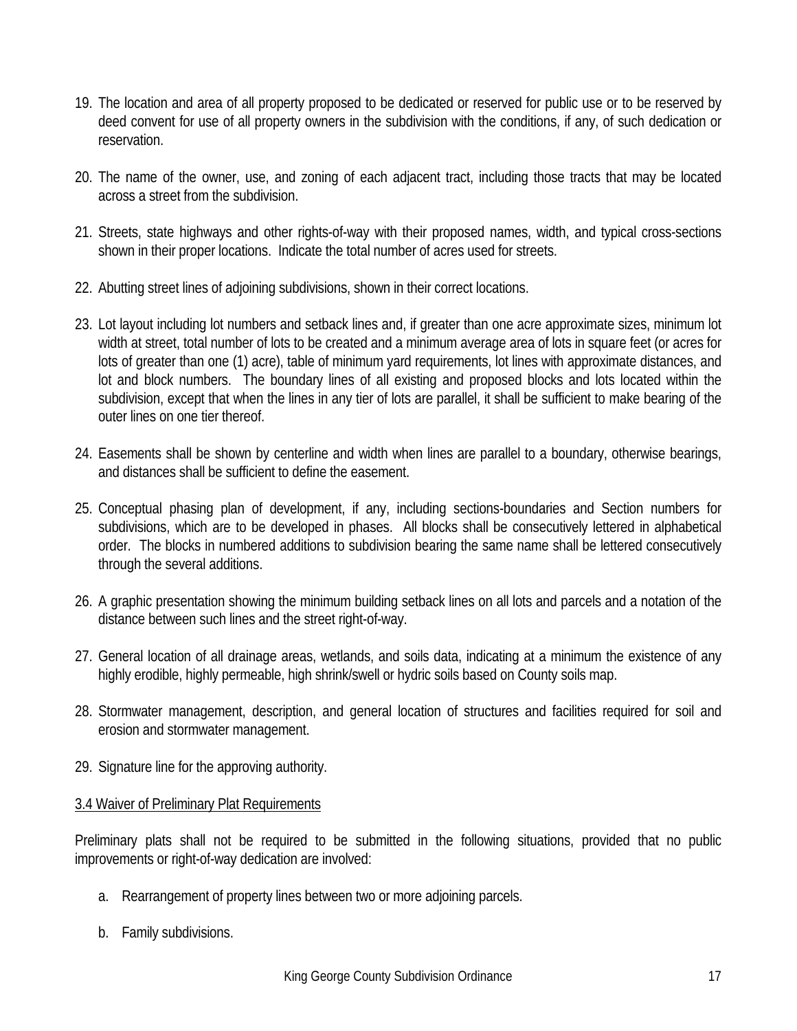19. The location and area of all property proposed to be dedicated or reserved for public use or to be reserved by deed convent for use of all property owners in the subdivision with the conditions, if any, of such dedication or reservation.

20. The name of the owner, use, and zoning of each adjacent tract, including those tracts that may be located across a street from the subdivision.

21. Streets, state highways and other rights-of-way with their proposed names, width, and typical cross-sections shown in their proper locations. Indicate the total number of acres used for streets.

22. Abutting street lines of adjoining subdivisions, shown in their correct locations.

23. Lot layout including lot numbers and setback lines and, if greater than one acre approximate sizes, minimum lot width at street, total number of lots to be created and a minimum average area of lots in square feet (or acres for lots of greater than one (1) acre), table of minimum yard requirements, lot lines with approximate distances, and lot and block numbers. The boundary lines of all existing and proposed blocks and lots located within the subdivision, except that when the lines in any tier of lots are parallel, it shall be sufficient to make bearing of the outer lines on one tier thereof.

24. Easements shall be shown by centerline and width when lines are parallel to a boundary, otherwise bearings, and distances shall be sufficient to define the easement.

25. Conceptual phasing plan of development, if any, including sections-boundaries and Section numbers for subdivisions, which are to be developed in phases. All blocks shall be consecutively lettered in alphabetical order. The blocks in numbered additions to subdivision bearing the same name shall be lettered consecutively through the several additions.

26. A graphic presentation showing the minimum building setback lines on all lots and parcels and a notation of the distance between such lines and the street right-of-way.

27. General location of all drainage areas, wetlands, and soils data, indicating at a minimum the existence of any highly erodible, highly permeable, high shrink/swell or hydric soils based on County soils map.

28. Stormwater management, description, and general location of structures and facilities required for soil and erosion and stormwater management.

29. Signature line for the approving authority.

<u>3.4 Waiver of Preliminary Plat Requirements</u>

Preliminary plats shall not be required to be submitted in the following situations, provided that no public improvements or right-of-way dedication are involved:

a. Rearrangement of property lines between two or more adjoining parcels.

b. Family subdivisions.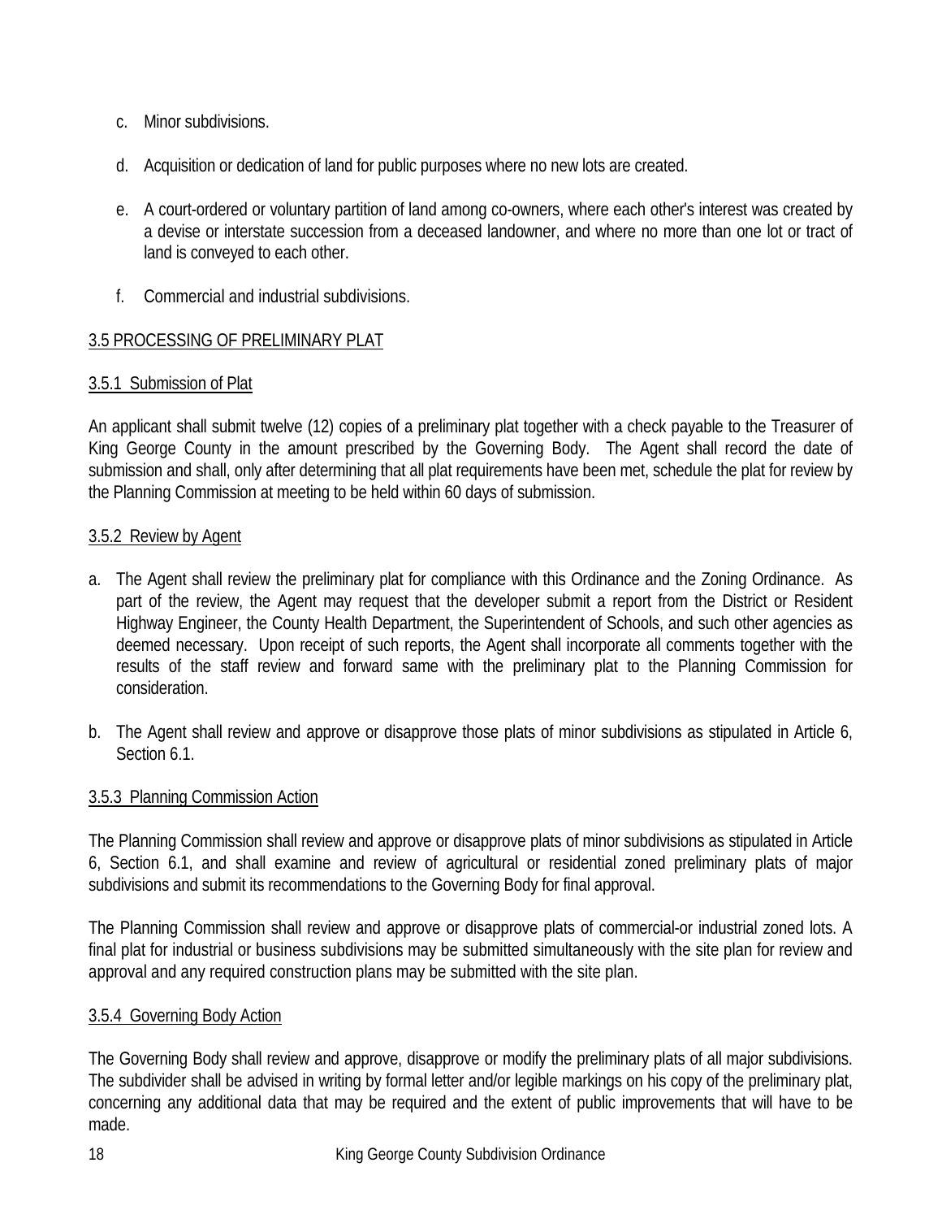c. Minor subdivisions.

d. Acquisition or dedication of land for public purposes where no new lots are created.

e. A court-ordered or voluntary partition of land among co-owners, where each other's interest was created by a devise or interstate succession from a deceased landowner, and where no more than one lot or tract of land is conveyed to each other.

f. Commercial and industrial subdivisions.

<u>3.5 PROCESSING OF PRELIMINARY PLAT</u>

<u>3.5.1 Submission of Plat</u>

An applicant shall submit twelve (12) copies of a preliminary plat together with a check payable to the Treasurer of King George County in the amount prescribed by the Governing Body. The Agent shall record the date of submission and shall, only after determining that all plat requirements have been met, schedule the plat for review by the Planning Commission at meeting to be held within 60 days of submission.

<u>3.5.2 Review by Agent</u>

a. The Agent shall review the preliminary plat for compliance with this Ordinance and the Zoning Ordinance. As part of the review, the Agent may request that the developer submit a report from the District or Resident Highway Engineer, the County Health Department, the Superintendent of Schools, and such other agencies as deemed necessary. Upon receipt of such reports, the Agent shall incorporate all comments together with the results of the staff review and forward same with the preliminary plat to the Planning Commission for consideration.

b. The Agent shall review and approve or disapprove those plats of minor subdivisions as stipulated in Article 6, Section 6.1.

<u>3.5.3 Planning Commission Action</u>

The Planning Commission shall review and approve or disapprove plats of minor subdivisions as stipulated in Article 6, Section 6.1, and shall examine and review of agricultural or residential zoned preliminary plats of major subdivisions and submit its recommendations to the Governing Body for final approval.

The Planning Commission shall review and approve or disapprove plats of commercial-or industrial zoned lots. A final plat for industrial or business subdivisions may be submitted simultaneously with the site plan for review and approval and any required construction plans may be submitted with the site plan.

<u>3.5.4 Governing Body Action</u>

The Governing Body shall review and approve, disapprove or modify the preliminary plats of all major subdivisions. The subdivider shall be advised in writing by formal letter and/or legible markings on his copy of the preliminary plat, concerning any additional data that may be required and the extent of public improvements that will have to be made.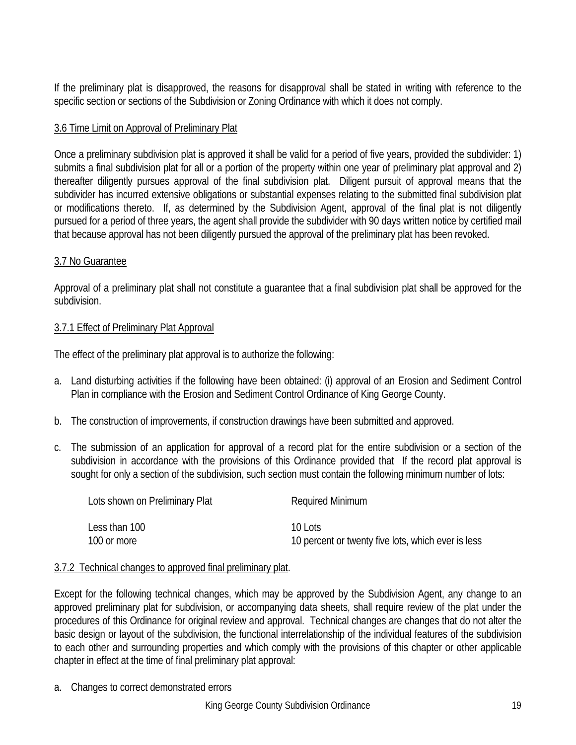If the preliminary plat is disapproved, the reasons for disapproval shall be stated in writing with reference to the specific section or sections of the Subdivision or Zoning Ordinance with which it does not comply.

### 3.6 Time Limit on Approval of Preliminary Plat

Once a preliminary subdivision plat is approved it shall be valid for a period of five years, provided the subdivider: 1) submits a final subdivision plat for all or a portion of the property within one year of preliminary plat approval and 2) thereafter diligently pursues approval of the final subdivision plat. Diligent pursuit of approval means that the subdivider has incurred extensive obligations or substantial expenses relating to the submitted final subdivision plat or modifications thereto. If, as determined by the Subdivision Agent, approval of the final plat is not diligently pursued for a period of three years, the agent shall provide the subdivider with 90 days written notice by certified mail that because approval has not been diligently pursued the approval of the preliminary plat has been revoked.

### 3.7 No Guarantee

Approval of a preliminary plat shall not constitute a guarantee that a final subdivision plat shall be approved for the subdivision.

### 3.7.1 Effect of Preliminary Plat Approval

The effect of the preliminary plat approval is to authorize the following:

a. Land disturbing activities if the following have been obtained: (i) approval of an Erosion and Sediment Control Plan in compliance with the Erosion and Sediment Control Ordinance of King George County.

b. The construction of improvements, if construction drawings have been submitted and approved.

c. The submission of an application for approval of a record plat for the entire subdivision or a section of the subdivision in accordance with the provisions of this Ordinance provided that If the record plat approval is sought for only a section of the subdivision, such section must contain the following minimum number of lots:

| Lots shown on Preliminary Plat | Required Minimum |
|---|---|
| Less than 100 | 10 Lots |
| 100 or more | 10 percent or twenty five lots, which ever is less |

### 3.7.2 Technical changes to approved final preliminary plat.

Except for the following technical changes, which may be approved by the Subdivision Agent, any change to an approved preliminary plat for subdivision, or accompanying data sheets, shall require review of the plat under the procedures of this Ordinance for original review and approval. Technical changes are changes that do not alter the basic design or layout of the subdivision, the functional interrelationship of the individual features of the subdivision to each other and surrounding properties and which comply with the provisions of this chapter or other applicable chapter in effect at the time of final preliminary plat approval:

a. Changes to correct demonstrated errors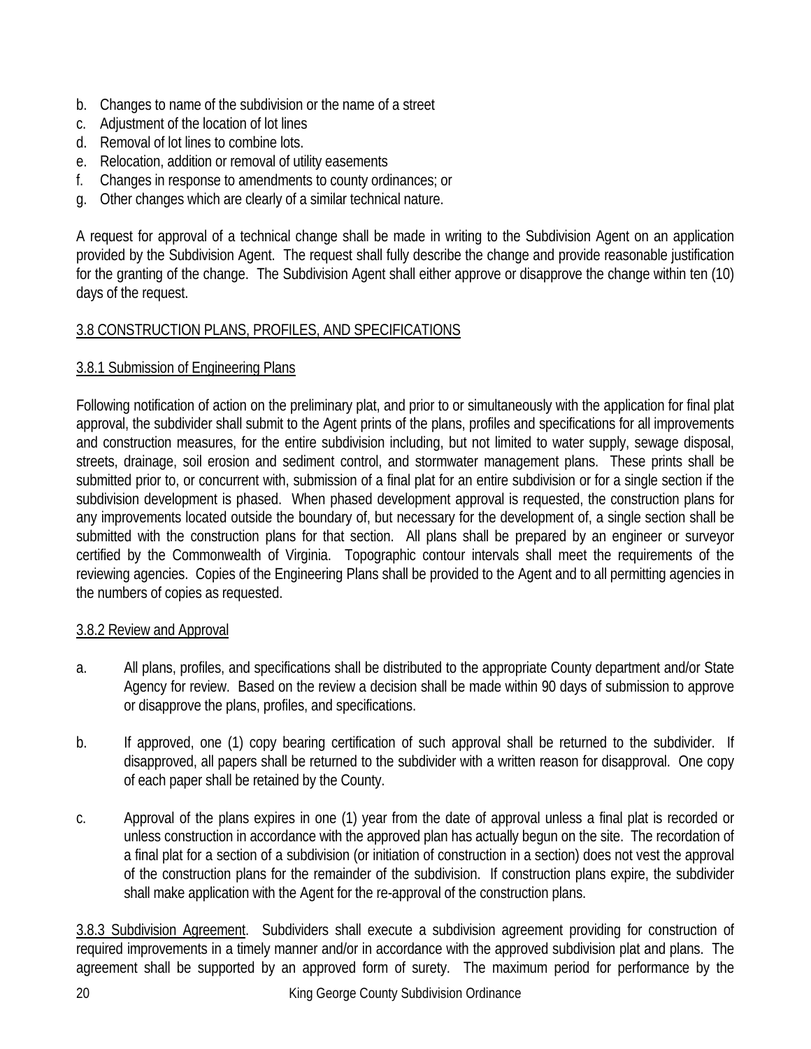b. Changes to name of the subdivision or the name of a street
c. Adjustment of the location of lot lines
d. Removal of lot lines to combine lots.
e. Relocation, addition or removal of utility easements
f. Changes in response to amendments to county ordinances; or
g. Other changes which are clearly of a similar technical nature.

A request for approval of a technical change shall be made in writing to the Subdivision Agent on an application provided by the Subdivision Agent. The request shall fully describe the change and provide reasonable justification for the granting of the change. The Subdivision Agent shall either approve or disapprove the change within ten (10) days of the request.

## 3.8 CONSTRUCTION PLANS, PROFILES, AND SPECIFICATIONS

### 3.8.1 Submission of Engineering Plans

Following notification of action on the preliminary plat, and prior to or simultaneously with the application for final plat approval, the subdivider shall submit to the Agent prints of the plans, profiles and specifications for all improvements and construction measures, for the entire subdivision including, but not limited to water supply, sewage disposal, streets, drainage, soil erosion and sediment control, and stormwater management plans. These prints shall be submitted prior to, or concurrent with, submission of a final plat for an entire subdivision or for a single section if the subdivision development is phased. When phased development approval is requested, the construction plans for any improvements located outside the boundary of, but necessary for the development of, a single section shall be submitted with the construction plans for that section. All plans shall be prepared by an engineer or surveyor certified by the Commonwealth of Virginia. Topographic contour intervals shall meet the requirements of the reviewing agencies. Copies of the Engineering Plans shall be provided to the Agent and to all permitting agencies in the numbers of copies as requested.

### 3.8.2 Review and Approval

a. All plans, profiles, and specifications shall be distributed to the appropriate County department and/or State Agency for review. Based on the review a decision shall be made within 90 days of submission to approve or disapprove the plans, profiles, and specifications.

b. If approved, one (1) copy bearing certification of such approval shall be returned to the subdivider. If disapproved, all papers shall be returned to the subdivider with a written reason for disapproval. One copy of each paper shall be retained by the County.

c. Approval of the plans expires in one (1) year from the date of approval unless a final plat is recorded or unless construction in accordance with the approved plan has actually begun on the site. The recordation of a final plat for a section of a subdivision (or initiation of construction in a section) does not vest the approval of the construction plans for the remainder of the subdivision. If construction plans expire, the subdivider shall make application with the Agent for the re-approval of the construction plans.

3.8.3 Subdivision Agreement. Subdividers shall execute a subdivision agreement providing for construction of required improvements in a timely manner and/or in accordance with the approved subdivision plat and plans. The agreement shall be supported by an approved form of surety. The maximum period for performance by the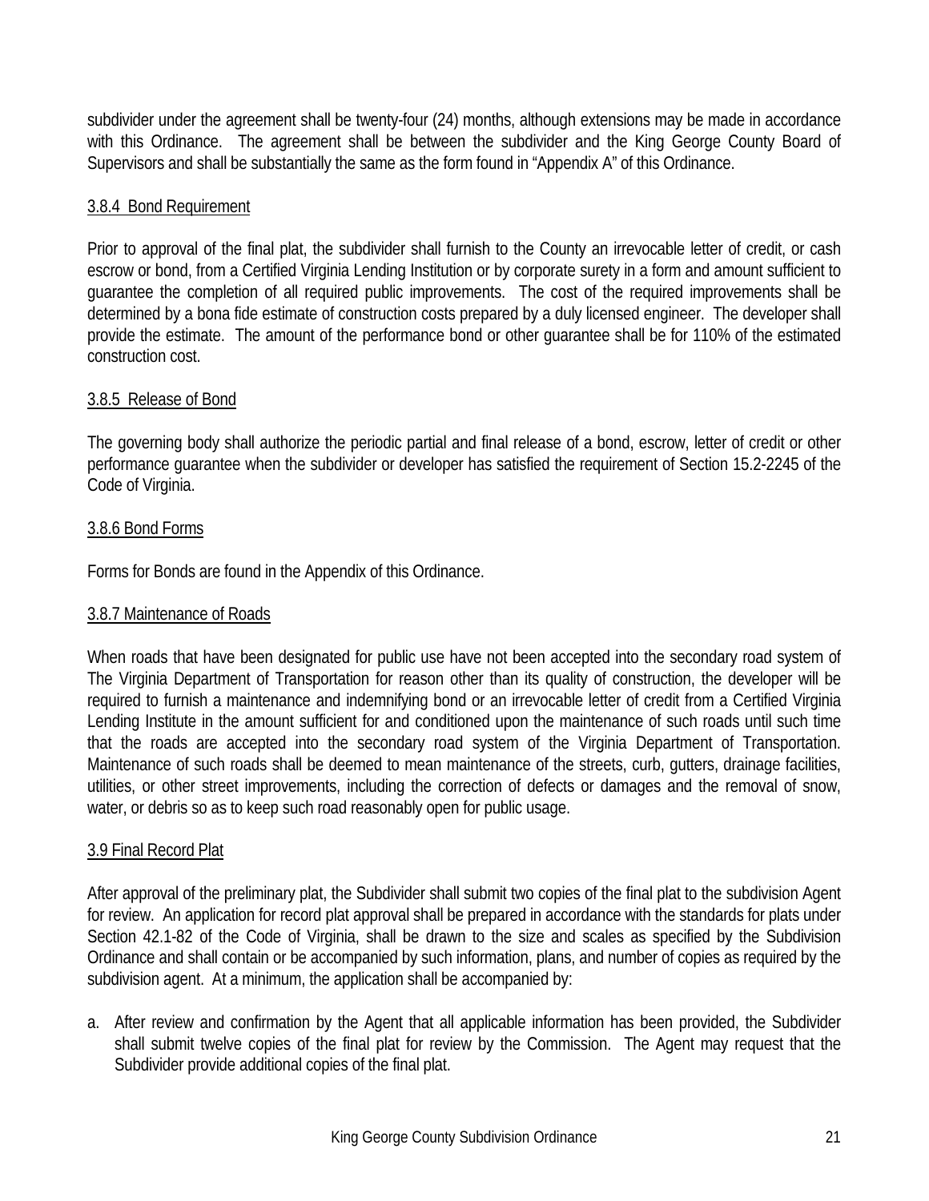subdivider under the agreement shall be twenty-four (24) months, although extensions may be made in accordance with this Ordinance. The agreement shall be between the subdivider and the King George County Board of Supervisors and shall be substantially the same as the form found in "Appendix A" of this Ordinance.

### 3.8.4 Bond Requirement

Prior to approval of the final plat, the subdivider shall furnish to the County an irrevocable letter of credit, or cash escrow or bond, from a Certified Virginia Lending Institution or by corporate surety in a form and amount sufficient to guarantee the completion of all required public improvements. The cost of the required improvements shall be determined by a bona fide estimate of construction costs prepared by a duly licensed engineer. The developer shall provide the estimate. The amount of the performance bond or other guarantee shall be for 110% of the estimated construction cost.

### 3.8.5 Release of Bond

The governing body shall authorize the periodic partial and final release of a bond, escrow, letter of credit or other performance guarantee when the subdivider or developer has satisfied the requirement of Section 15.2-2245 of the Code of Virginia.

### 3.8.6 Bond Forms

Forms for Bonds are found in the Appendix of this Ordinance.

### 3.8.7 Maintenance of Roads

When roads that have been designated for public use have not been accepted into the secondary road system of The Virginia Department of Transportation for reason other than its quality of construction, the developer will be required to furnish a maintenance and indemnifying bond or an irrevocable letter of credit from a Certified Virginia Lending Institute in the amount sufficient for and conditioned upon the maintenance of such roads until such time that the roads are accepted into the secondary road system of the Virginia Department of Transportation. Maintenance of such roads shall be deemed to mean maintenance of the streets, curb, gutters, drainage facilities, utilities, or other street improvements, including the correction of defects or damages and the removal of snow, water, or debris so as to keep such road reasonably open for public usage.

## 3.9 Final Record Plat

After approval of the preliminary plat, the Subdivider shall submit two copies of the final plat to the subdivision Agent for review. An application for record plat approval shall be prepared in accordance with the standards for plats under Section 42.1-82 of the Code of Virginia, shall be drawn to the size and scales as specified by the Subdivision Ordinance and shall contain or be accompanied by such information, plans, and number of copies as required by the subdivision agent. At a minimum, the application shall be accompanied by:

a. After review and confirmation by the Agent that all applicable information has been provided, the Subdivider shall submit twelve copies of the final plat for review by the Commission. The Agent may request that the Subdivider provide additional copies of the final plat.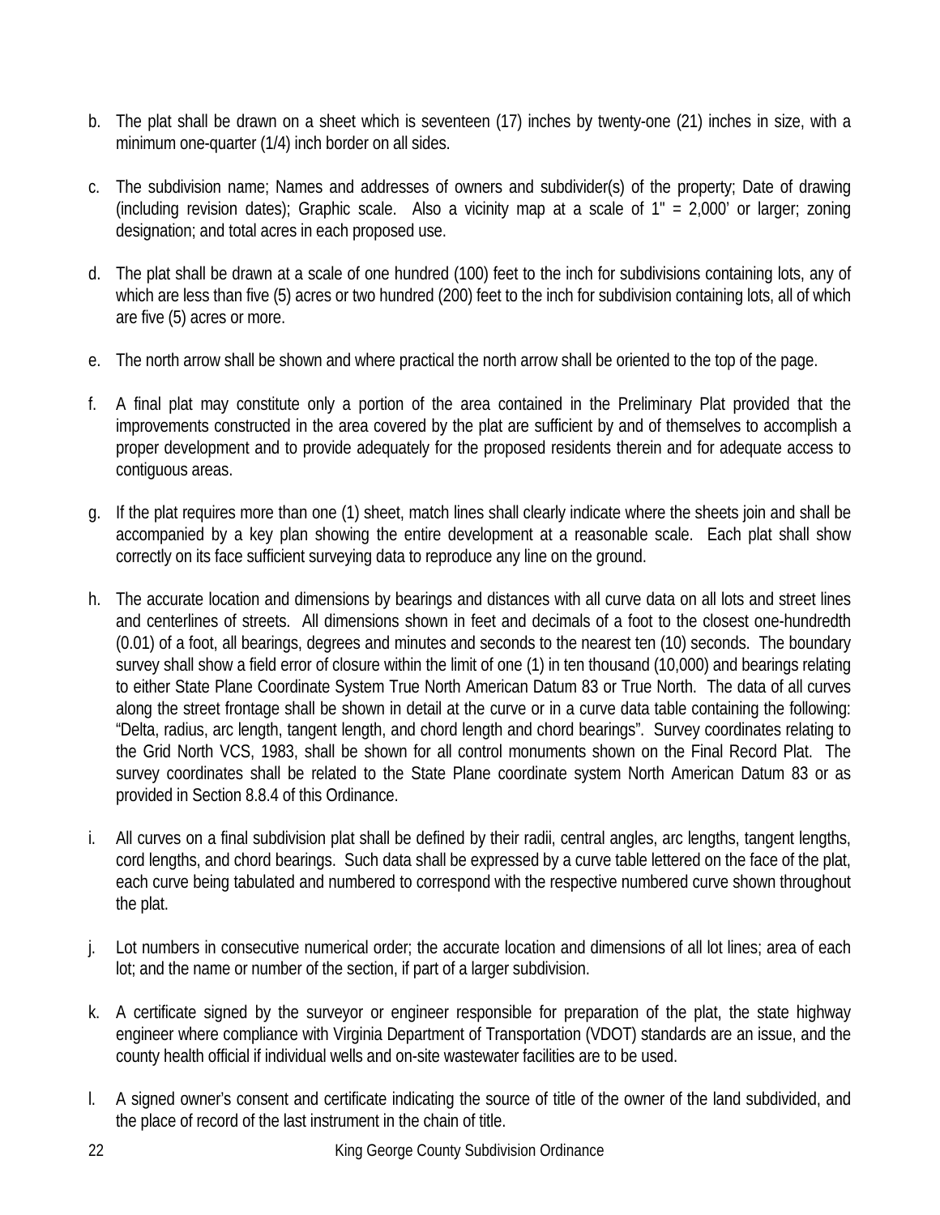b. The plat shall be drawn on a sheet which is seventeen (17) inches by twenty-one (21) inches in size, with a minimum one-quarter (1/4) inch border on all sides.

c. The subdivision name; Names and addresses of owners and subdivider(s) of the property; Date of drawing (including revision dates); Graphic scale. Also a vicinity map at a scale of 1" = 2,000' or larger; zoning designation; and total acres in each proposed use.

d. The plat shall be drawn at a scale of one hundred (100) feet to the inch for subdivisions containing lots, any of which are less than five (5) acres or two hundred (200) feet to the inch for subdivision containing lots, all of which are five (5) acres or more.

e. The north arrow shall be shown and where practical the north arrow shall be oriented to the top of the page.

f. A final plat may constitute only a portion of the area contained in the Preliminary Plat provided that the improvements constructed in the area covered by the plat are sufficient by and of themselves to accomplish a proper development and to provide adequately for the proposed residents therein and for adequate access to contiguous areas.

g. If the plat requires more than one (1) sheet, match lines shall clearly indicate where the sheets join and shall be accompanied by a key plan showing the entire development at a reasonable scale. Each plat shall show correctly on its face sufficient surveying data to reproduce any line on the ground.

h. The accurate location and dimensions by bearings and distances with all curve data on all lots and street lines and centerlines of streets. All dimensions shown in feet and decimals of a foot to the closest one-hundredth (0.01) of a foot, all bearings, degrees and minutes and seconds to the nearest ten (10) seconds. The boundary survey shall show a field error of closure within the limit of one (1) in ten thousand (10,000) and bearings relating to either State Plane Coordinate System True North American Datum 83 or True North. The data of all curves along the street frontage shall be shown in detail at the curve or in a curve data table containing the following: "Delta, radius, arc length, tangent length, and chord length and chord bearings". Survey coordinates relating to the Grid North VCS, 1983, shall be shown for all control monuments shown on the Final Record Plat. The survey coordinates shall be related to the State Plane coordinate system North American Datum 83 or as provided in Section 8.8.4 of this Ordinance.

i. All curves on a final subdivision plat shall be defined by their radii, central angles, arc lengths, tangent lengths, cord lengths, and chord bearings. Such data shall be expressed by a curve table lettered on the face of the plat, each curve being tabulated and numbered to correspond with the respective numbered curve shown throughout the plat.

j. Lot numbers in consecutive numerical order; the accurate location and dimensions of all lot lines; area of each lot; and the name or number of the section, if part of a larger subdivision.

k. A certificate signed by the surveyor or engineer responsible for preparation of the plat, the state highway engineer where compliance with Virginia Department of Transportation (VDOT) standards are an issue, and the county health official if individual wells and on-site wastewater facilities are to be used.

l. A signed owner's consent and certificate indicating the source of title of the owner of the land subdivided, and the place of record of the last instrument in the chain of title.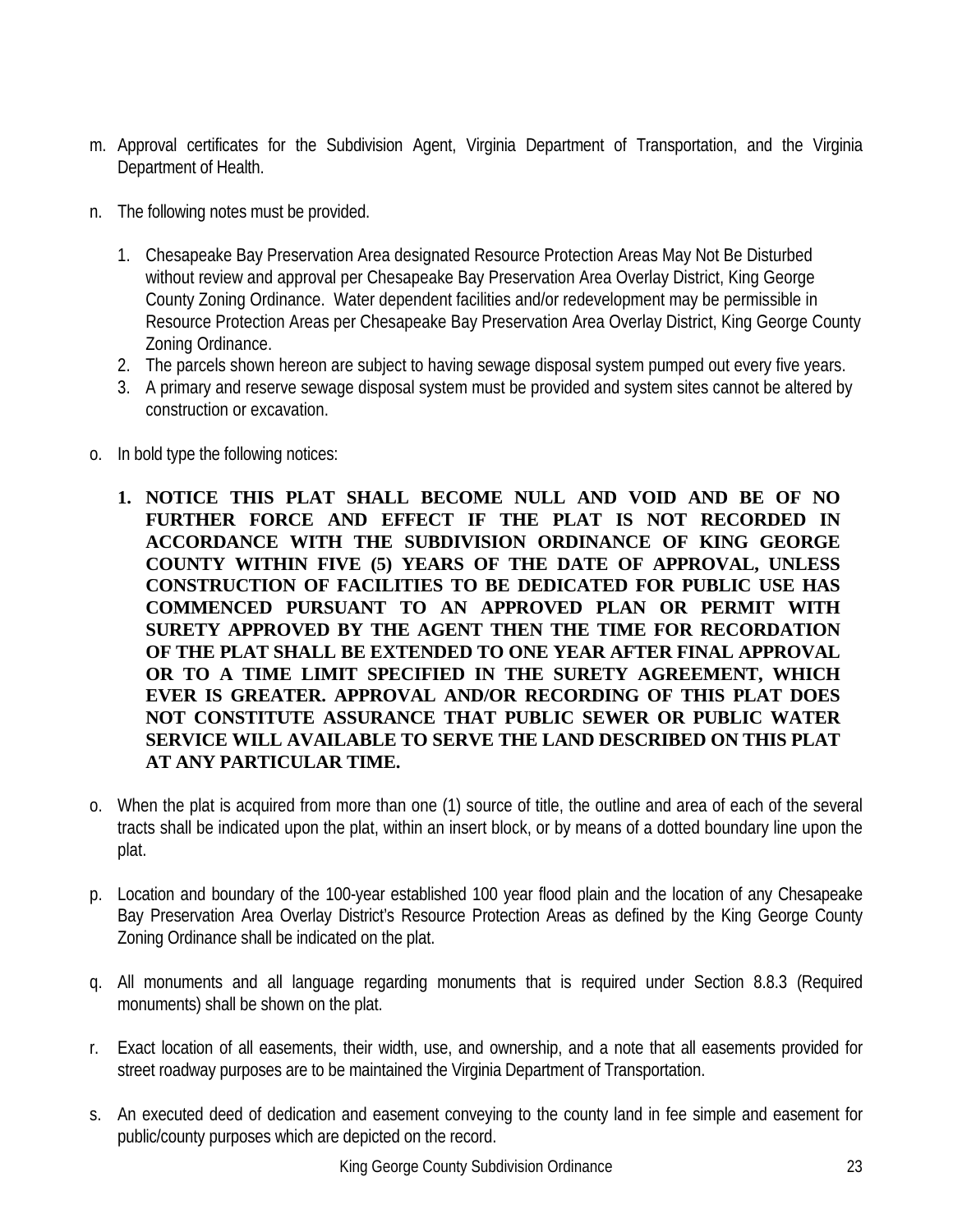m. Approval certificates for the Subdivision Agent, Virginia Department of Transportation, and the Virginia Department of Health.

n. The following notes must be provided.

   1. Chesapeake Bay Preservation Area designated Resource Protection Areas May Not Be Disturbed without review and approval per Chesapeake Bay Preservation Area Overlay District, King George County Zoning Ordinance. Water dependent facilities and/or redevelopment may be permissible in Resource Protection Areas per Chesapeake Bay Preservation Area Overlay District, King George County Zoning Ordinance.
   2. The parcels shown hereon are subject to having sewage disposal system pumped out every five years.
   3. A primary and reserve sewage disposal system must be provided and system sites cannot be altered by construction or excavation.

o. In bold type the following notices:

   1. **NOTICE THIS PLAT SHALL BECOME NULL AND VOID AND BE OF NO FURTHER FORCE AND EFFECT IF THE PLAT IS NOT RECORDED IN ACCORDANCE WITH THE SUBDIVISION ORDINANCE OF KING GEORGE COUNTY WITHIN FIVE (5) YEARS OF THE DATE OF APPROVAL, UNLESS CONSTRUCTION OF FACILITIES TO BE DEDICATED FOR PUBLIC USE HAS COMMENCED PURSUANT TO AN APPROVED PLAN OR PERMIT WITH SURETY APPROVED BY THE AGENT THEN THE TIME FOR RECORDATION OF THE PLAT SHALL BE EXTENDED TO ONE YEAR AFTER FINAL APPROVAL OR TO A TIME LIMIT SPECIFIED IN THE SURETY AGREEMENT, WHICH EVER IS GREATER. APPROVAL AND/OR RECORDING OF THIS PLAT DOES NOT CONSTITUTE ASSURANCE THAT PUBLIC SEWER OR PUBLIC WATER SERVICE WILL AVAILABLE TO SERVE THE LAND DESCRIBED ON THIS PLAT AT ANY PARTICULAR TIME.**

o. When the plat is acquired from more than one (1) source of title, the outline and area of each of the several tracts shall be indicated upon the plat, within an insert block, or by means of a dotted boundary line upon the plat.

p. Location and boundary of the 100-year established 100 year flood plain and the location of any Chesapeake Bay Preservation Area Overlay District's Resource Protection Areas as defined by the King George County Zoning Ordinance shall be indicated on the plat.

q. All monuments and all language regarding monuments that is required under Section 8.8.3 (Required monuments) shall be shown on the plat.

r. Exact location of all easements, their width, use, and ownership, and a note that all easements provided for street roadway purposes are to be maintained the Virginia Department of Transportation.

s. An executed deed of dedication and easement conveying to the county land in fee simple and easement for public/county purposes which are depicted on the record.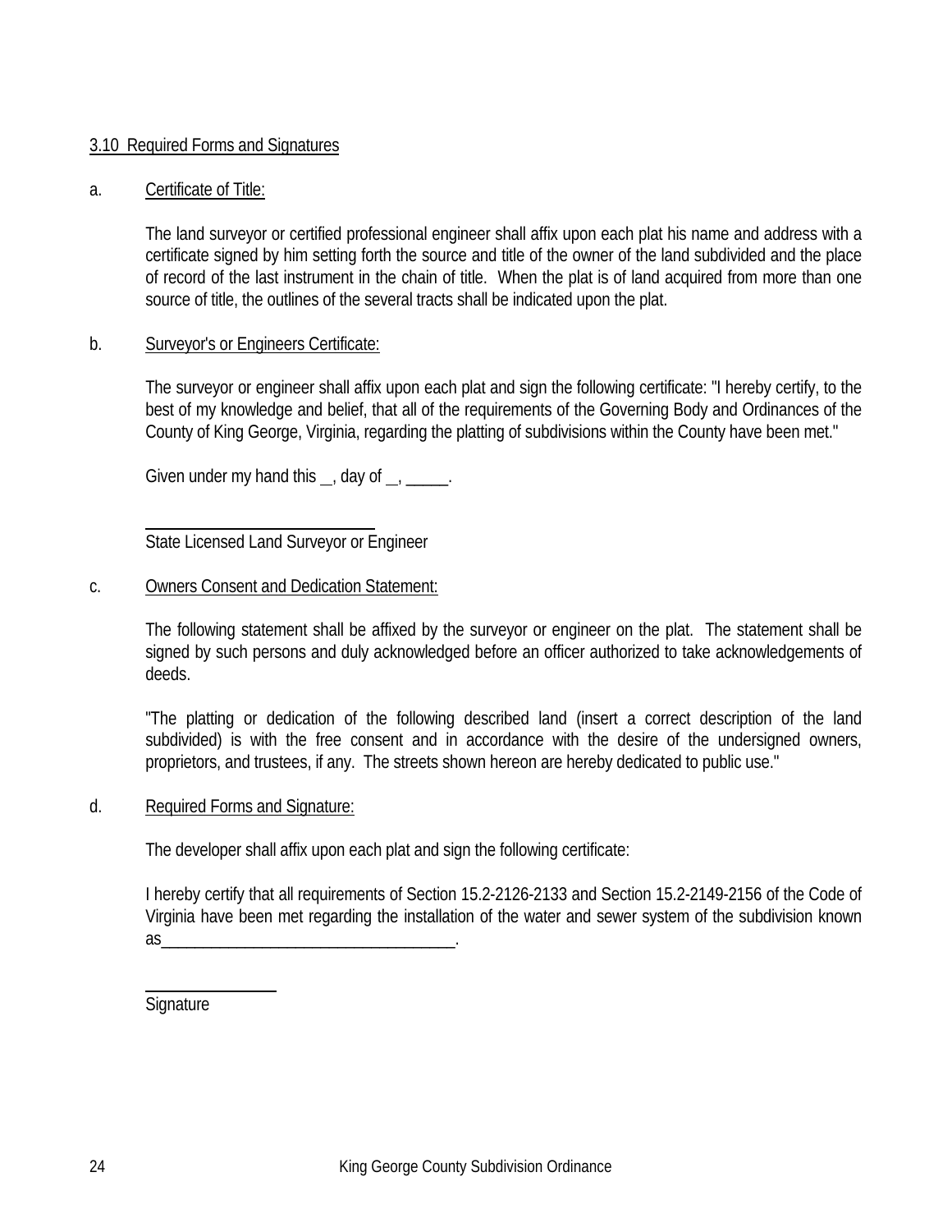## 3.10 Required Forms and Signatures

a. Certificate of Title:

The land surveyor or certified professional engineer shall affix upon each plat his name and address with a certificate signed by him setting forth the source and title of the owner of the land subdivided and the place of record of the last instrument in the chain of title. When the plat is of land acquired from more than one source of title, the outlines of the several tracts shall be indicated upon the plat.

b. Surveyor's or Engineers Certificate:

The surveyor or engineer shall affix upon each plat and sign the following certificate: "I hereby certify, to the best of my knowledge and belief, that all of the requirements of the Governing Body and Ordinances of the County of King George, Virginia, regarding the platting of subdivisions within the County have been met."

Given under my hand this __, day of __, _____.

____________________________
State Licensed Land Surveyor or Engineer

c. Owners Consent and Dedication Statement:

The following statement shall be affixed by the surveyor or engineer on the plat. The statement shall be signed by such persons and duly acknowledged before an officer authorized to take acknowledgements of deeds.

"The platting or dedication of the following described land (insert a correct description of the land subdivided) is with the free consent and in accordance with the desire of the undersigned owners, proprietors, and trustees, if any. The streets shown hereon are hereby dedicated to public use."

d. Required Forms and Signature:

The developer shall affix upon each plat and sign the following certificate:

I hereby certify that all requirements of Section 15.2-2126-2133 and Section 15.2-2149-2156 of the Code of Virginia have been met regarding the installation of the water and sewer system of the subdivision known as____________________________________.

________________
Signature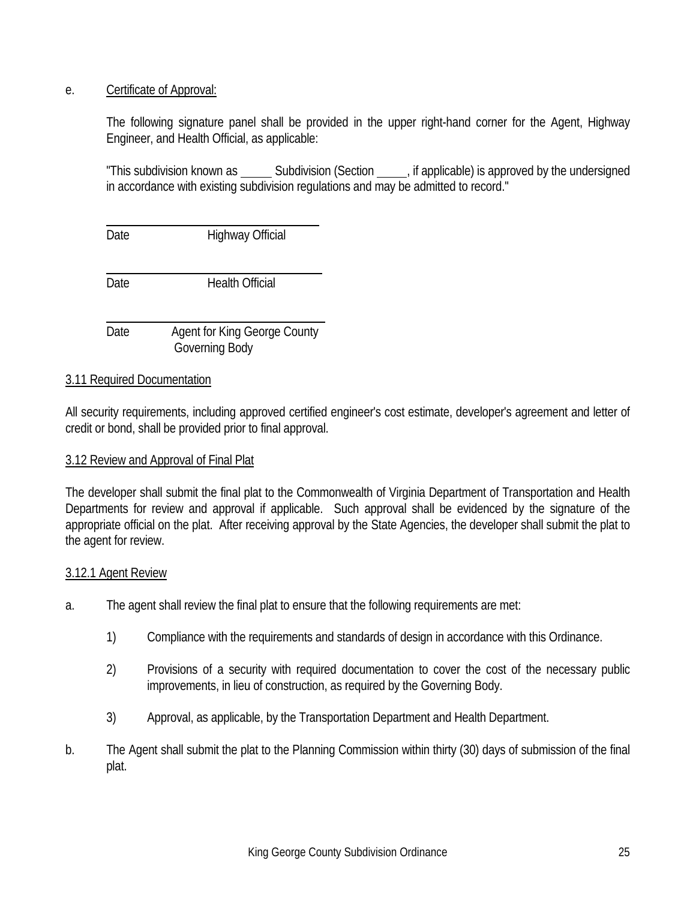e. Certificate of Approval:

The following signature panel shall be provided in the upper right-hand corner for the Agent, Highway Engineer, and Health Official, as applicable:

"This subdivision known as _____ Subdivision (Section _____, if applicable) is approved by the undersigned in accordance with existing subdivision regulations and may be admitted to record."

\_\_\_\_\_\_\_\_\_\_\_\_\_\_\_\_\_\_\_\_\_\_\_\_\_\_\_\_\_\_\_\_\_\_\_\_

Date Highway Official

\_\_\_\_\_\_\_\_\_\_\_\_\_\_\_\_\_\_\_\_\_\_\_\_\_\_\_\_\_\_\_\_\_\_\_\_

Date Health Official

\_\_\_\_\_\_\_\_\_\_\_\_\_\_\_\_\_\_\_\_\_\_\_\_\_\_\_\_\_\_\_\_\_\_\_\_

Date Agent for King George County Governing Body

3.11 Required Documentation

All security requirements, including approved certified engineer's cost estimate, developer's agreement and letter of credit or bond, shall be provided prior to final approval.

3.12 Review and Approval of Final Plat

The developer shall submit the final plat to the Commonwealth of Virginia Department of Transportation and Health Departments for review and approval if applicable. Such approval shall be evidenced by the signature of the appropriate official on the plat. After receiving approval by the State Agencies, the developer shall submit the plat to the agent for review.

3.12.1 Agent Review

a. The agent shall review the final plat to ensure that the following requirements are met:

   1) Compliance with the requirements and standards of design in accordance with this Ordinance.

   2) Provisions of a security with required documentation to cover the cost of the necessary public improvements, in lieu of construction, as required by the Governing Body.

   3) Approval, as applicable, by the Transportation Department and Health Department.

b. The Agent shall submit the plat to the Planning Commission within thirty (30) days of submission of the final plat.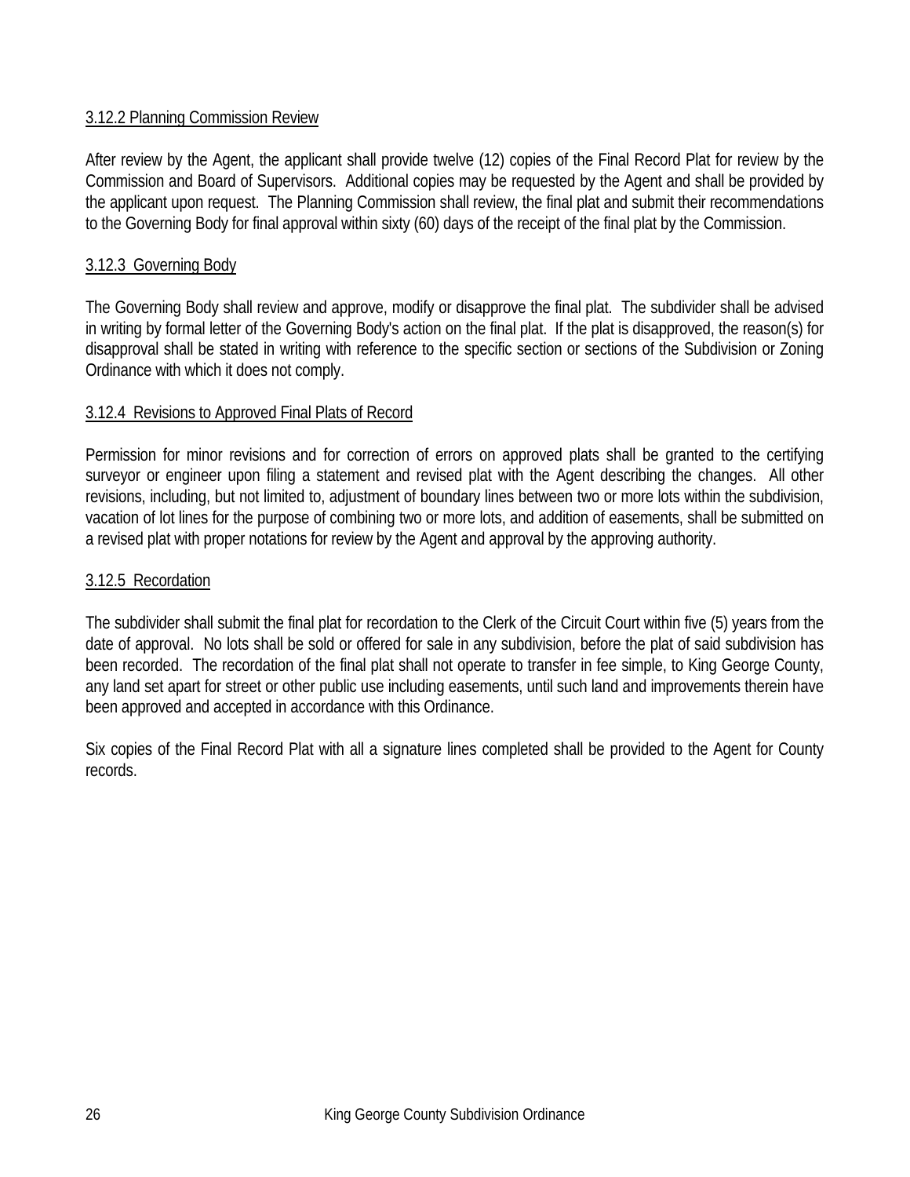3.12.2 Planning Commission Review

After review by the Agent, the applicant shall provide twelve (12) copies of the Final Record Plat for review by the Commission and Board of Supervisors. Additional copies may be requested by the Agent and shall be provided by the applicant upon request. The Planning Commission shall review, the final plat and submit their recommendations to the Governing Body for final approval within sixty (60) days of the receipt of the final plat by the Commission.

3.12.3 Governing Body

The Governing Body shall review and approve, modify or disapprove the final plat. The subdivider shall be advised in writing by formal letter of the Governing Body's action on the final plat. If the plat is disapproved, the reason(s) for disapproval shall be stated in writing with reference to the specific section or sections of the Subdivision or Zoning Ordinance with which it does not comply.

3.12.4 Revisions to Approved Final Plats of Record

Permission for minor revisions and for correction of errors on approved plats shall be granted to the certifying surveyor or engineer upon filing a statement and revised plat with the Agent describing the changes. All other revisions, including, but not limited to, adjustment of boundary lines between two or more lots within the subdivision, vacation of lot lines for the purpose of combining two or more lots, and addition of easements, shall be submitted on a revised plat with proper notations for review by the Agent and approval by the approving authority.

3.12.5 Recordation

The subdivider shall submit the final plat for recordation to the Clerk of the Circuit Court within five (5) years from the date of approval. No lots shall be sold or offered for sale in any subdivision, before the plat of said subdivision has been recorded. The recordation of the final plat shall not operate to transfer in fee simple, to King George County, any land set apart for street or other public use including easements, until such land and improvements therein have been approved and accepted in accordance with this Ordinance.

Six copies of the Final Record Plat with all a signature lines completed shall be provided to the Agent for County records.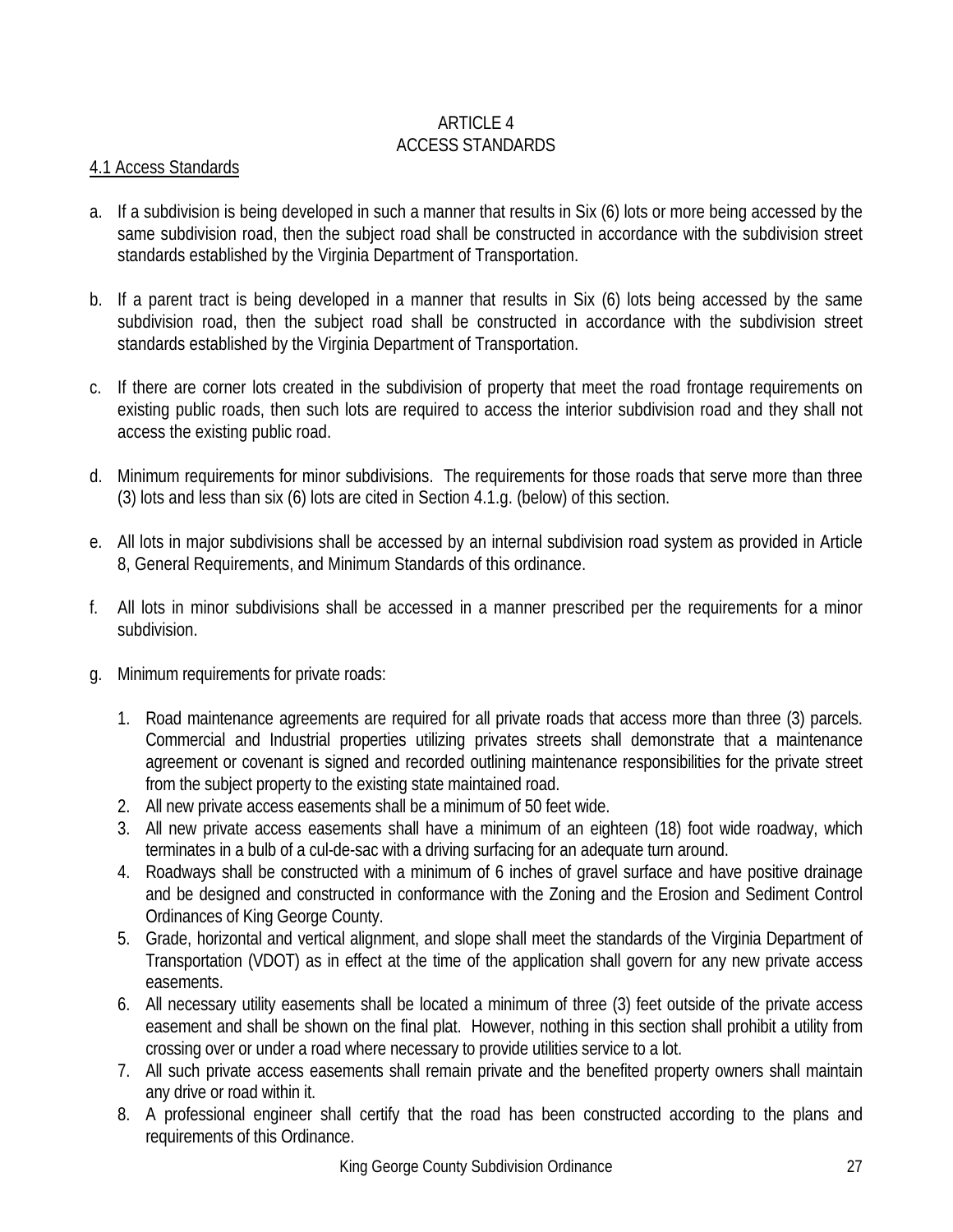# ARTICLE 4
# ACCESS STANDARDS

## 4.1 Access Standards

a. If a subdivision is being developed in such a manner that results in Six (6) lots or more being accessed by the same subdivision road, then the subject road shall be constructed in accordance with the subdivision street standards established by the Virginia Department of Transportation.

b. If a parent tract is being developed in a manner that results in Six (6) lots being accessed by the same subdivision road, then the subject road shall be constructed in accordance with the subdivision street standards established by the Virginia Department of Transportation.

c. If there are corner lots created in the subdivision of property that meet the road frontage requirements on existing public roads, then such lots are required to access the interior subdivision road and they shall not access the existing public road.

d. Minimum requirements for minor subdivisions. The requirements for those roads that serve more than three (3) lots and less than six (6) lots are cited in Section 4.1.g. (below) of this section.

e. All lots in major subdivisions shall be accessed by an internal subdivision road system as provided in Article 8, General Requirements, and Minimum Standards of this ordinance.

f. All lots in minor subdivisions shall be accessed in a manner prescribed per the requirements for a minor subdivision.

g. Minimum requirements for private roads:

   1. Road maintenance agreements are required for all private roads that access more than three (3) parcels. Commercial and Industrial properties utilizing privates streets shall demonstrate that a maintenance agreement or covenant is signed and recorded outlining maintenance responsibilities for the private street from the subject property to the existing state maintained road.
   2. All new private access easements shall be a minimum of 50 feet wide.
   3. All new private access easements shall have a minimum of an eighteen (18) foot wide roadway, which terminates in a bulb of a cul-de-sac with a driving surfacing for an adequate turn around.
   4. Roadways shall be constructed with a minimum of 6 inches of gravel surface and have positive drainage and be designed and constructed in conformance with the Zoning and the Erosion and Sediment Control Ordinances of King George County.
   5. Grade, horizontal and vertical alignment, and slope shall meet the standards of the Virginia Department of Transportation (VDOT) as in effect at the time of the application shall govern for any new private access easements.
   6. All necessary utility easements shall be located a minimum of three (3) feet outside of the private access easement and shall be shown on the final plat. However, nothing in this section shall prohibit a utility from crossing over or under a road where necessary to provide utilities service to a lot.
   7. All such private access easements shall remain private and the benefited property owners shall maintain any drive or road within it.
   8. A professional engineer shall certify that the road has been constructed according to the plans and requirements of this Ordinance.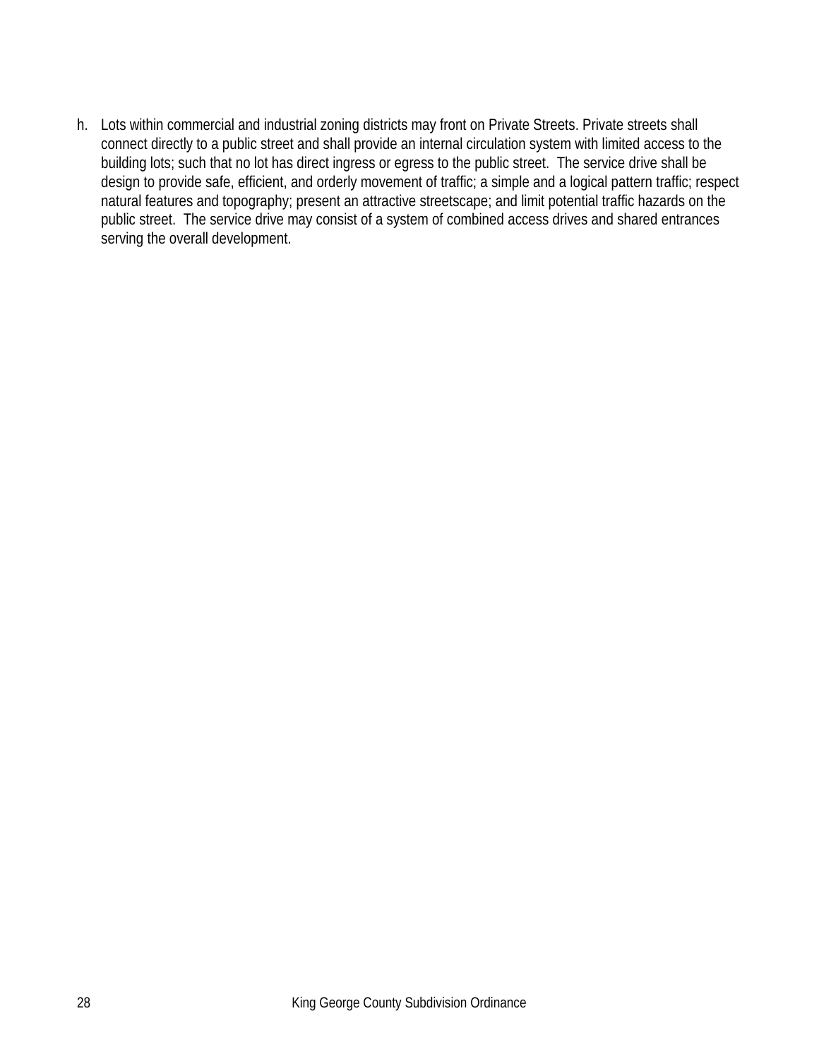h. Lots within commercial and industrial zoning districts may front on Private Streets. Private streets shall connect directly to a public street and shall provide an internal circulation system with limited access to the building lots; such that no lot has direct ingress or egress to the public street. The service drive shall be design to provide safe, efficient, and orderly movement of traffic; a simple and a logical pattern traffic; respect natural features and topography; present an attractive streetscape; and limit potential traffic hazards on the public street. The service drive may consist of a system of combined access drives and shared entrances serving the overall development.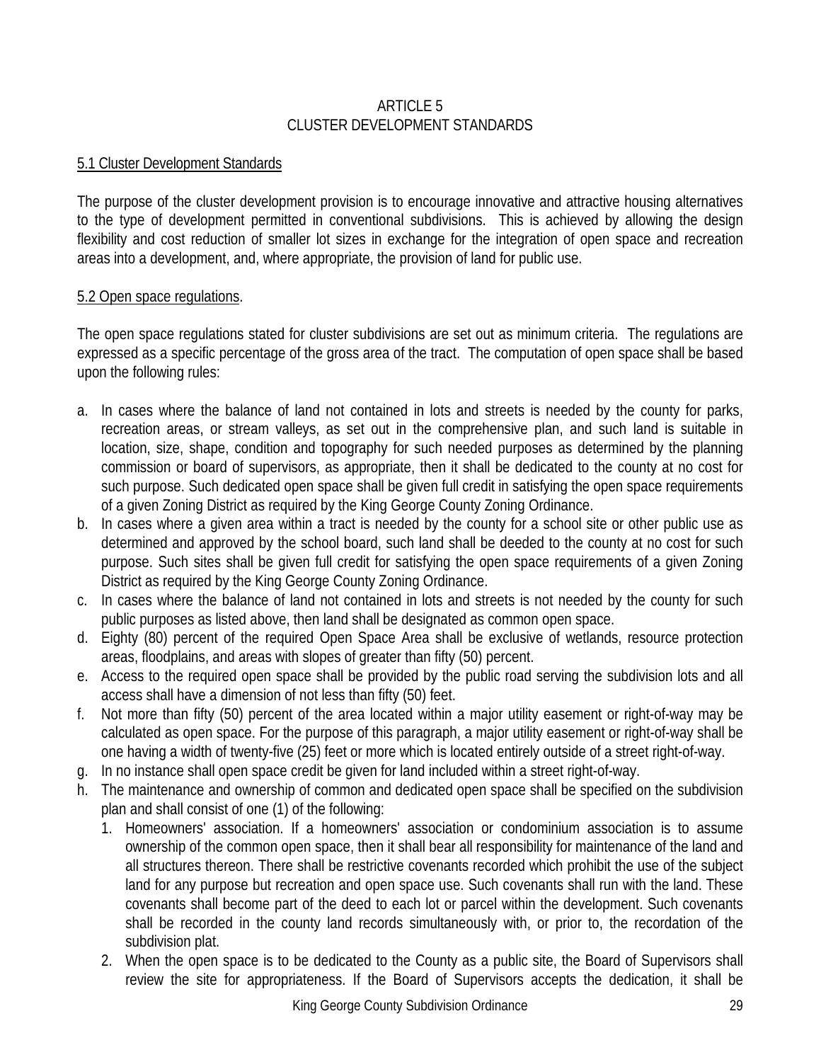# ARTICLE 5
# CLUSTER DEVELOPMENT STANDARDS

## 5.1 Cluster Development Standards

The purpose of the cluster development provision is to encourage innovative and attractive housing alternatives to the type of development permitted in conventional subdivisions. This is achieved by allowing the design flexibility and cost reduction of smaller lot sizes in exchange for the integration of open space and recreation areas into a development, and, where appropriate, the provision of land for public use.

## 5.2 Open space regulations.

The open space regulations stated for cluster subdivisions are set out as minimum criteria. The regulations are expressed as a specific percentage of the gross area of the tract. The computation of open space shall be based upon the following rules:

a. In cases where the balance of land not contained in lots and streets is needed by the county for parks, recreation areas, or stream valleys, as set out in the comprehensive plan, and such land is suitable in location, size, shape, condition and topography for such needed purposes as determined by the planning commission or board of supervisors, as appropriate, then it shall be dedicated to the county at no cost for such purpose. Such dedicated open space shall be given full credit in satisfying the open space requirements of a given Zoning District as required by the King George County Zoning Ordinance.
b. In cases where a given area within a tract is needed by the county for a school site or other public use as determined and approved by the school board, such land shall be deeded to the county at no cost for such purpose. Such sites shall be given full credit for satisfying the open space requirements of a given Zoning District as required by the King George County Zoning Ordinance.
c. In cases where the balance of land not contained in lots and streets is not needed by the county for such public purposes as listed above, then land shall be designated as common open space.
d. Eighty (80) percent of the required Open Space Area shall be exclusive of wetlands, resource protection areas, floodplains, and areas with slopes of greater than fifty (50) percent.
e. Access to the required open space shall be provided by the public road serving the subdivision lots and all access shall have a dimension of not less than fifty (50) feet.
f. Not more than fifty (50) percent of the area located within a major utility easement or right-of-way may be calculated as open space. For the purpose of this paragraph, a major utility easement or right-of-way shall be one having a width of twenty-five (25) feet or more which is located entirely outside of a street right-of-way.
g. In no instance shall open space credit be given for land included within a street right-of-way.
h. The maintenance and ownership of common and dedicated open space shall be specified on the subdivision plan and shall consist of one (1) of the following:
   1. Homeowners' association. If a homeowners' association or condominium association is to assume ownership of the common open space, then it shall bear all responsibility for maintenance of the land and all structures thereon. There shall be restrictive covenants recorded which prohibit the use of the subject land for any purpose but recreation and open space use. Such covenants shall run with the land. These covenants shall become part of the deed to each lot or parcel within the development. Such covenants shall be recorded in the county land records simultaneously with, or prior to, the recordation of the subdivision plat.
   2. When the open space is to be dedicated to the County as a public site, the Board of Supervisors shall review the site for appropriateness. If the Board of Supervisors accepts the dedication, it shall be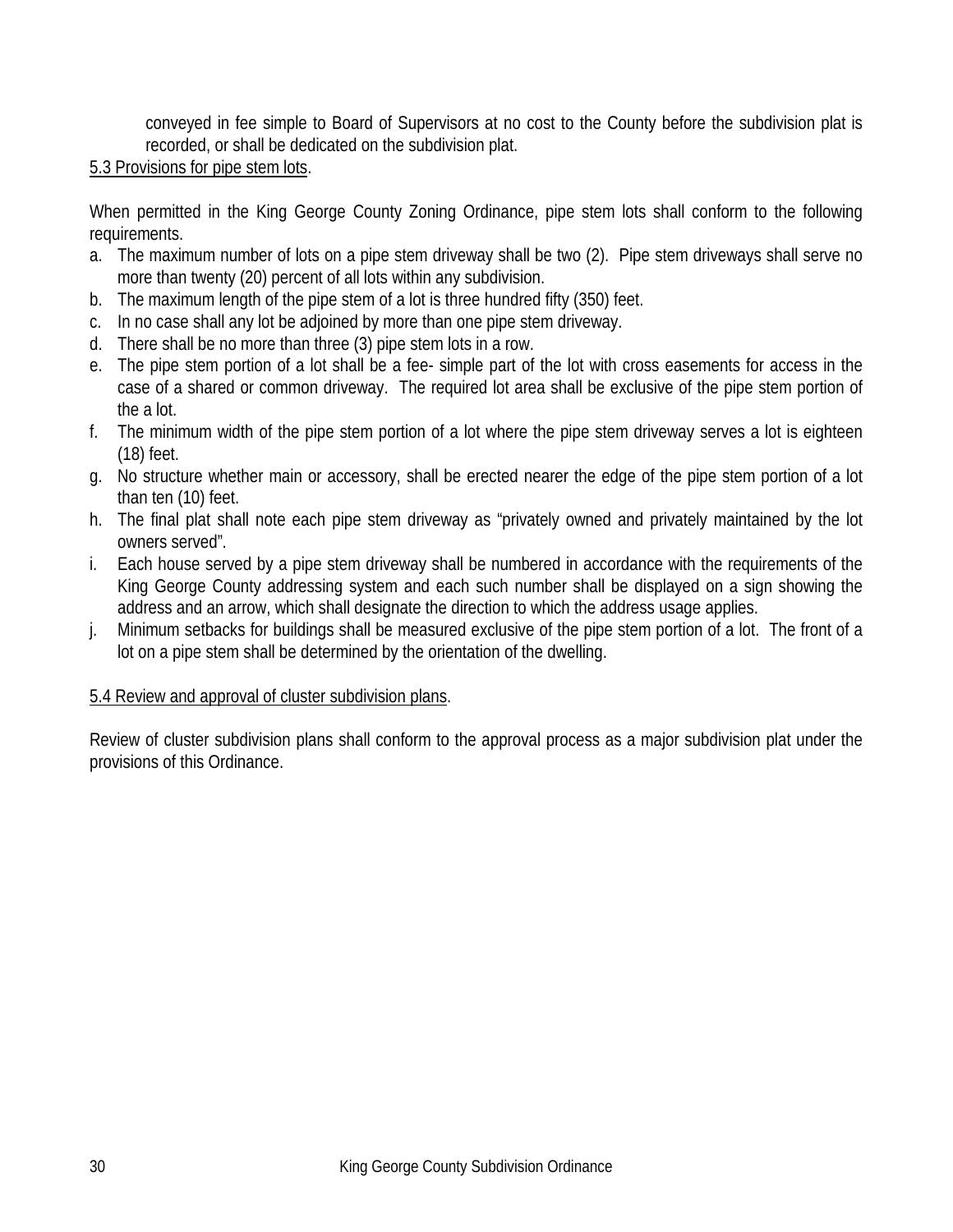conveyed in fee simple to Board of Supervisors at no cost to the County before the subdivision plat is recorded, or shall be dedicated on the subdivision plat.

5.3 Provisions for pipe stem lots.

When permitted in the King George County Zoning Ordinance, pipe stem lots shall conform to the following requirements.

a. The maximum number of lots on a pipe stem driveway shall be two (2). Pipe stem driveways shall serve no more than twenty (20) percent of all lots within any subdivision.
b. The maximum length of the pipe stem of a lot is three hundred fifty (350) feet.
c. In no case shall any lot be adjoined by more than one pipe stem driveway.
d. There shall be no more than three (3) pipe stem lots in a row.
e. The pipe stem portion of a lot shall be a fee- simple part of the lot with cross easements for access in the case of a shared or common driveway. The required lot area shall be exclusive of the pipe stem portion of the a lot.
f. The minimum width of the pipe stem portion of a lot where the pipe stem driveway serves a lot is eighteen (18) feet.
g. No structure whether main or accessory, shall be erected nearer the edge of the pipe stem portion of a lot than ten (10) feet.
h. The final plat shall note each pipe stem driveway as "privately owned and privately maintained by the lot owners served".
i. Each house served by a pipe stem driveway shall be numbered in accordance with the requirements of the King George County addressing system and each such number shall be displayed on a sign showing the address and an arrow, which shall designate the direction to which the address usage applies.
j. Minimum setbacks for buildings shall be measured exclusive of the pipe stem portion of a lot. The front of a lot on a pipe stem shall be determined by the orientation of the dwelling.

5.4 Review and approval of cluster subdivision plans.

Review of cluster subdivision plans shall conform to the approval process as a major subdivision plat under the provisions of this Ordinance.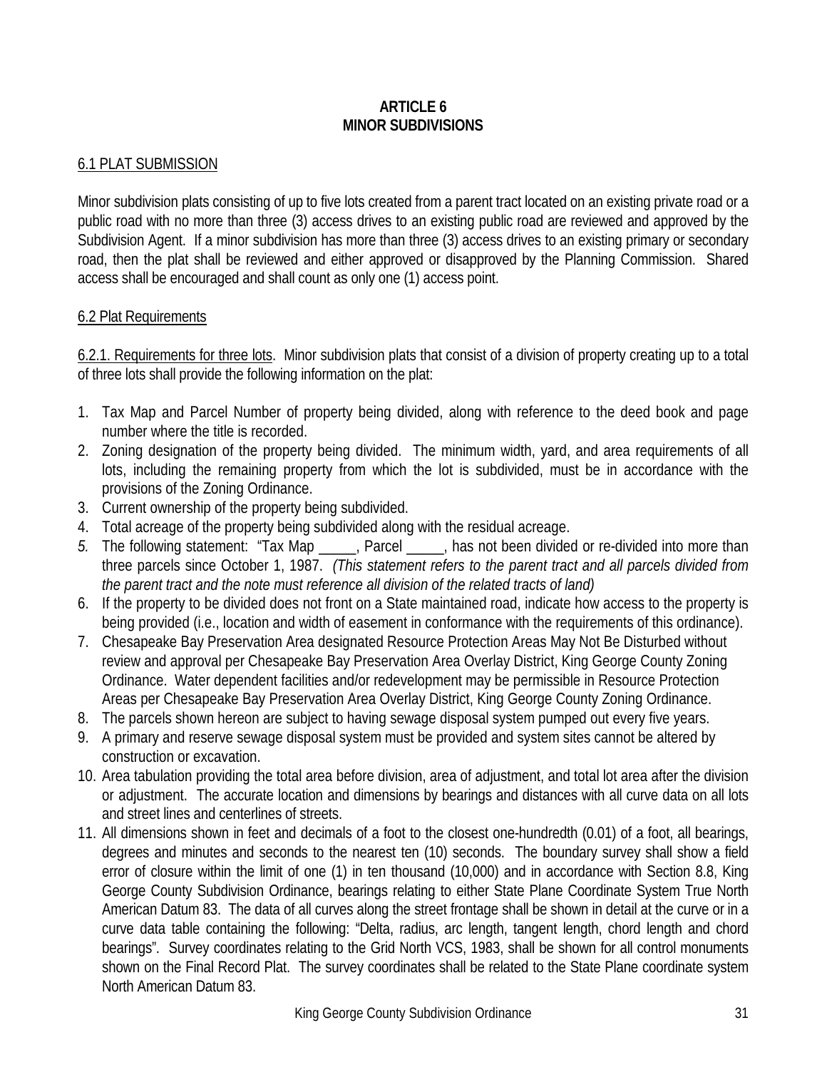# ARTICLE 6
# MINOR SUBDIVISIONS

## 6.1 PLAT SUBMISSION

Minor subdivision plats consisting of up to five lots created from a parent tract located on an existing private road or a public road with no more than three (3) access drives to an existing public road are reviewed and approved by the Subdivision Agent. If a minor subdivision has more than three (3) access drives to an existing primary or secondary road, then the plat shall be reviewed and either approved or disapproved by the Planning Commission. Shared access shall be encouraged and shall count as only one (1) access point.

## 6.2 Plat Requirements

6.2.1. Requirements for three lots. Minor subdivision plats that consist of a division of property creating up to a total of three lots shall provide the following information on the plat:

1. Tax Map and Parcel Number of property being divided, along with reference to the deed book and page number where the title is recorded.
2. Zoning designation of the property being divided. The minimum width, yard, and area requirements of all lots, including the remaining property from which the lot is subdivided, must be in accordance with the provisions of the Zoning Ordinance.
3. Current ownership of the property being subdivided.
4. Total acreage of the property being subdivided along with the residual acreage.
5. The following statement: "Tax Map _____, Parcel _____, has not been divided or re-divided into more than three parcels since October 1, 1987. *(This statement refers to the parent tract and all parcels divided from the parent tract and the note must reference all division of the related tracts of land)*
6. If the property to be divided does not front on a State maintained road, indicate how access to the property is being provided (i.e., location and width of easement in conformance with the requirements of this ordinance).
7. Chesapeake Bay Preservation Area designated Resource Protection Areas May Not Be Disturbed without review and approval per Chesapeake Bay Preservation Area Overlay District, King George County Zoning Ordinance. Water dependent facilities and/or redevelopment may be permissible in Resource Protection Areas per Chesapeake Bay Preservation Area Overlay District, King George County Zoning Ordinance.
8. The parcels shown hereon are subject to having sewage disposal system pumped out every five years.
9. A primary and reserve sewage disposal system must be provided and system sites cannot be altered by construction or excavation.
10. Area tabulation providing the total area before division, area of adjustment, and total lot area after the division or adjustment. The accurate location and dimensions by bearings and distances with all curve data on all lots and street lines and centerlines of streets.
11. All dimensions shown in feet and decimals of a foot to the closest one-hundredth (0.01) of a foot, all bearings, degrees and minutes and seconds to the nearest ten (10) seconds. The boundary survey shall show a field error of closure within the limit of one (1) in ten thousand (10,000) and in accordance with Section 8.8, King George County Subdivision Ordinance, bearings relating to either State Plane Coordinate System True North American Datum 83. The data of all curves along the street frontage shall be shown in detail at the curve or in a curve data table containing the following: "Delta, radius, arc length, tangent length, chord length and chord bearings". Survey coordinates relating to the Grid North VCS, 1983, shall be shown for all control monuments shown on the Final Record Plat. The survey coordinates shall be related to the State Plane coordinate system North American Datum 83.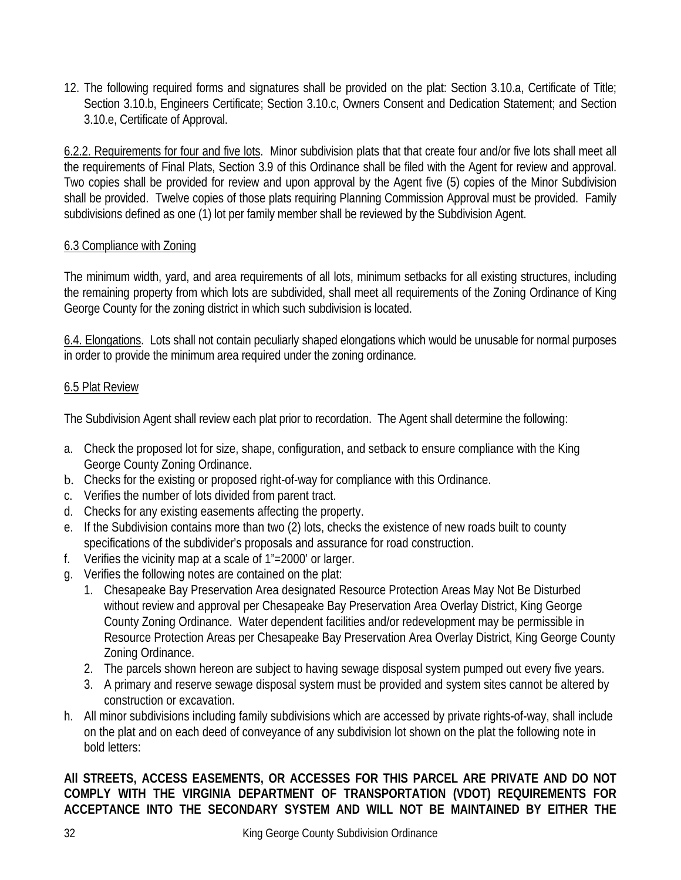12. The following required forms and signatures shall be provided on the plat: Section 3.10.a, Certificate of Title; Section 3.10.b, Engineers Certificate; Section 3.10.c, Owners Consent and Dedication Statement; and Section 3.10.e, Certificate of Approval.

6.2.2. Requirements for four and five lots. Minor subdivision plats that that create four and/or five lots shall meet all the requirements of Final Plats, Section 3.9 of this Ordinance shall be filed with the Agent for review and approval. Two copies shall be provided for review and upon approval by the Agent five (5) copies of the Minor Subdivision shall be provided. Twelve copies of those plats requiring Planning Commission Approval must be provided. Family subdivisions defined as one (1) lot per family member shall be reviewed by the Subdivision Agent.

6.3 Compliance with Zoning

The minimum width, yard, and area requirements of all lots, minimum setbacks for all existing structures, including the remaining property from which lots are subdivided, shall meet all requirements of the Zoning Ordinance of King George County for the zoning district in which such subdivision is located.

6.4. Elongations. Lots shall not contain peculiarly shaped elongations which would be unusable for normal purposes in order to provide the minimum area required under the zoning ordinance.

6.5 Plat Review

The Subdivision Agent shall review each plat prior to recordation. The Agent shall determine the following:

a. Check the proposed lot for size, shape, configuration, and setback to ensure compliance with the King George County Zoning Ordinance.
b. Checks for the existing or proposed right-of-way for compliance with this Ordinance.
c. Verifies the number of lots divided from parent tract.
d. Checks for any existing easements affecting the property.
e. If the Subdivision contains more than two (2) lots, checks the existence of new roads built to county specifications of the subdivider's proposals and assurance for road construction.
f. Verifies the vicinity map at a scale of 1"=2000' or larger.
g. Verifies the following notes are contained on the plat:
   1. Chesapeake Bay Preservation Area designated Resource Protection Areas May Not Be Disturbed without review and approval per Chesapeake Bay Preservation Area Overlay District, King George County Zoning Ordinance. Water dependent facilities and/or redevelopment may be permissible in Resource Protection Areas per Chesapeake Bay Preservation Area Overlay District, King George County Zoning Ordinance.
   2. The parcels shown hereon are subject to having sewage disposal system pumped out every five years.
   3. A primary and reserve sewage disposal system must be provided and system sites cannot be altered by construction or excavation.
h. All minor subdivisions including family subdivisions which are accessed by private rights-of-way, shall include on the plat and on each deed of conveyance of any subdivision lot shown on the plat the following note in bold letters:

**All STREETS, ACCESS EASEMENTS, OR ACCESSES FOR THIS PARCEL ARE PRIVATE AND DO NOT COMPLY WITH THE VIRGINIA DEPARTMENT OF TRANSPORTATION (VDOT) REQUIREMENTS FOR ACCEPTANCE INTO THE SECONDARY SYSTEM AND WILL NOT BE MAINTAINED BY EITHER THE**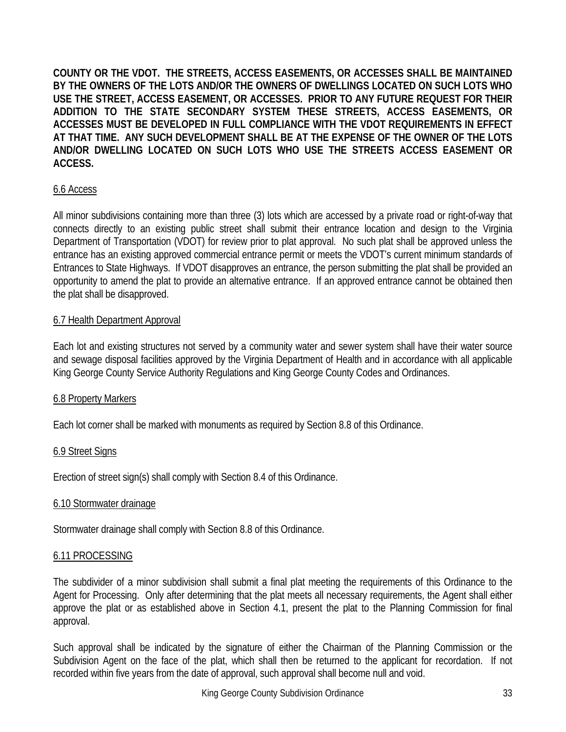**COUNTY OR THE VDOT. THE STREETS, ACCESS EASEMENTS, OR ACCESSES SHALL BE MAINTAINED BY THE OWNERS OF THE LOTS AND/OR THE OWNERS OF DWELLINGS LOCATED ON SUCH LOTS WHO USE THE STREET, ACCESS EASEMENT, OR ACCESSES. PRIOR TO ANY FUTURE REQUEST FOR THEIR ADDITION TO THE STATE SECONDARY SYSTEM THESE STREETS, ACCESS EASEMENTS, OR ACCESSES MUST BE DEVELOPED IN FULL COMPLIANCE WITH THE VDOT REQUIREMENTS IN EFFECT AT THAT TIME. ANY SUCH DEVELOPMENT SHALL BE AT THE EXPENSE OF THE OWNER OF THE LOTS AND/OR DWELLING LOCATED ON SUCH LOTS WHO USE THE STREETS ACCESS EASEMENT OR ACCESS.**

### 6.6 Access

All minor subdivisions containing more than three (3) lots which are accessed by a private road or right-of-way that connects directly to an existing public street shall submit their entrance location and design to the Virginia Department of Transportation (VDOT) for review prior to plat approval. No such plat shall be approved unless the entrance has an existing approved commercial entrance permit or meets the VDOT's current minimum standards of Entrances to State Highways. If VDOT disapproves an entrance, the person submitting the plat shall be provided an opportunity to amend the plat to provide an alternative entrance. If an approved entrance cannot be obtained then the plat shall be disapproved.

### 6.7 Health Department Approval

Each lot and existing structures not served by a community water and sewer system shall have their water source and sewage disposal facilities approved by the Virginia Department of Health and in accordance with all applicable King George County Service Authority Regulations and King George County Codes and Ordinances.

### 6.8 Property Markers

Each lot corner shall be marked with monuments as required by Section 8.8 of this Ordinance.

### 6.9 Street Signs

Erection of street sign(s) shall comply with Section 8.4 of this Ordinance.

### 6.10 Stormwater drainage

Stormwater drainage shall comply with Section 8.8 of this Ordinance.

### 6.11 PROCESSING

The subdivider of a minor subdivision shall submit a final plat meeting the requirements of this Ordinance to the Agent for Processing. Only after determining that the plat meets all necessary requirements, the Agent shall either approve the plat or as established above in Section 4.1, present the plat to the Planning Commission for final approval.

Such approval shall be indicated by the signature of either the Chairman of the Planning Commission or the Subdivision Agent on the face of the plat, which shall then be returned to the applicant for recordation. If not recorded within five years from the date of approval, such approval shall become null and void.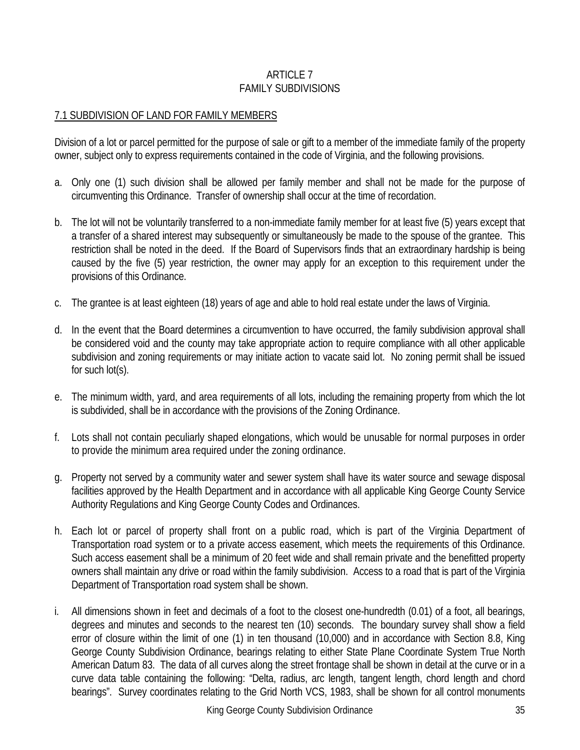# ARTICLE 7
# FAMILY SUBDIVISIONS

## 7.1 SUBDIVISION OF LAND FOR FAMILY MEMBERS

Division of a lot or parcel permitted for the purpose of sale or gift to a member of the immediate family of the property owner, subject only to express requirements contained in the code of Virginia, and the following provisions.

a. Only one (1) such division shall be allowed per family member and shall not be made for the purpose of circumventing this Ordinance. Transfer of ownership shall occur at the time of recordation.

b. The lot will not be voluntarily transferred to a non-immediate family member for at least five (5) years except that a transfer of a shared interest may subsequently or simultaneously be made to the spouse of the grantee. This restriction shall be noted in the deed. If the Board of Supervisors finds that an extraordinary hardship is being caused by the five (5) year restriction, the owner may apply for an exception to this requirement under the provisions of this Ordinance.

c. The grantee is at least eighteen (18) years of age and able to hold real estate under the laws of Virginia.

d. In the event that the Board determines a circumvention to have occurred, the family subdivision approval shall be considered void and the county may take appropriate action to require compliance with all other applicable subdivision and zoning requirements or may initiate action to vacate said lot. No zoning permit shall be issued for such lot(s).

e. The minimum width, yard, and area requirements of all lots, including the remaining property from which the lot is subdivided, shall be in accordance with the provisions of the Zoning Ordinance.

f. Lots shall not contain peculiarly shaped elongations, which would be unusable for normal purposes in order to provide the minimum area required under the zoning ordinance.

g. Property not served by a community water and sewer system shall have its water source and sewage disposal facilities approved by the Health Department and in accordance with all applicable King George County Service Authority Regulations and King George County Codes and Ordinances.

h. Each lot or parcel of property shall front on a public road, which is part of the Virginia Department of Transportation road system or to a private access easement, which meets the requirements of this Ordinance. Such access easement shall be a minimum of 20 feet wide and shall remain private and the benefitted property owners shall maintain any drive or road within the family subdivision. Access to a road that is part of the Virginia Department of Transportation road system shall be shown.

i. All dimensions shown in feet and decimals of a foot to the closest one-hundredth (0.01) of a foot, all bearings, degrees and minutes and seconds to the nearest ten (10) seconds. The boundary survey shall show a field error of closure within the limit of one (1) in ten thousand (10,000) and in accordance with Section 8.8, King George County Subdivision Ordinance, bearings relating to either State Plane Coordinate System True North American Datum 83. The data of all curves along the street frontage shall be shown in detail at the curve or in a curve data table containing the following: "Delta, radius, arc length, tangent length, chord length and chord bearings". Survey coordinates relating to the Grid North VCS, 1983, shall be shown for all control monuments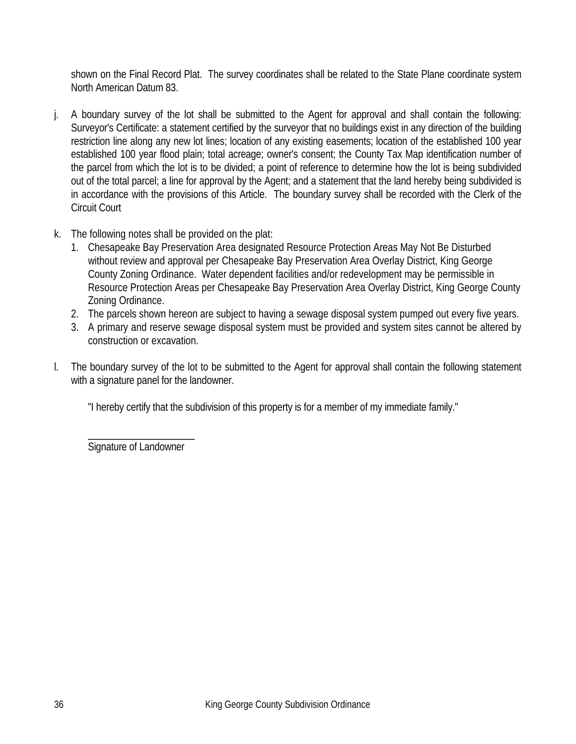shown on the Final Record Plat. The survey coordinates shall be related to the State Plane coordinate system North American Datum 83.

j. A boundary survey of the lot shall be submitted to the Agent for approval and shall contain the following: Surveyor's Certificate: a statement certified by the surveyor that no buildings exist in any direction of the building restriction line along any new lot lines; location of any existing easements; location of the established 100 year established 100 year flood plain; total acreage; owner's consent; the County Tax Map identification number of the parcel from which the lot is to be divided; a point of reference to determine how the lot is being subdivided out of the total parcel; a line for approval by the Agent; and a statement that the land hereby being subdivided is in accordance with the provisions of this Article. The boundary survey shall be recorded with the Clerk of the Circuit Court

k. The following notes shall be provided on the plat:
   1. Chesapeake Bay Preservation Area designated Resource Protection Areas May Not Be Disturbed without review and approval per Chesapeake Bay Preservation Area Overlay District, King George County Zoning Ordinance. Water dependent facilities and/or redevelopment may be permissible in Resource Protection Areas per Chesapeake Bay Preservation Area Overlay District, King George County Zoning Ordinance.
   2. The parcels shown hereon are subject to having a sewage disposal system pumped out every five years.
   3. A primary and reserve sewage disposal system must be provided and system sites cannot be altered by construction or excavation.

l. The boundary survey of the lot to be submitted to the Agent for approval shall contain the following statement with a signature panel for the landowner.

   "I hereby certify that the subdivision of this property is for a member of my immediate family."

   ____________________
   Signature of Landowner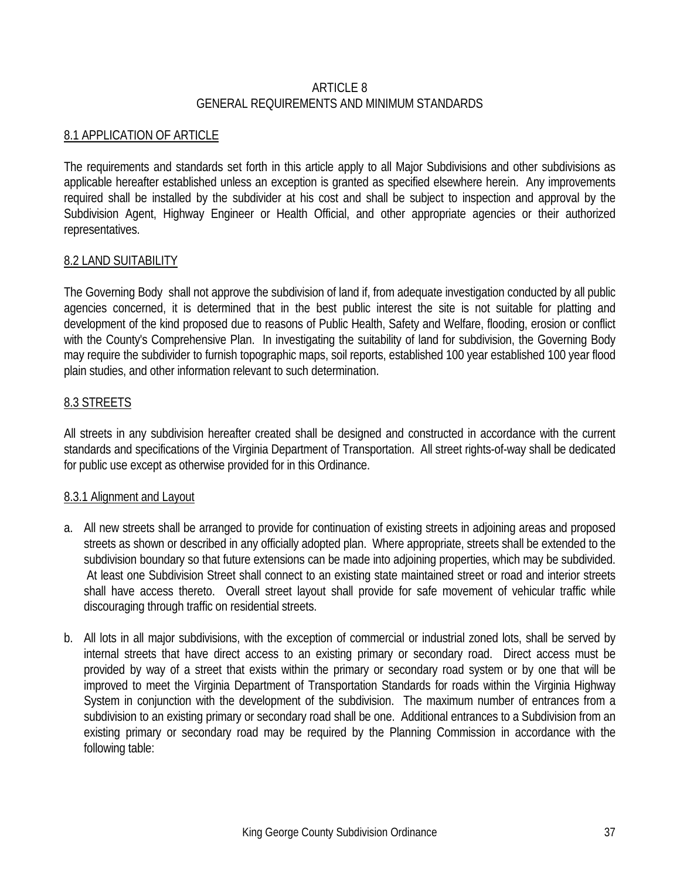# ARTICLE 8
# GENERAL REQUIREMENTS AND MINIMUM STANDARDS

## 8.1 APPLICATION OF ARTICLE

The requirements and standards set forth in this article apply to all Major Subdivisions and other subdivisions as applicable hereafter established unless an exception is granted as specified elsewhere herein. Any improvements required shall be installed by the subdivider at his cost and shall be subject to inspection and approval by the Subdivision Agent, Highway Engineer or Health Official, and other appropriate agencies or their authorized representatives.

## 8.2 LAND SUITABILITY

The Governing Body shall not approve the subdivision of land if, from adequate investigation conducted by all public agencies concerned, it is determined that in the best public interest the site is not suitable for platting and development of the kind proposed due to reasons of Public Health, Safety and Welfare, flooding, erosion or conflict with the County's Comprehensive Plan. In investigating the suitability of land for subdivision, the Governing Body may require the subdivider to furnish topographic maps, soil reports, established 100 year established 100 year flood plain studies, and other information relevant to such determination.

## 8.3 STREETS

All streets in any subdivision hereafter created shall be designed and constructed in accordance with the current standards and specifications of the Virginia Department of Transportation. All street rights-of-way shall be dedicated for public use except as otherwise provided for in this Ordinance.

### 8.3.1 Alignment and Layout

a. All new streets shall be arranged to provide for continuation of existing streets in adjoining areas and proposed streets as shown or described in any officially adopted plan. Where appropriate, streets shall be extended to the subdivision boundary so that future extensions can be made into adjoining properties, which may be subdivided. At least one Subdivision Street shall connect to an existing state maintained street or road and interior streets shall have access thereto. Overall street layout shall provide for safe movement of vehicular traffic while discouraging through traffic on residential streets.

b. All lots in all major subdivisions, with the exception of commercial or industrial zoned lots, shall be served by internal streets that have direct access to an existing primary or secondary road. Direct access must be provided by way of a street that exists within the primary or secondary road system or by one that will be improved to meet the Virginia Department of Transportation Standards for roads within the Virginia Highway System in conjunction with the development of the subdivision. The maximum number of entrances from a subdivision to an existing primary or secondary road shall be one. Additional entrances to a Subdivision from an existing primary or secondary road may be required by the Planning Commission in accordance with the following table: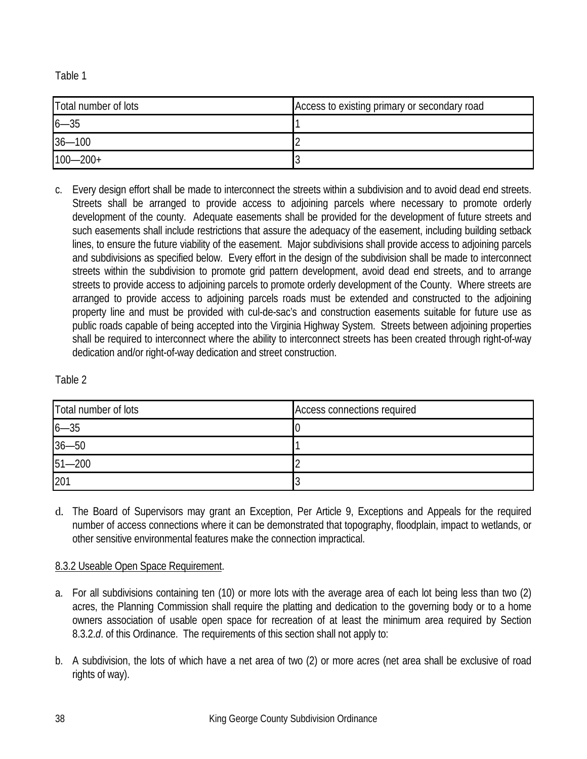Table 1

| Total number of lots | Access to existing primary or secondary road |
|---|---|
| 6—35 | 1 |
| 36—100 | 2 |
| 100—200+ | 3 |

c. Every design effort shall be made to interconnect the streets within a subdivision and to avoid dead end streets. Streets shall be arranged to provide access to adjoining parcels where necessary to promote orderly development of the county. Adequate easements shall be provided for the development of future streets and such easements shall include restrictions that assure the adequacy of the easement, including building setback lines, to ensure the future viability of the easement. Major subdivisions shall provide access to adjoining parcels and subdivisions as specified below. Every effort in the design of the subdivision shall be made to interconnect streets within the subdivision to promote grid pattern development, avoid dead end streets, and to arrange streets to provide access to adjoining parcels to promote orderly development of the County. Where streets are arranged to provide access to adjoining parcels roads must be extended and constructed to the adjoining property line and must be provided with cul-de-sac's and construction easements suitable for future use as public roads capable of being accepted into the Virginia Highway System. Streets between adjoining properties shall be required to interconnect where the ability to interconnect streets has been created through right-of-way dedication and/or right-of-way dedication and street construction.

Table 2

| Total number of lots | Access connections required |
|---|---|
| 6—35 | 0 |
| 36—50 | 1 |
| 51—200 | 2 |
| 201 | 3 |

d. The Board of Supervisors may grant an Exception, Per Article 9, Exceptions and Appeals for the required number of access connections where it can be demonstrated that topography, floodplain, impact to wetlands, or other sensitive environmental features make the connection impractical.

8.3.2 Useable Open Space Requirement.

a. For all subdivisions containing ten (10) or more lots with the average area of each lot being less than two (2) acres, the Planning Commission shall require the platting and dedication to the governing body or to a home owners association of usable open space for recreation of at least the minimum area required by Section 8.3.2.*d*. of this Ordinance. The requirements of this section shall not apply to:

b. A subdivision, the lots of which have a net area of two (2) or more acres (net area shall be exclusive of road rights of way).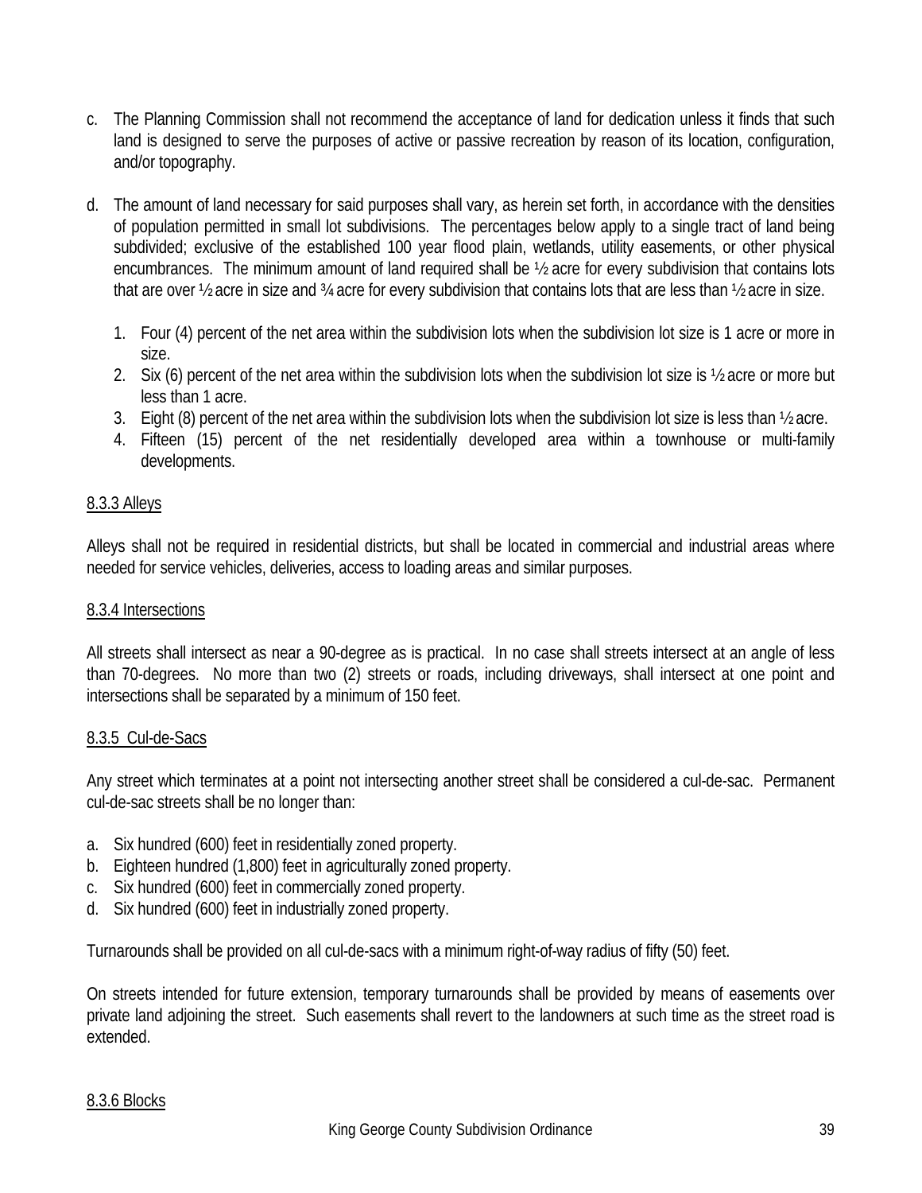c. The Planning Commission shall not recommend the acceptance of land for dedication unless it finds that such land is designed to serve the purposes of active or passive recreation by reason of its location, configuration, and/or topography.

d. The amount of land necessary for said purposes shall vary, as herein set forth, in accordance with the densities of population permitted in small lot subdivisions. The percentages below apply to a single tract of land being subdivided; exclusive of the established 100 year flood plain, wetlands, utility easements, or other physical encumbrances. The minimum amount of land required shall be ½ acre for every subdivision that contains lots that are over ½ acre in size and ¾ acre for every subdivision that contains lots that are less than ½ acre in size.

   1. Four (4) percent of the net area within the subdivision lots when the subdivision lot size is 1 acre or more in size.
   2. Six (6) percent of the net area within the subdivision lots when the subdivision lot size is ½ acre or more but less than 1 acre.
   3. Eight (8) percent of the net area within the subdivision lots when the subdivision lot size is less than ½ acre.
   4. Fifteen (15) percent of the net residentially developed area within a townhouse or multi-family developments.

8.3.3 Alleys

Alleys shall not be required in residential districts, but shall be located in commercial and industrial areas where needed for service vehicles, deliveries, access to loading areas and similar purposes.

8.3.4 Intersections

All streets shall intersect as near a 90-degree as is practical. In no case shall streets intersect at an angle of less than 70-degrees. No more than two (2) streets or roads, including driveways, shall intersect at one point and intersections shall be separated by a minimum of 150 feet.

8.3.5 Cul-de-Sacs

Any street which terminates at a point not intersecting another street shall be considered a cul-de-sac. Permanent cul-de-sac streets shall be no longer than:

a. Six hundred (600) feet in residentially zoned property.
b. Eighteen hundred (1,800) feet in agriculturally zoned property.
c. Six hundred (600) feet in commercially zoned property.
d. Six hundred (600) feet in industrially zoned property.

Turnarounds shall be provided on all cul-de-sacs with a minimum right-of-way radius of fifty (50) feet.

On streets intended for future extension, temporary turnarounds shall be provided by means of easements over private land adjoining the street. Such easements shall revert to the landowners at such time as the street road is extended.

8.3.6 Blocks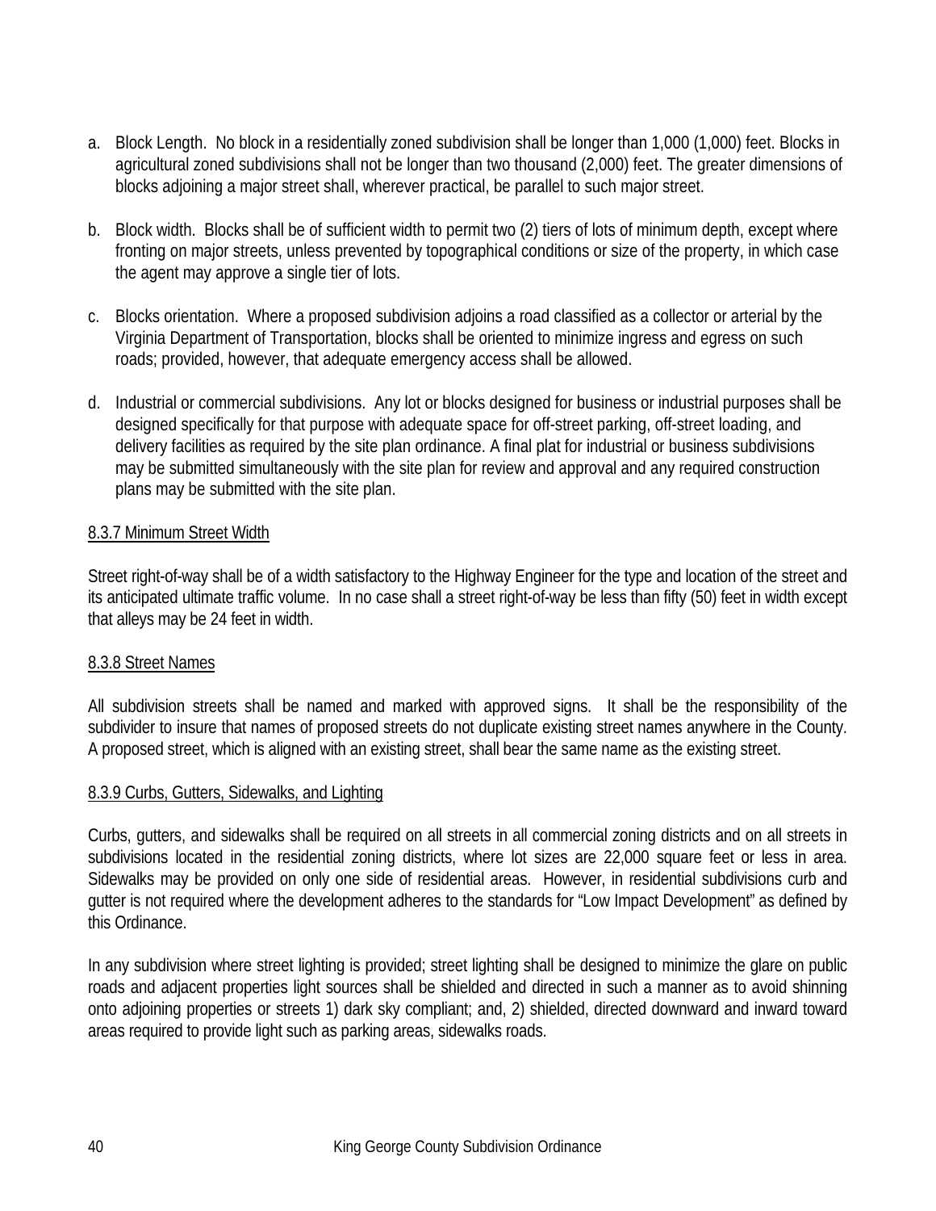a. Block Length. No block in a residentially zoned subdivision shall be longer than 1,000 (1,000) feet. Blocks in agricultural zoned subdivisions shall not be longer than two thousand (2,000) feet. The greater dimensions of blocks adjoining a major street shall, wherever practical, be parallel to such major street.

b. Block width. Blocks shall be of sufficient width to permit two (2) tiers of lots of minimum depth, except where fronting on major streets, unless prevented by topographical conditions or size of the property, in which case the agent may approve a single tier of lots.

c. Blocks orientation. Where a proposed subdivision adjoins a road classified as a collector or arterial by the Virginia Department of Transportation, blocks shall be oriented to minimize ingress and egress on such roads; provided, however, that adequate emergency access shall be allowed.

d. Industrial or commercial subdivisions. Any lot or blocks designed for business or industrial purposes shall be designed specifically for that purpose with adequate space for off-street parking, off-street loading, and delivery facilities as required by the site plan ordinance. A final plat for industrial or business subdivisions may be submitted simultaneously with the site plan for review and approval and any required construction plans may be submitted with the site plan.

### 8.3.7 Minimum Street Width

Street right-of-way shall be of a width satisfactory to the Highway Engineer for the type and location of the street and its anticipated ultimate traffic volume. In no case shall a street right-of-way be less than fifty (50) feet in width except that alleys may be 24 feet in width.

### 8.3.8 Street Names

All subdivision streets shall be named and marked with approved signs. It shall be the responsibility of the subdivider to insure that names of proposed streets do not duplicate existing street names anywhere in the County. A proposed street, which is aligned with an existing street, shall bear the same name as the existing street.

### 8.3.9 Curbs, Gutters, Sidewalks, and Lighting

Curbs, gutters, and sidewalks shall be required on all streets in all commercial zoning districts and on all streets in subdivisions located in the residential zoning districts, where lot sizes are 22,000 square feet or less in area. Sidewalks may be provided on only one side of residential areas. However, in residential subdivisions curb and gutter is not required where the development adheres to the standards for "Low Impact Development" as defined by this Ordinance.

In any subdivision where street lighting is provided; street lighting shall be designed to minimize the glare on public roads and adjacent properties light sources shall be shielded and directed in such a manner as to avoid shinning onto adjoining properties or streets 1) dark sky compliant; and, 2) shielded, directed downward and inward toward areas required to provide light such as parking areas, sidewalks roads.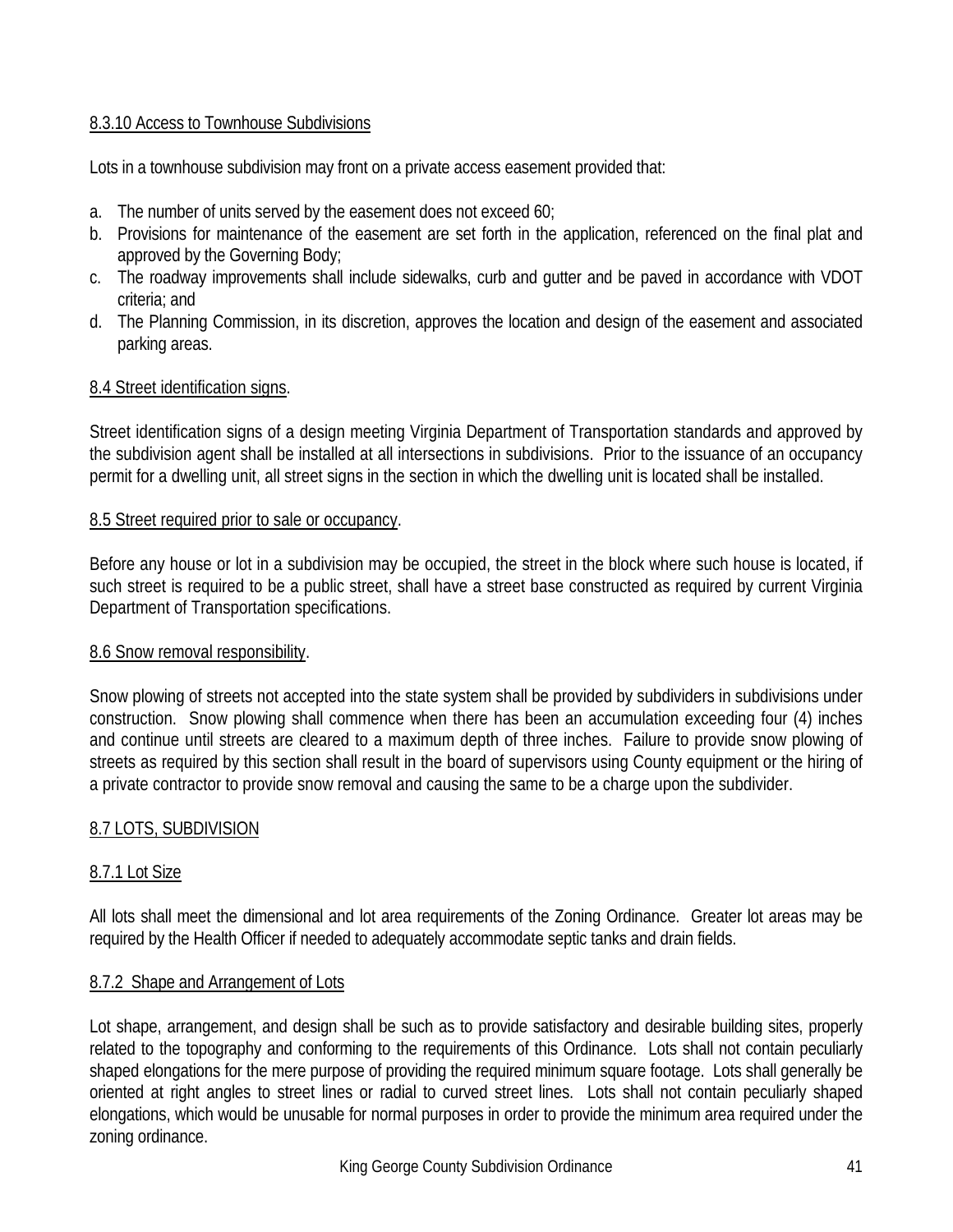8.3.10 Access to Townhouse Subdivisions

Lots in a townhouse subdivision may front on a private access easement provided that:

a. The number of units served by the easement does not exceed 60;
b. Provisions for maintenance of the easement are set forth in the application, referenced on the final plat and approved by the Governing Body;
c. The roadway improvements shall include sidewalks, curb and gutter and be paved in accordance with VDOT criteria; and
d. The Planning Commission, in its discretion, approves the location and design of the easement and associated parking areas.

8.4 Street identification signs.

Street identification signs of a design meeting Virginia Department of Transportation standards and approved by the subdivision agent shall be installed at all intersections in subdivisions. Prior to the issuance of an occupancy permit for a dwelling unit, all street signs in the section in which the dwelling unit is located shall be installed.

8.5 Street required prior to sale or occupancy.

Before any house or lot in a subdivision may be occupied, the street in the block where such house is located, if such street is required to be a public street, shall have a street base constructed as required by current Virginia Department of Transportation specifications.

8.6 Snow removal responsibility.

Snow plowing of streets not accepted into the state system shall be provided by subdividers in subdivisions under construction. Snow plowing shall commence when there has been an accumulation exceeding four (4) inches and continue until streets are cleared to a maximum depth of three inches. Failure to provide snow plowing of streets as required by this section shall result in the board of supervisors using County equipment or the hiring of a private contractor to provide snow removal and causing the same to be a charge upon the subdivider.

8.7 LOTS, SUBDIVISION

8.7.1 Lot Size

All lots shall meet the dimensional and lot area requirements of the Zoning Ordinance. Greater lot areas may be required by the Health Officer if needed to adequately accommodate septic tanks and drain fields.

8.7.2 Shape and Arrangement of Lots

Lot shape, arrangement, and design shall be such as to provide satisfactory and desirable building sites, properly related to the topography and conforming to the requirements of this Ordinance. Lots shall not contain peculiarly shaped elongations for the mere purpose of providing the required minimum square footage. Lots shall generally be oriented at right angles to street lines or radial to curved street lines. Lots shall not contain peculiarly shaped elongations, which would be unusable for normal purposes in order to provide the minimum area required under the zoning ordinance.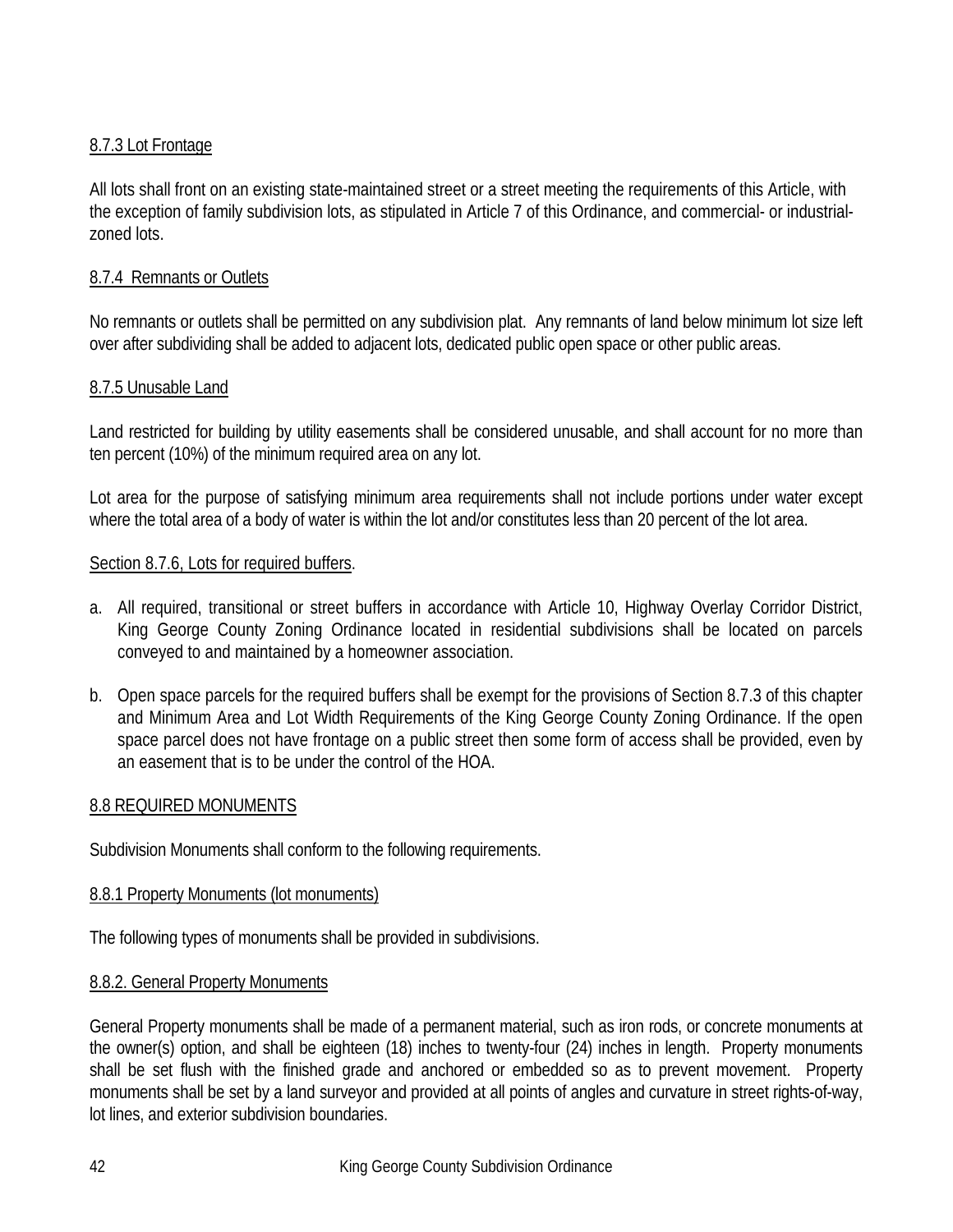### 8.7.3 Lot Frontage

All lots shall front on an existing state-maintained street or a street meeting the requirements of this Article, with the exception of family subdivision lots, as stipulated in Article 7 of this Ordinance, and commercial- or industrial-zoned lots.

### 8.7.4 Remnants or Outlets

No remnants or outlets shall be permitted on any subdivision plat. Any remnants of land below minimum lot size left over after subdividing shall be added to adjacent lots, dedicated public open space or other public areas.

### 8.7.5 Unusable Land

Land restricted for building by utility easements shall be considered unusable, and shall account for no more than ten percent (10%) of the minimum required area on any lot.

Lot area for the purpose of satisfying minimum area requirements shall not include portions under water except where the total area of a body of water is within the lot and/or constitutes less than 20 percent of the lot area.

### Section 8.7.6, Lots for required buffers.

a. All required, transitional or street buffers in accordance with Article 10, Highway Overlay Corridor District, King George County Zoning Ordinance located in residential subdivisions shall be located on parcels conveyed to and maintained by a homeowner association.

b. Open space parcels for the required buffers shall be exempt for the provisions of Section 8.7.3 of this chapter and Minimum Area and Lot Width Requirements of the King George County Zoning Ordinance. If the open space parcel does not have frontage on a public street then some form of access shall be provided, even by an easement that is to be under the control of the HOA.

## 8.8 REQUIRED MONUMENTS

Subdivision Monuments shall conform to the following requirements.

### 8.8.1 Property Monuments (lot monuments)

The following types of monuments shall be provided in subdivisions.

### 8.8.2. General Property Monuments

General Property monuments shall be made of a permanent material, such as iron rods, or concrete monuments at the owner(s) option, and shall be eighteen (18) inches to twenty-four (24) inches in length. Property monuments shall be set flush with the finished grade and anchored or embedded so as to prevent movement. Property monuments shall be set by a land surveyor and provided at all points of angles and curvature in street rights-of-way, lot lines, and exterior subdivision boundaries.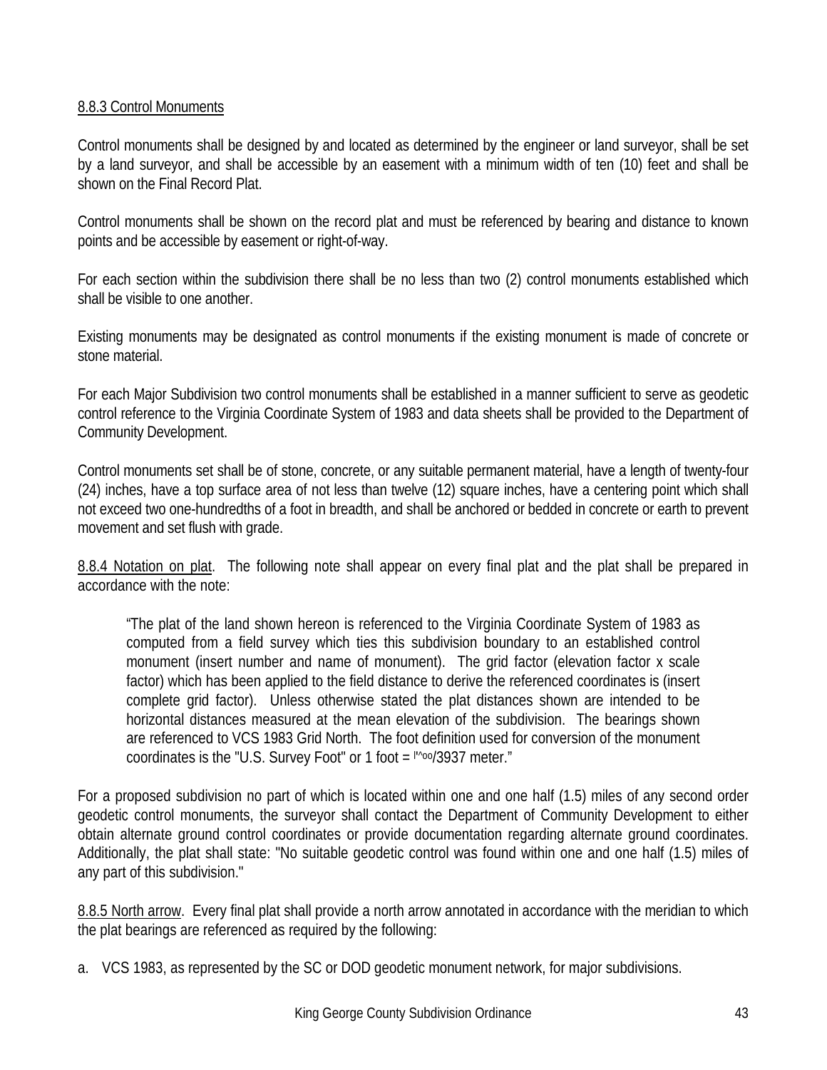8.8.3 Control Monuments

Control monuments shall be designed by and located as determined by the engineer or land surveyor, shall be set by a land surveyor, and shall be accessible by an easement with a minimum width of ten (10) feet and shall be shown on the Final Record Plat.

Control monuments shall be shown on the record plat and must be referenced by bearing and distance to known points and be accessible by easement or right-of-way.

For each section within the subdivision there shall be no less than two (2) control monuments established which shall be visible to one another.

Existing monuments may be designated as control monuments if the existing monument is made of concrete or stone material.

For each Major Subdivision two control monuments shall be established in a manner sufficient to serve as geodetic control reference to the Virginia Coordinate System of 1983 and data sheets shall be provided to the Department of Community Development.

Control monuments set shall be of stone, concrete, or any suitable permanent material, have a length of twenty-four (24) inches, have a top surface area of not less than twelve (12) square inches, have a centering point which shall not exceed two one-hundredths of a foot in breadth, and shall be anchored or bedded in concrete or earth to prevent movement and set flush with grade.

8.8.4 Notation on plat. The following note shall appear on every final plat and the plat shall be prepared in accordance with the note:

> "The plat of the land shown hereon is referenced to the Virginia Coordinate System of 1983 as computed from a field survey which ties this subdivision boundary to an established control monument (insert number and name of monument). The grid factor (elevation factor x scale factor) which has been applied to the field distance to derive the referenced coordinates is (insert complete grid factor). Unless otherwise stated the plat distances shown are intended to be horizontal distances measured at the mean elevation of the subdivision. The bearings shown are referenced to VCS 1983 Grid North. The foot definition used for conversion of the monument coordinates is the "U.S. Survey Foot" or 1 foot = l'^oo/3937 meter."

For a proposed subdivision no part of which is located within one and one half (1.5) miles of any second order geodetic control monuments, the surveyor shall contact the Department of Community Development to either obtain alternate ground control coordinates or provide documentation regarding alternate ground coordinates. Additionally, the plat shall state: "No suitable geodetic control was found within one and one half (1.5) miles of any part of this subdivision."

8.8.5 North arrow. Every final plat shall provide a north arrow annotated in accordance with the meridian to which the plat bearings are referenced as required by the following:

a. VCS 1983, as represented by the SC or DOD geodetic monument network, for major subdivisions.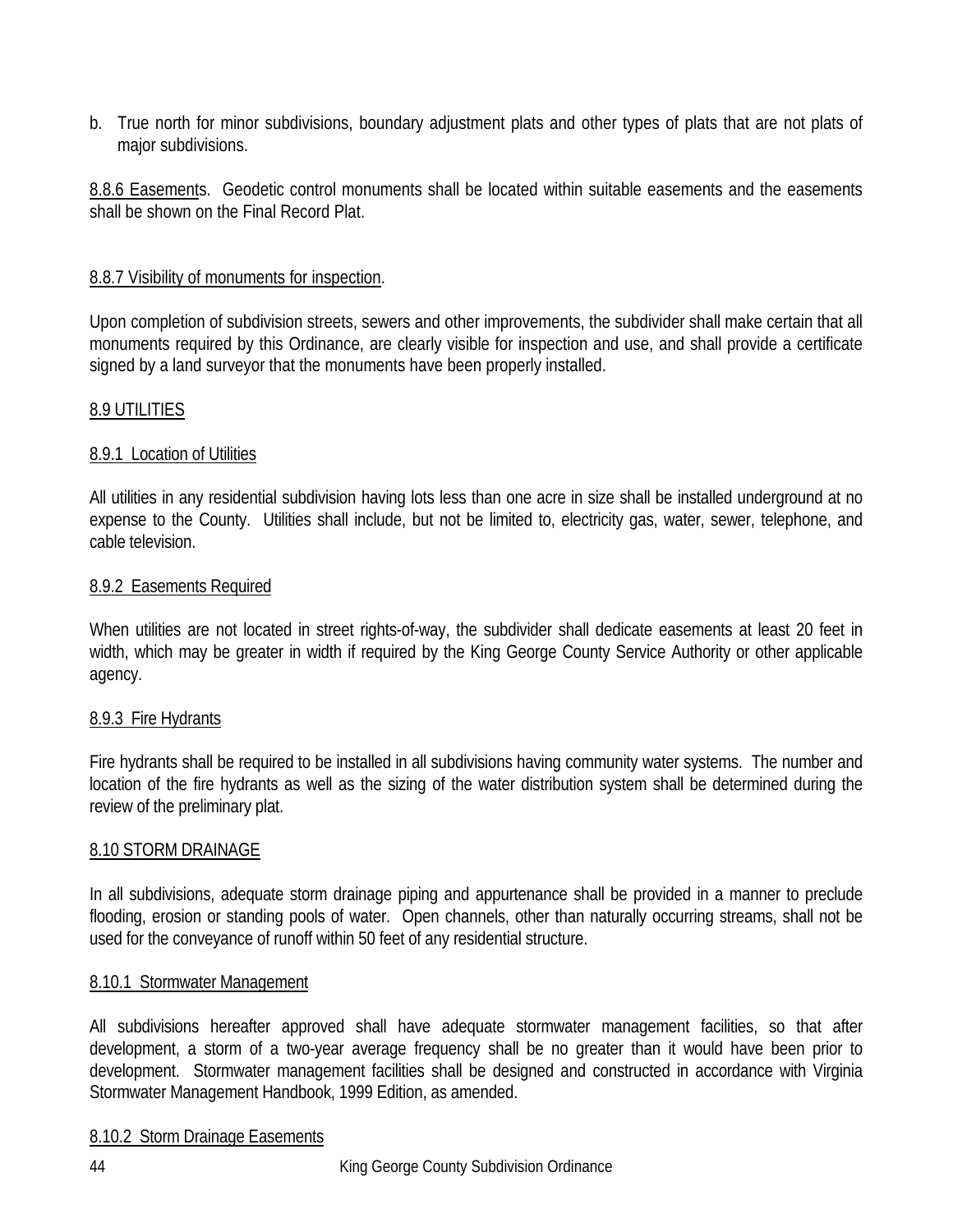b. True north for minor subdivisions, boundary adjustment plats and other types of plats that are not plats of major subdivisions.

8.8.6 Easements. Geodetic control monuments shall be located within suitable easements and the easements shall be shown on the Final Record Plat.

8.8.7 Visibility of monuments for inspection.

Upon completion of subdivision streets, sewers and other improvements, the subdivider shall make certain that all monuments required by this Ordinance, are clearly visible for inspection and use, and shall provide a certificate signed by a land surveyor that the monuments have been properly installed.

## 8.9 UTILITIES

### 8.9.1 Location of Utilities

All utilities in any residential subdivision having lots less than one acre in size shall be installed underground at no expense to the County. Utilities shall include, but not be limited to, electricity gas, water, sewer, telephone, and cable television.

### 8.9.2 Easements Required

When utilities are not located in street rights-of-way, the subdivider shall dedicate easements at least 20 feet in width, which may be greater in width if required by the King George County Service Authority or other applicable agency.

### 8.9.3 Fire Hydrants

Fire hydrants shall be required to be installed in all subdivisions having community water systems. The number and location of the fire hydrants as well as the sizing of the water distribution system shall be determined during the review of the preliminary plat.

## 8.10 STORM DRAINAGE

In all subdivisions, adequate storm drainage piping and appurtenance shall be provided in a manner to preclude flooding, erosion or standing pools of water. Open channels, other than naturally occurring streams, shall not be used for the conveyance of runoff within 50 feet of any residential structure.

### 8.10.1 Stormwater Management

All subdivisions hereafter approved shall have adequate stormwater management facilities, so that after development, a storm of a two-year average frequency shall be no greater than it would have been prior to development. Stormwater management facilities shall be designed and constructed in accordance with Virginia Stormwater Management Handbook, 1999 Edition, as amended.

### 8.10.2 Storm Drainage Easements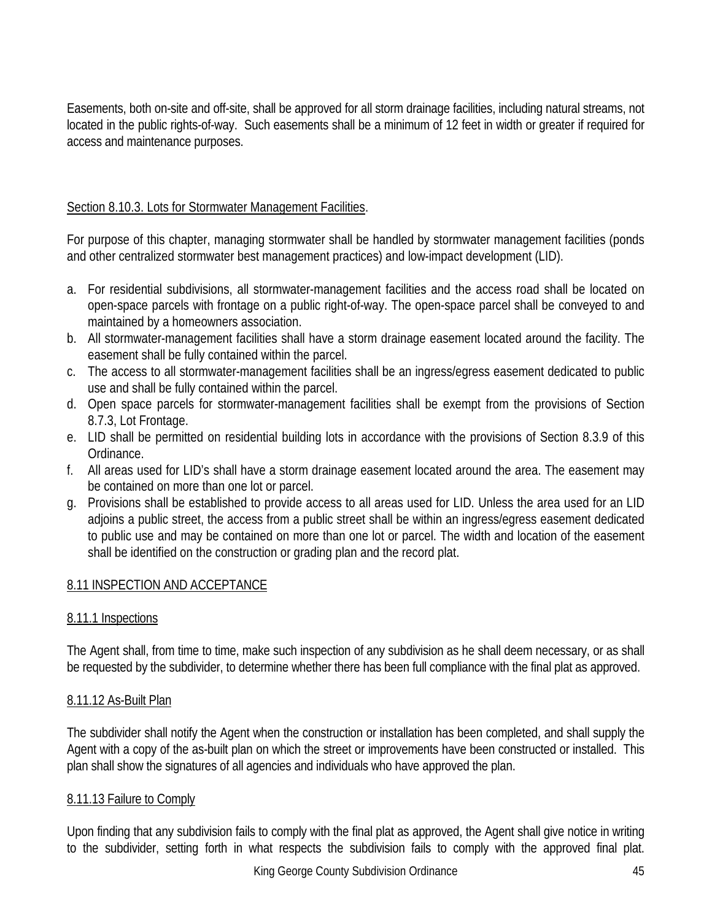Easements, both on-site and off-site, shall be approved for all storm drainage facilities, including natural streams, not located in the public rights-of-way. Such easements shall be a minimum of 12 feet in width or greater if required for access and maintenance purposes.

Section 8.10.3. Lots for Stormwater Management Facilities.

For purpose of this chapter, managing stormwater shall be handled by stormwater management facilities (ponds and other centralized stormwater best management practices) and low-impact development (LID).

a. For residential subdivisions, all stormwater-management facilities and the access road shall be located on open-space parcels with frontage on a public right-of-way. The open-space parcel shall be conveyed to and maintained by a homeowners association.
b. All stormwater-management facilities shall have a storm drainage easement located around the facility. The easement shall be fully contained within the parcel.
c. The access to all stormwater-management facilities shall be an ingress/egress easement dedicated to public use and shall be fully contained within the parcel.
d. Open space parcels for stormwater-management facilities shall be exempt from the provisions of Section 8.7.3, Lot Frontage.
e. LID shall be permitted on residential building lots in accordance with the provisions of Section 8.3.9 of this Ordinance.
f. All areas used for LID's shall have a storm drainage easement located around the area. The easement may be contained on more than one lot or parcel.
g. Provisions shall be established to provide access to all areas used for LID. Unless the area used for an LID adjoins a public street, the access from a public street shall be within an ingress/egress easement dedicated to public use and may be contained on more than one lot or parcel. The width and location of the easement shall be identified on the construction or grading plan and the record plat.

## 8.11 INSPECTION AND ACCEPTANCE

### 8.11.1 Inspections

The Agent shall, from time to time, make such inspection of any subdivision as he shall deem necessary, or as shall be requested by the subdivider, to determine whether there has been full compliance with the final plat as approved.

### 8.11.12 As-Built Plan

The subdivider shall notify the Agent when the construction or installation has been completed, and shall supply the Agent with a copy of the as-built plan on which the street or improvements have been constructed or installed. This plan shall show the signatures of all agencies and individuals who have approved the plan.

### 8.11.13 Failure to Comply

Upon finding that any subdivision fails to comply with the final plat as approved, the Agent shall give notice in writing to the subdivider, setting forth in what respects the subdivision fails to comply with the approved final plat.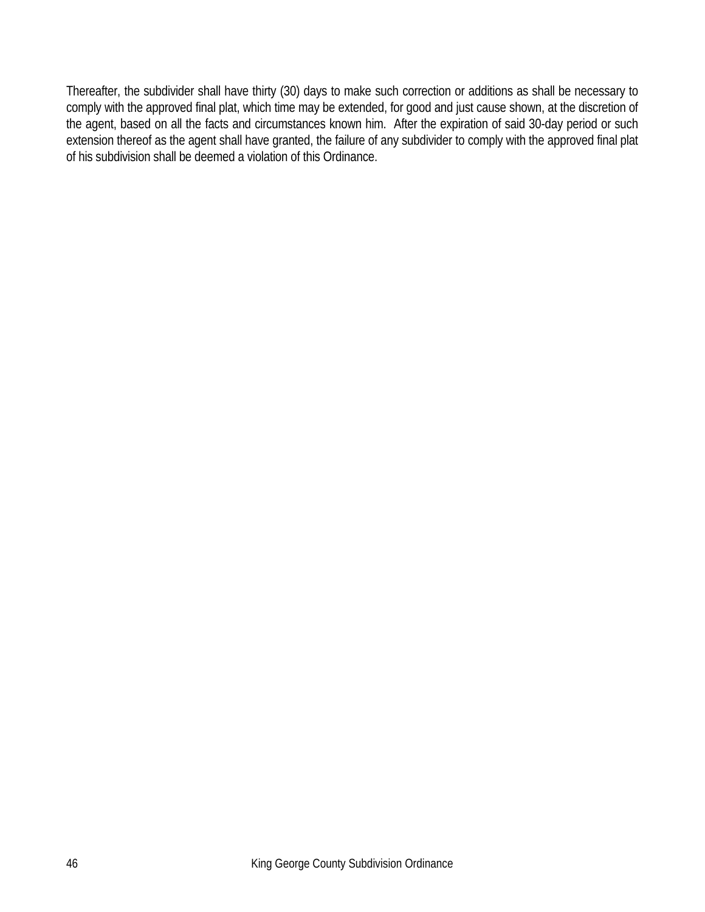Thereafter, the subdivider shall have thirty (30) days to make such correction or additions as shall be necessary to comply with the approved final plat, which time may be extended, for good and just cause shown, at the discretion of the agent, based on all the facts and circumstances known him. After the expiration of said 30-day period or such extension thereof as the agent shall have granted, the failure of any subdivider to comply with the approved final plat of his subdivision shall be deemed a violation of this Ordinance.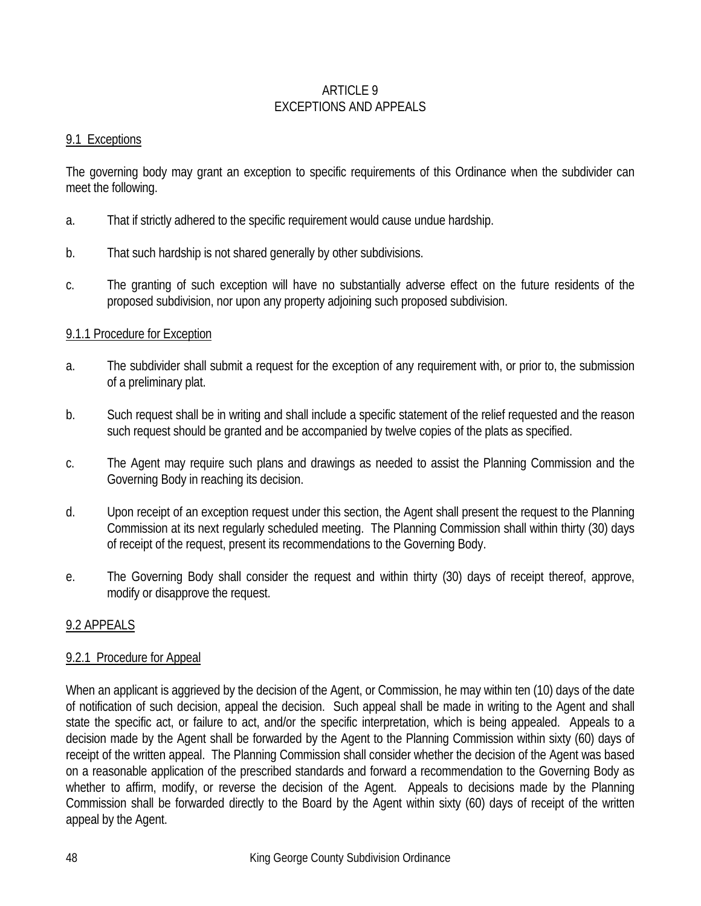# ARTICLE 9
# EXCEPTIONS AND APPEALS

## 9.1 Exceptions

The governing body may grant an exception to specific requirements of this Ordinance when the subdivider can meet the following.

a. That if strictly adhered to the specific requirement would cause undue hardship.

b. That such hardship is not shared generally by other subdivisions.

c. The granting of such exception will have no substantially adverse effect on the future residents of the proposed subdivision, nor upon any property adjoining such proposed subdivision.

### 9.1.1 Procedure for Exception

a. The subdivider shall submit a request for the exception of any requirement with, or prior to, the submission of a preliminary plat.

b. Such request shall be in writing and shall include a specific statement of the relief requested and the reason such request should be granted and be accompanied by twelve copies of the plats as specified.

c. The Agent may require such plans and drawings as needed to assist the Planning Commission and the Governing Body in reaching its decision.

d. Upon receipt of an exception request under this section, the Agent shall present the request to the Planning Commission at its next regularly scheduled meeting. The Planning Commission shall within thirty (30) days of receipt of the request, present its recommendations to the Governing Body.

e. The Governing Body shall consider the request and within thirty (30) days of receipt thereof, approve, modify or disapprove the request.

## 9.2 APPEALS

### 9.2.1 Procedure for Appeal

When an applicant is aggrieved by the decision of the Agent, or Commission, he may within ten (10) days of the date of notification of such decision, appeal the decision. Such appeal shall be made in writing to the Agent and shall state the specific act, or failure to act, and/or the specific interpretation, which is being appealed. Appeals to a decision made by the Agent shall be forwarded by the Agent to the Planning Commission within sixty (60) days of receipt of the written appeal. The Planning Commission shall consider whether the decision of the Agent was based on a reasonable application of the prescribed standards and forward a recommendation to the Governing Body as whether to affirm, modify, or reverse the decision of the Agent. Appeals to decisions made by the Planning Commission shall be forwarded directly to the Board by the Agent within sixty (60) days of receipt of the written appeal by the Agent.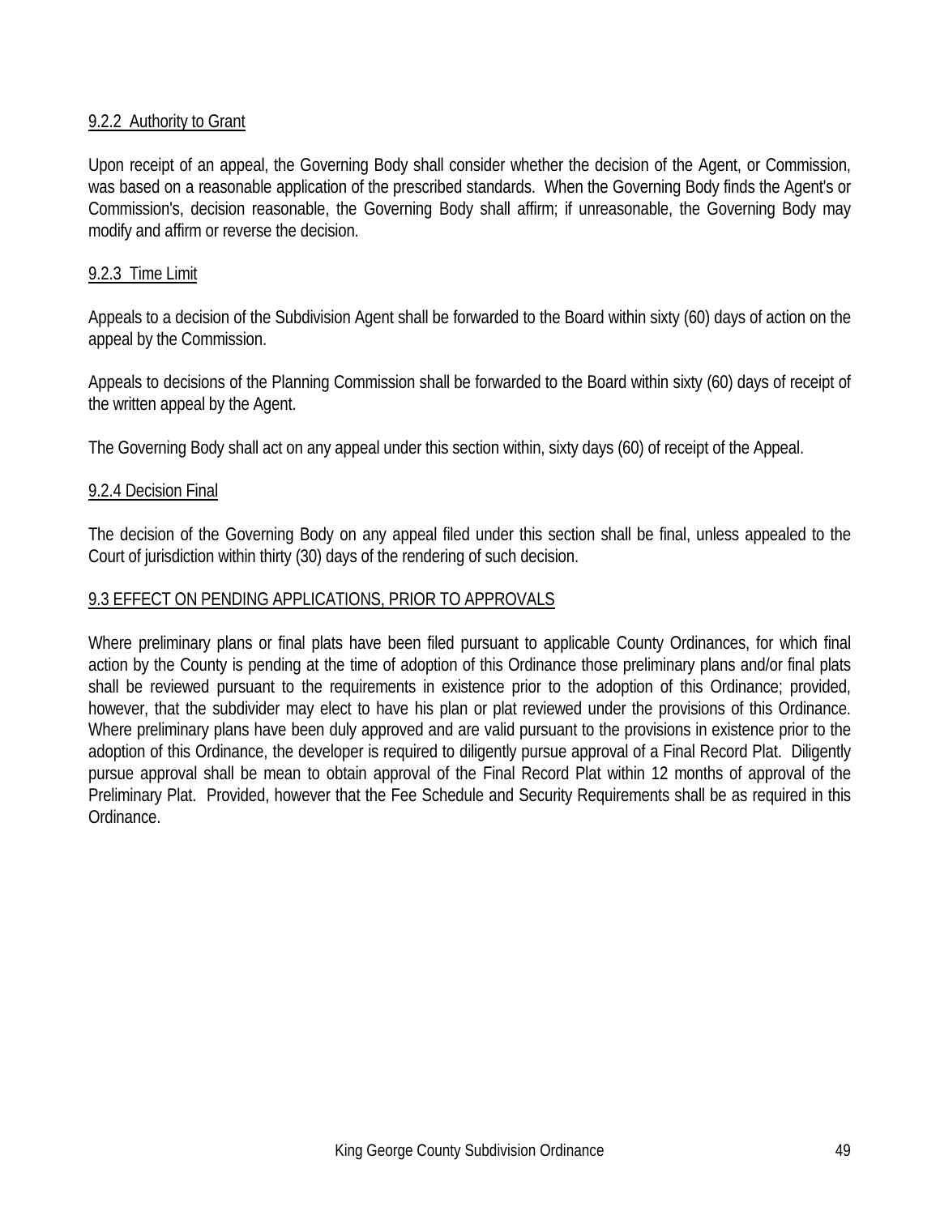9.2.2 Authority to Grant

Upon receipt of an appeal, the Governing Body shall consider whether the decision of the Agent, or Commission, was based on a reasonable application of the prescribed standards. When the Governing Body finds the Agent's or Commission's, decision reasonable, the Governing Body shall affirm; if unreasonable, the Governing Body may modify and affirm or reverse the decision.

9.2.3 Time Limit

Appeals to a decision of the Subdivision Agent shall be forwarded to the Board within sixty (60) days of action on the appeal by the Commission.

Appeals to decisions of the Planning Commission shall be forwarded to the Board within sixty (60) days of receipt of the written appeal by the Agent.

The Governing Body shall act on any appeal under this section within, sixty days (60) of receipt of the Appeal.

9.2.4 Decision Final

The decision of the Governing Body on any appeal filed under this section shall be final, unless appealed to the Court of jurisdiction within thirty (30) days of the rendering of such decision.

9.3 EFFECT ON PENDING APPLICATIONS, PRIOR TO APPROVALS

Where preliminary plans or final plats have been filed pursuant to applicable County Ordinances, for which final action by the County is pending at the time of adoption of this Ordinance those preliminary plans and/or final plats shall be reviewed pursuant to the requirements in existence prior to the adoption of this Ordinance; provided, however, that the subdivider may elect to have his plan or plat reviewed under the provisions of this Ordinance. Where preliminary plans have been duly approved and are valid pursuant to the provisions in existence prior to the adoption of this Ordinance, the developer is required to diligently pursue approval of a Final Record Plat. Diligently pursue approval shall be mean to obtain approval of the Final Record Plat within 12 months of approval of the Preliminary Plat. Provided, however that the Fee Schedule and Security Requirements shall be as required in this Ordinance.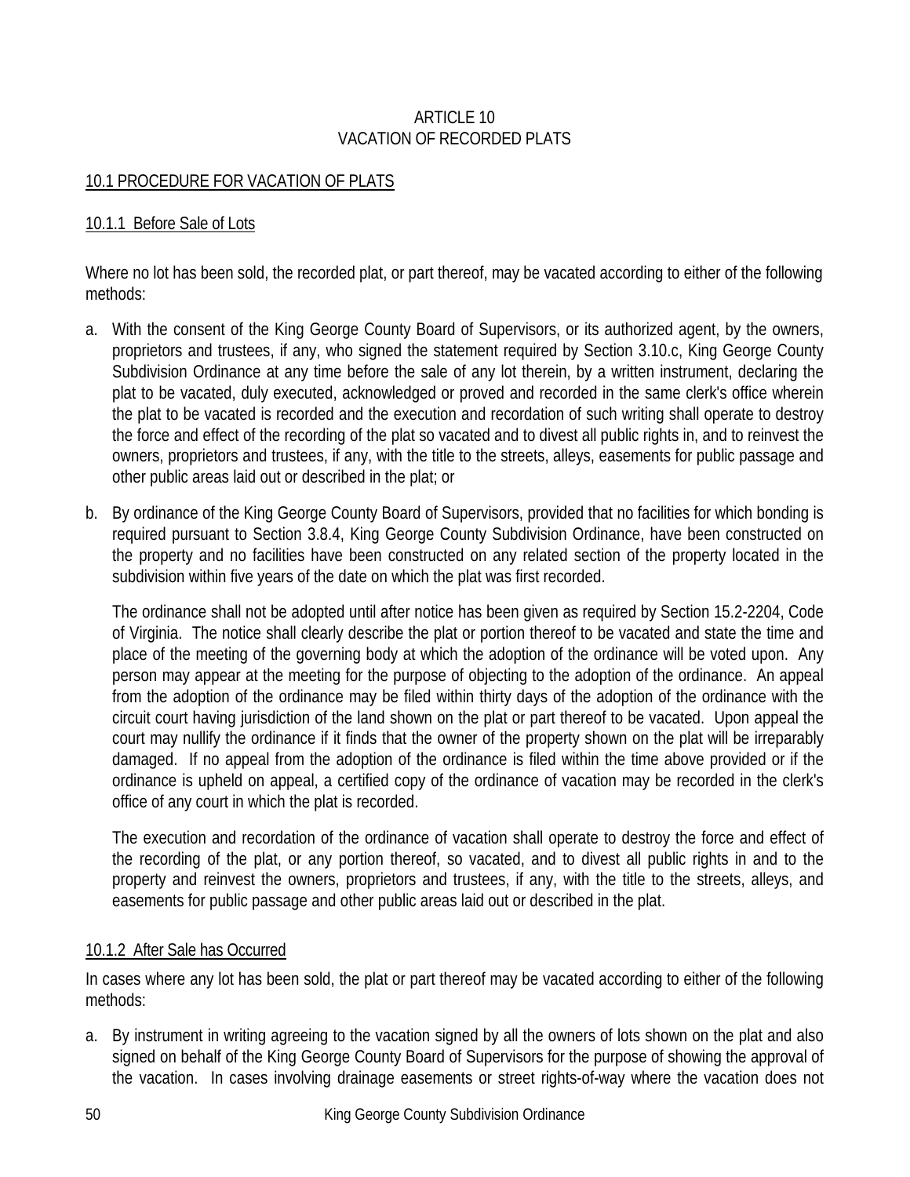# ARTICLE 10
# VACATION OF RECORDED PLATS

## 10.1 PROCEDURE FOR VACATION OF PLATS

### 10.1.1 Before Sale of Lots

Where no lot has been sold, the recorded plat, or part thereof, may be vacated according to either of the following methods:

a. With the consent of the King George County Board of Supervisors, or its authorized agent, by the owners, proprietors and trustees, if any, who signed the statement required by Section 3.10.c, King George County Subdivision Ordinance at any time before the sale of any lot therein, by a written instrument, declaring the plat to be vacated, duly executed, acknowledged or proved and recorded in the same clerk's office wherein the plat to be vacated is recorded and the execution and recordation of such writing shall operate to destroy the force and effect of the recording of the plat so vacated and to divest all public rights in, and to reinvest the owners, proprietors and trustees, if any, with the title to the streets, alleys, easements for public passage and other public areas laid out or described in the plat; or

b. By ordinance of the King George County Board of Supervisors, provided that no facilities for which bonding is required pursuant to Section 3.8.4, King George County Subdivision Ordinance, have been constructed on the property and no facilities have been constructed on any related section of the property located in the subdivision within five years of the date on which the plat was first recorded.

   The ordinance shall not be adopted until after notice has been given as required by Section 15.2-2204, Code of Virginia. The notice shall clearly describe the plat or portion thereof to be vacated and state the time and place of the meeting of the governing body at which the adoption of the ordinance will be voted upon. Any person may appear at the meeting for the purpose of objecting to the adoption of the ordinance. An appeal from the adoption of the ordinance may be filed within thirty days of the adoption of the ordinance with the circuit court having jurisdiction of the land shown on the plat or part thereof to be vacated. Upon appeal the court may nullify the ordinance if it finds that the owner of the property shown on the plat will be irreparably damaged. If no appeal from the adoption of the ordinance is filed within the time above provided or if the ordinance is upheld on appeal, a certified copy of the ordinance of vacation may be recorded in the clerk's office of any court in which the plat is recorded.

   The execution and recordation of the ordinance of vacation shall operate to destroy the force and effect of the recording of the plat, or any portion thereof, so vacated, and to divest all public rights in and to the property and reinvest the owners, proprietors and trustees, if any, with the title to the streets, alleys, and easements for public passage and other public areas laid out or described in the plat.

### 10.1.2 After Sale has Occurred

In cases where any lot has been sold, the plat or part thereof may be vacated according to either of the following methods:

a. By instrument in writing agreeing to the vacation signed by all the owners of lots shown on the plat and also signed on behalf of the King George County Board of Supervisors for the purpose of showing the approval of the vacation. In cases involving drainage easements or street rights-of-way where the vacation does not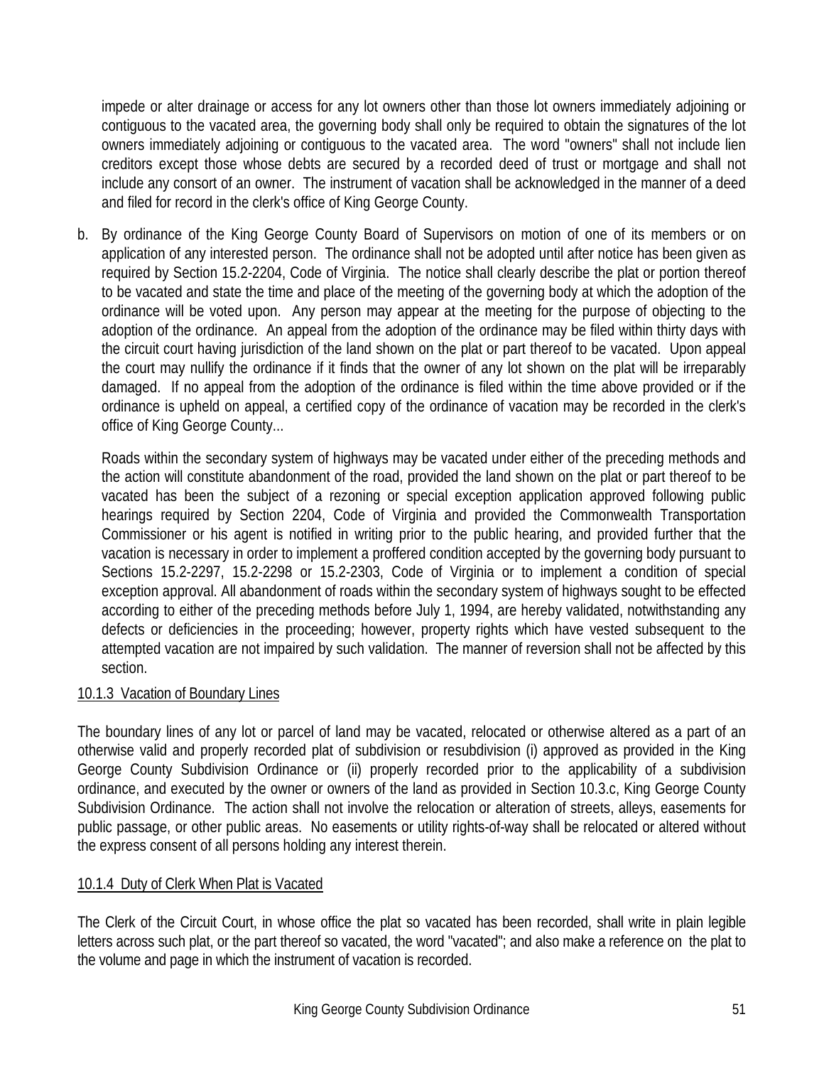impede or alter drainage or access for any lot owners other than those lot owners immediately adjoining or contiguous to the vacated area, the governing body shall only be required to obtain the signatures of the lot owners immediately adjoining or contiguous to the vacated area. The word "owners" shall not include lien creditors except those whose debts are secured by a recorded deed of trust or mortgage and shall not include any consort of an owner. The instrument of vacation shall be acknowledged in the manner of a deed and filed for record in the clerk's office of King George County.

b. By ordinance of the King George County Board of Supervisors on motion of one of its members or on application of any interested person. The ordinance shall not be adopted until after notice has been given as required by Section 15.2-2204, Code of Virginia. The notice shall clearly describe the plat or portion thereof to be vacated and state the time and place of the meeting of the governing body at which the adoption of the ordinance will be voted upon. Any person may appear at the meeting for the purpose of objecting to the adoption of the ordinance. An appeal from the adoption of the ordinance may be filed within thirty days with the circuit court having jurisdiction of the land shown on the plat or part thereof to be vacated. Upon appeal the court may nullify the ordinance if it finds that the owner of any lot shown on the plat will be irreparably damaged. If no appeal from the adoption of the ordinance is filed within the time above provided or if the ordinance is upheld on appeal, a certified copy of the ordinance of vacation may be recorded in the clerk's office of King George County...

   Roads within the secondary system of highways may be vacated under either of the preceding methods and the action will constitute abandonment of the road, provided the land shown on the plat or part thereof to be vacated has been the subject of a rezoning or special exception application approved following public hearings required by Section 2204, Code of Virginia and provided the Commonwealth Transportation Commissioner or his agent is notified in writing prior to the public hearing, and provided further that the vacation is necessary in order to implement a proffered condition accepted by the governing body pursuant to Sections 15.2-2297, 15.2-2298 or 15.2-2303, Code of Virginia or to implement a condition of special exception approval. All abandonment of roads within the secondary system of highways sought to be effected according to either of the preceding methods before July 1, 1994, are hereby validated, notwithstanding any defects or deficiencies in the proceeding; however, property rights which have vested subsequent to the attempted vacation are not impaired by such validation. The manner of reversion shall not be affected by this section.

#### 10.1.3 Vacation of Boundary Lines

The boundary lines of any lot or parcel of land may be vacated, relocated or otherwise altered as a part of an otherwise valid and properly recorded plat of subdivision or resubdivision (i) approved as provided in the King George County Subdivision Ordinance or (ii) properly recorded prior to the applicability of a subdivision ordinance, and executed by the owner or owners of the land as provided in Section 10.3.c, King George County Subdivision Ordinance. The action shall not involve the relocation or alteration of streets, alleys, easements for public passage, or other public areas. No easements or utility rights-of-way shall be relocated or altered without the express consent of all persons holding any interest therein.

#### 10.1.4 Duty of Clerk When Plat is Vacated

The Clerk of the Circuit Court, in whose office the plat so vacated has been recorded, shall write in plain legible letters across such plat, or the part thereof so vacated, the word "vacated"; and also make a reference on the plat to the volume and page in which the instrument of vacation is recorded.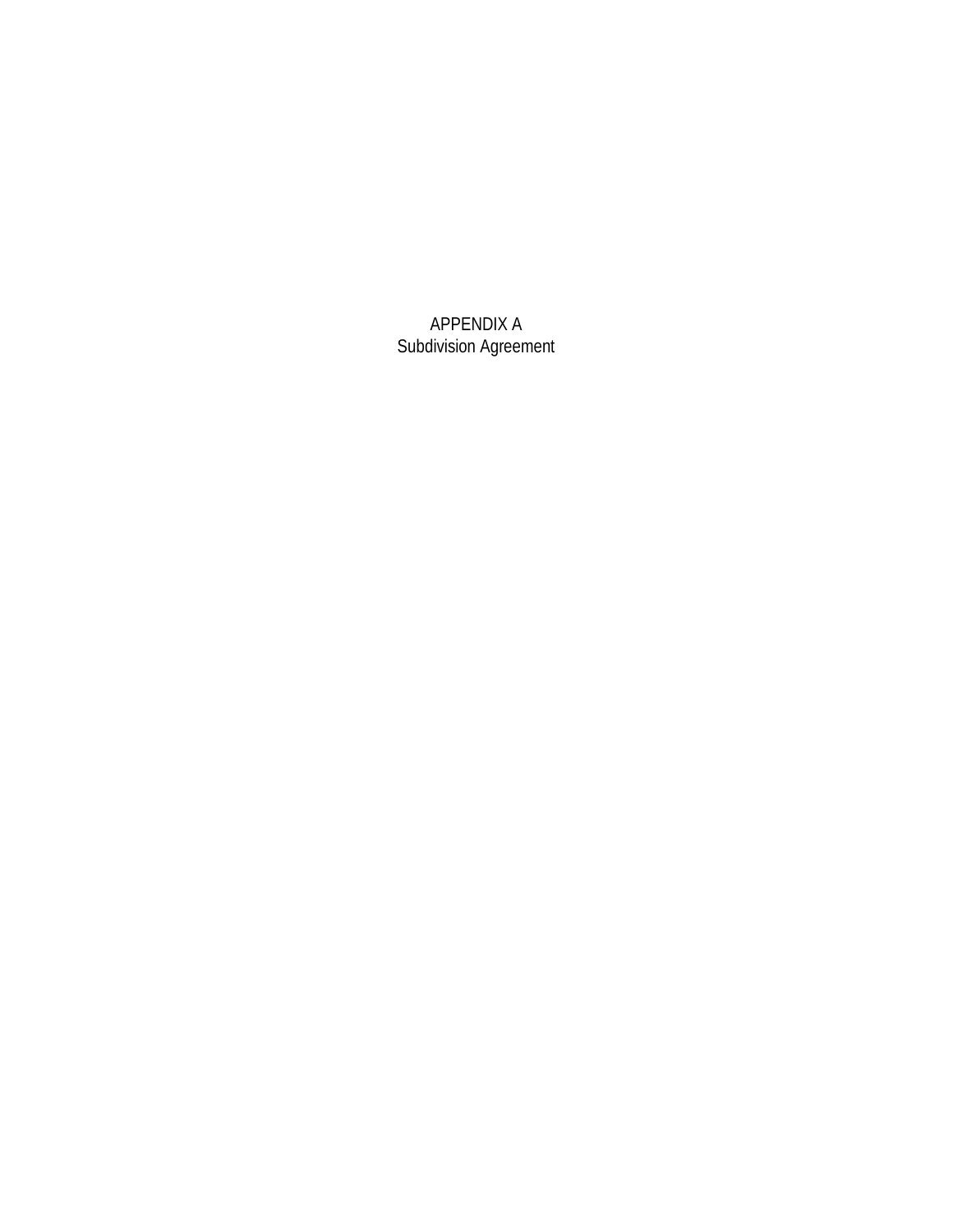# APPENDIX A
## Subdivision Agreement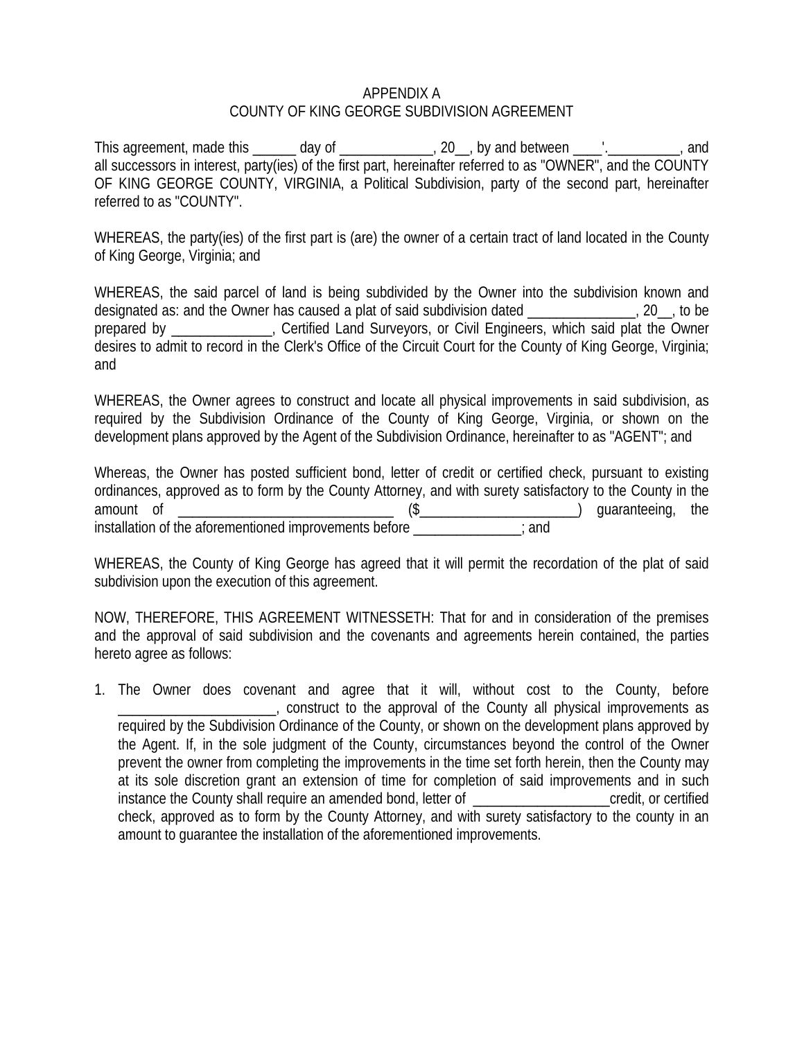APPENDIX A
COUNTY OF KING GEORGE SUBDIVISION AGREEMENT

This agreement, made this ______ day of _____________, 20__, by and between ____'.__________, and all successors in interest, party(ies) of the first part, hereinafter referred to as "OWNER", and the COUNTY OF KING GEORGE COUNTY, VIRGINIA, a Political Subdivision, party of the second part, hereinafter referred to as "COUNTY".

WHEREAS, the party(ies) of the first part is (are) the owner of a certain tract of land located in the County of King George, Virginia; and

WHEREAS, the said parcel of land is being subdivided by the Owner into the subdivision known and designated as: and the Owner has caused a plat of said subdivision dated _______________, 20__, to be prepared by ______________, Certified Land Surveyors, or Civil Engineers, which said plat the Owner desires to admit to record in the Clerk's Office of the Circuit Court for the County of King George, Virginia; and

WHEREAS, the Owner agrees to construct and locate all physical improvements in said subdivision, as required by the Subdivision Ordinance of the County of King George, Virginia, or shown on the development plans approved by the Agent of the Subdivision Ordinance, hereinafter to as "AGENT"; and

Whereas, the Owner has posted sufficient bond, letter of credit or certified check, pursuant to existing ordinances, approved as to form by the County Attorney, and with surety satisfactory to the County in the amount of ______________________________ ($______________________) guaranteeing, the installation of the aforementioned improvements before _______________; and

WHEREAS, the County of King George has agreed that it will permit the recordation of the plat of said subdivision upon the execution of this agreement.

NOW, THEREFORE, THIS AGREEMENT WITNESSETH: That for and in consideration of the premises and the approval of said subdivision and the covenants and agreements herein contained, the parties hereto agree as follows:

1. The Owner does covenant and agree that it will, without cost to the County, before ______________________, construct to the approval of the County all physical improvements as required by the Subdivision Ordinance of the County, or shown on the development plans approved by the Agent. If, in the sole judgment of the County, circumstances beyond the control of the Owner prevent the owner from completing the improvements in the time set forth herein, then the County may at its sole discretion grant an extension of time for completion of said improvements and in such instance the County shall require an amended bond, letter of ___________________credit, or certified check, approved as to form by the County Attorney, and with surety satisfactory to the county in an amount to guarantee the installation of the aforementioned improvements.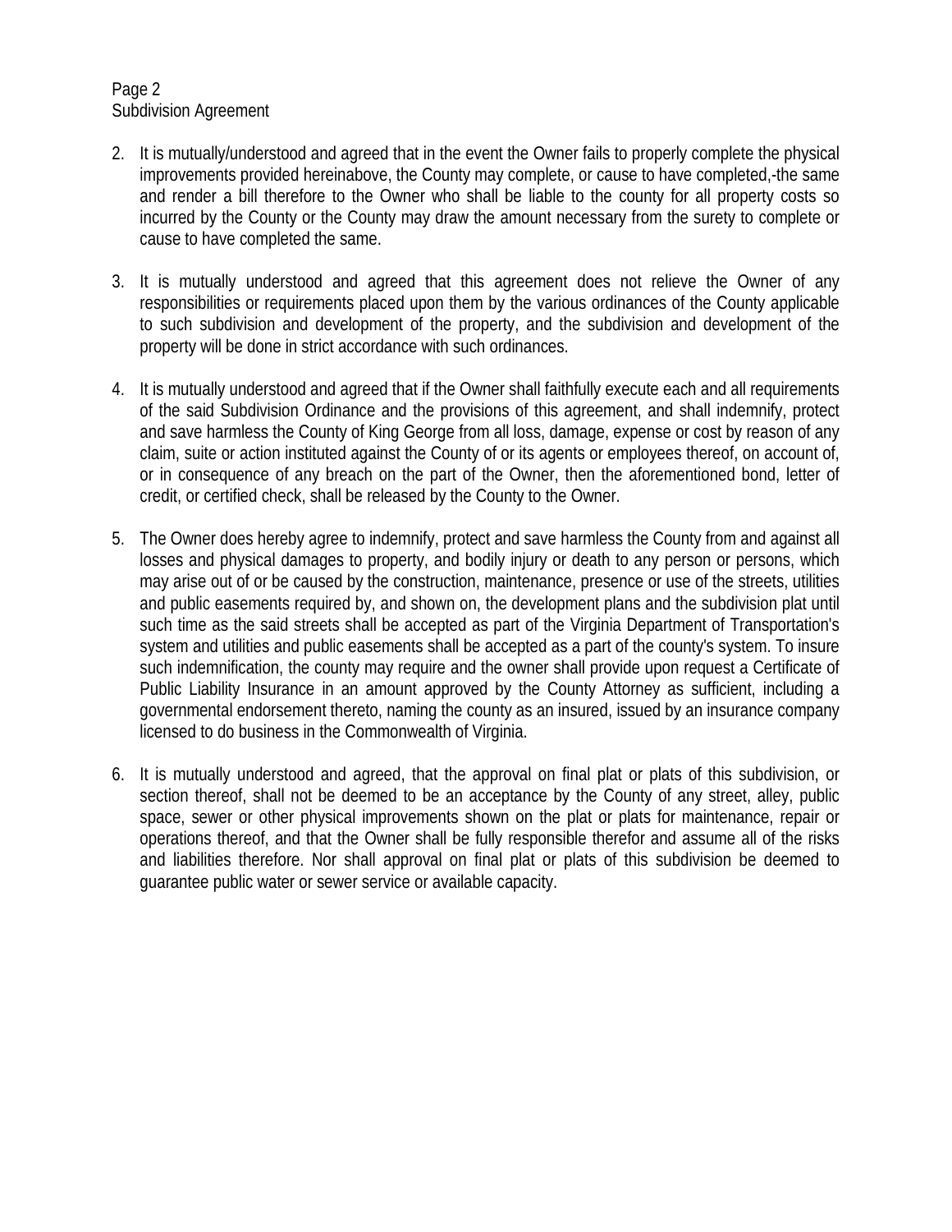2. It is mutually/understood and agreed that in the event the Owner fails to properly complete the physical improvements provided hereinabove, the County may complete, or cause to have completed,-the same and render a bill therefore to the Owner who shall be liable to the county for all property costs so incurred by the County or the County may draw the amount necessary from the surety to complete or cause to have completed the same.

3. It is mutually understood and agreed that this agreement does not relieve the Owner of any responsibilities or requirements placed upon them by the various ordinances of the County applicable to such subdivision and development of the property, and the subdivision and development of the property will be done in strict accordance with such ordinances.

4. It is mutually understood and agreed that if the Owner shall faithfully execute each and all requirements of the said Subdivision Ordinance and the provisions of this agreement, and shall indemnify, protect and save harmless the County of King George from all loss, damage, expense or cost by reason of any claim, suite or action instituted against the County of or its agents or employees thereof, on account of, or in consequence of any breach on the part of the Owner, then the aforementioned bond, letter of credit, or certified check, shall be released by the County to the Owner.

5. The Owner does hereby agree to indemnify, protect and save harmless the County from and against all losses and physical damages to property, and bodily injury or death to any person or persons, which may arise out of or be caused by the construction, maintenance, presence or use of the streets, utilities and public easements required by, and shown on, the development plans and the subdivision plat until such time as the said streets shall be accepted as part of the Virginia Department of Transportation's system and utilities and public easements shall be accepted as a part of the county's system. To insure such indemnification, the county may require and the owner shall provide upon request a Certificate of Public Liability Insurance in an amount approved by the County Attorney as sufficient, including a governmental endorsement thereto, naming the county as an insured, issued by an insurance company licensed to do business in the Commonwealth of Virginia.

6. It is mutually understood and agreed, that the approval on final plat or plats of this subdivision, or section thereof, shall not be deemed to be an acceptance by the County of any street, alley, public space, sewer or other physical improvements shown on the plat or plats for maintenance, repair or operations thereof, and that the Owner shall be fully responsible therefor and assume all of the risks and liabilities therefore. Nor shall approval on final plat or plats of this subdivision be deemed to guarantee public water or sewer service or available capacity.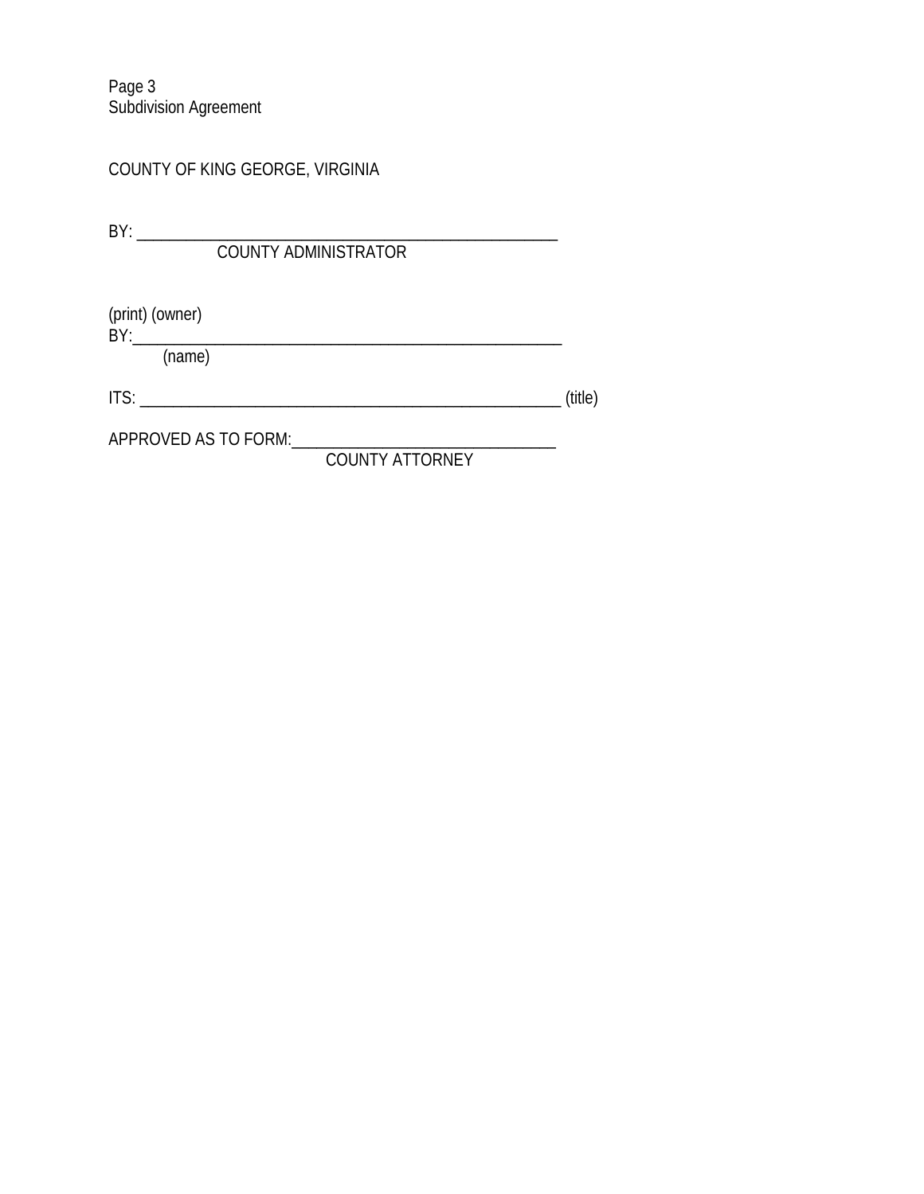COUNTY OF KING GEORGE, VIRGINIA

BY: _______________________________________________
COUNTY ADMINISTRATOR

(print) (owner)
BY:_______________________________________________
(name)

ITS: _______________________________________________ (title)

APPROVED AS TO FORM:_____________________________
COUNTY ATTORNEY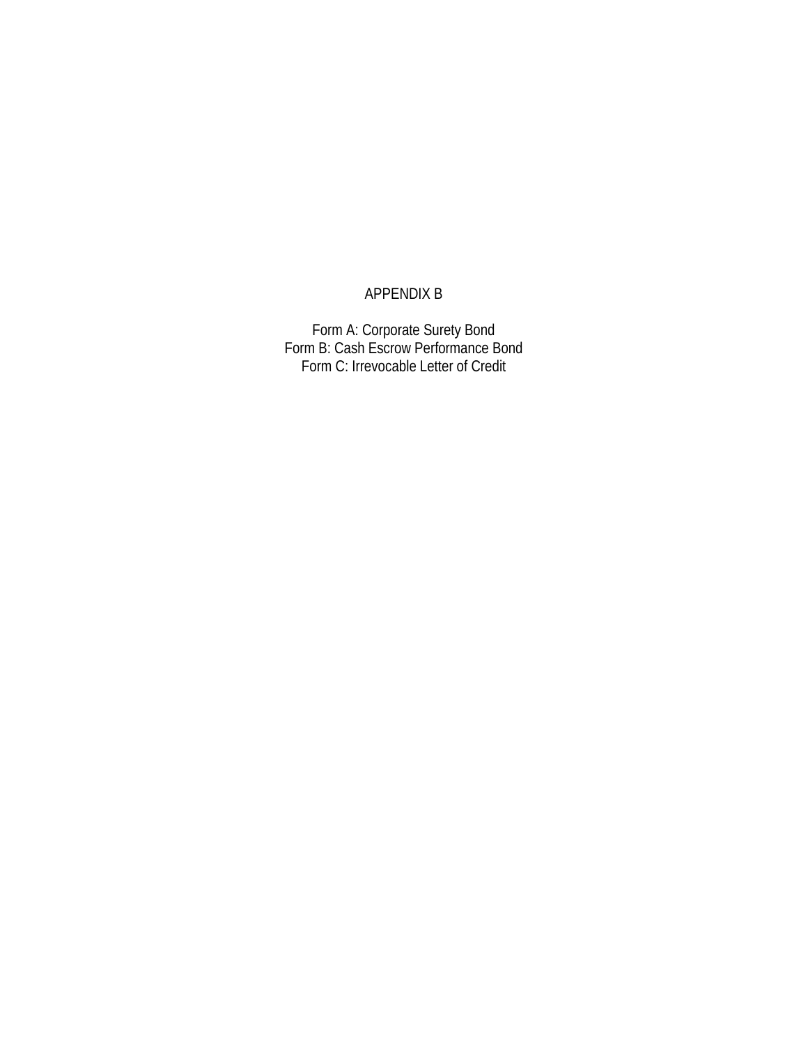# APPENDIX B

Form A: Corporate Surety Bond
Form B: Cash Escrow Performance Bond
Form C: Irrevocable Letter of Credit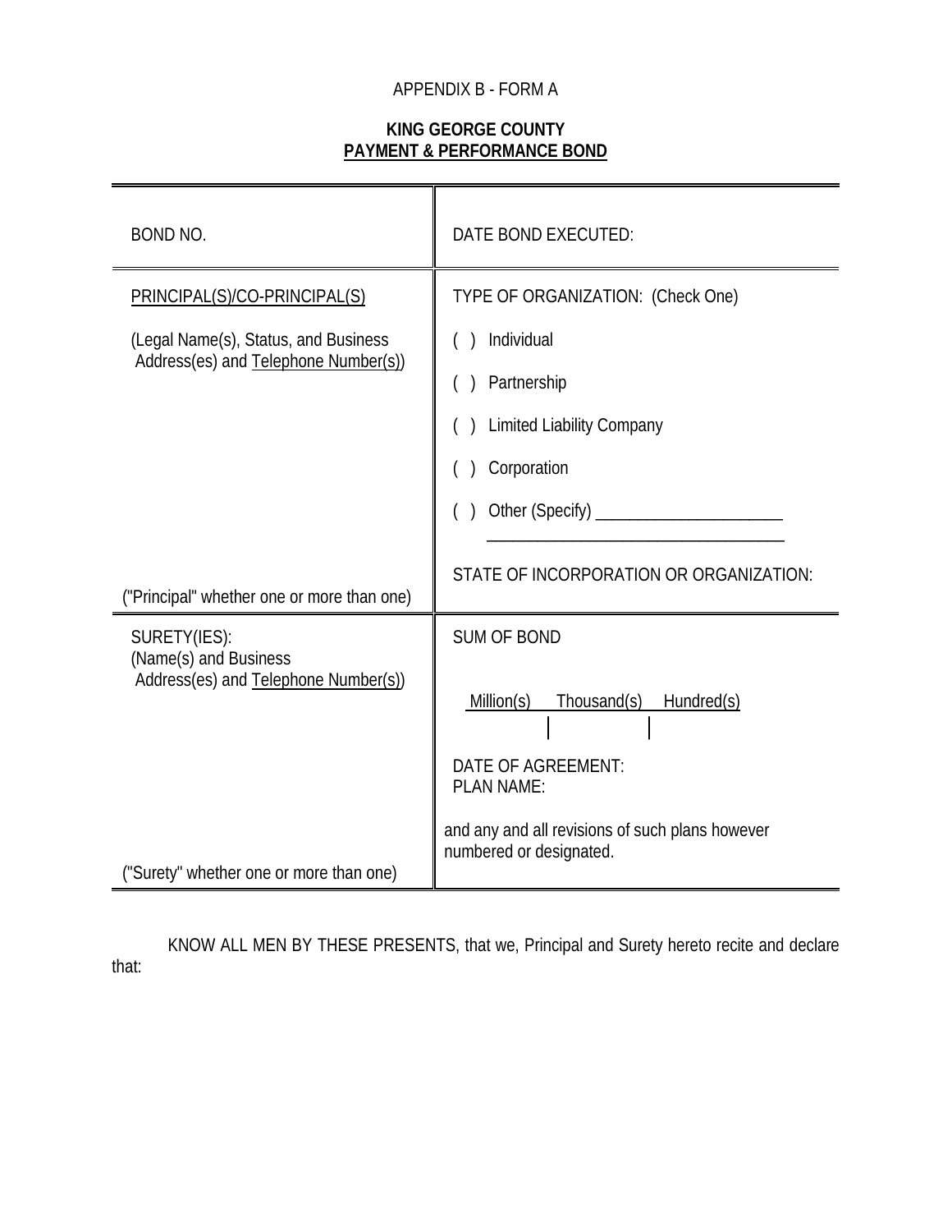APPENDIX B - FORM A

**KING GEORGE COUNTY**
**PAYMENT & PERFORMANCE BOND**

| | |
|---|---|
| BOND NO. | DATE BOND EXECUTED: |
| PRINCIPAL(S)/CO-PRINCIPAL(S)<br><br>(Legal Name(s), Status, and Business Address(es) and Telephone Number(s))<br><br><br><br><br><br>("Principal" whether one or more than one) | TYPE OF ORGANIZATION: (Check One)<br><br>( ) Individual<br><br>( ) Partnership<br><br>( ) Limited Liability Company<br><br>( ) Corporation<br><br>( ) Other (Specify) ______________________<br>___________________________________<br><br>STATE OF INCORPORATION OR ORGANIZATION: |
| SURETY(IES):<br>(Name(s) and Business Address(es) and Telephone Number(s))<br><br><br><br><br>("Surety" whether one or more than one) | SUM OF BOND<br><br>Million(s) \| Thousand(s) \| Hundred(s)<br><br>DATE OF AGREEMENT:<br>PLAN NAME:<br><br>and any and all revisions of such plans however numbered or designated. |

KNOW ALL MEN BY THESE PRESENTS, that we, Principal and Surety hereto recite and declare that: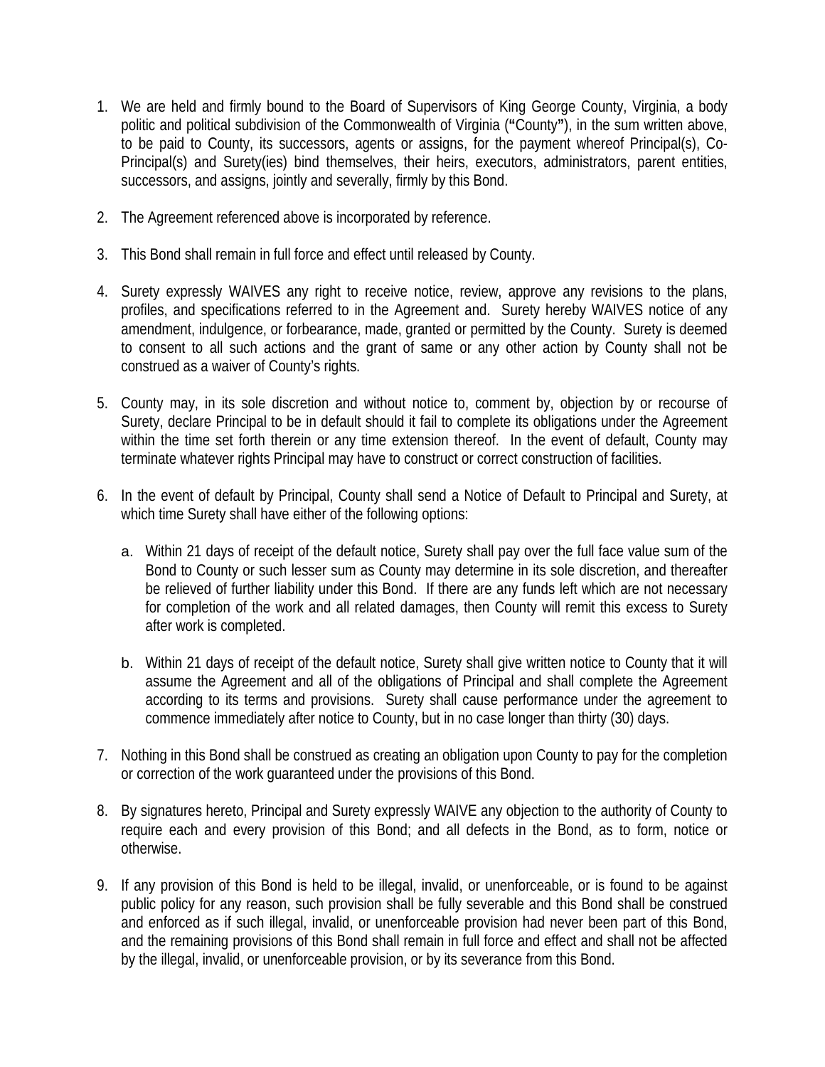1. We are held and firmly bound to the Board of Supervisors of King George County, Virginia, a body politic and political subdivision of the Commonwealth of Virginia (**"**County**"**), in the sum written above, to be paid to County, its successors, agents or assigns, for the payment whereof Principal(s), Co-Principal(s) and Surety(ies) bind themselves, their heirs, executors, administrators, parent entities, successors, and assigns, jointly and severally, firmly by this Bond.

2. The Agreement referenced above is incorporated by reference.

3. This Bond shall remain in full force and effect until released by County.

4. Surety expressly WAIVES any right to receive notice, review, approve any revisions to the plans, profiles, and specifications referred to in the Agreement and. Surety hereby WAIVES notice of any amendment, indulgence, or forbearance, made, granted or permitted by the County. Surety is deemed to consent to all such actions and the grant of same or any other action by County shall not be construed as a waiver of County's rights.

5. County may, in its sole discretion and without notice to, comment by, objection by or recourse of Surety, declare Principal to be in default should it fail to complete its obligations under the Agreement within the time set forth therein or any time extension thereof. In the event of default, County may terminate whatever rights Principal may have to construct or correct construction of facilities.

6. In the event of default by Principal, County shall send a Notice of Default to Principal and Surety, at which time Surety shall have either of the following options:

   a. Within 21 days of receipt of the default notice, Surety shall pay over the full face value sum of the Bond to County or such lesser sum as County may determine in its sole discretion, and thereafter be relieved of further liability under this Bond. If there are any funds left which are not necessary for completion of the work and all related damages, then County will remit this excess to Surety after work is completed.

   b. Within 21 days of receipt of the default notice, Surety shall give written notice to County that it will assume the Agreement and all of the obligations of Principal and shall complete the Agreement according to its terms and provisions. Surety shall cause performance under the agreement to commence immediately after notice to County, but in no case longer than thirty (30) days.

7. Nothing in this Bond shall be construed as creating an obligation upon County to pay for the completion or correction of the work guaranteed under the provisions of this Bond.

8. By signatures hereto, Principal and Surety expressly WAIVE any objection to the authority of County to require each and every provision of this Bond; and all defects in the Bond, as to form, notice or otherwise.

9. If any provision of this Bond is held to be illegal, invalid, or unenforceable, or is found to be against public policy for any reason, such provision shall be fully severable and this Bond shall be construed and enforced as if such illegal, invalid, or unenforceable provision had never been part of this Bond, and the remaining provisions of this Bond shall remain in full force and effect and shall not be affected by the illegal, invalid, or unenforceable provision, or by its severance from this Bond.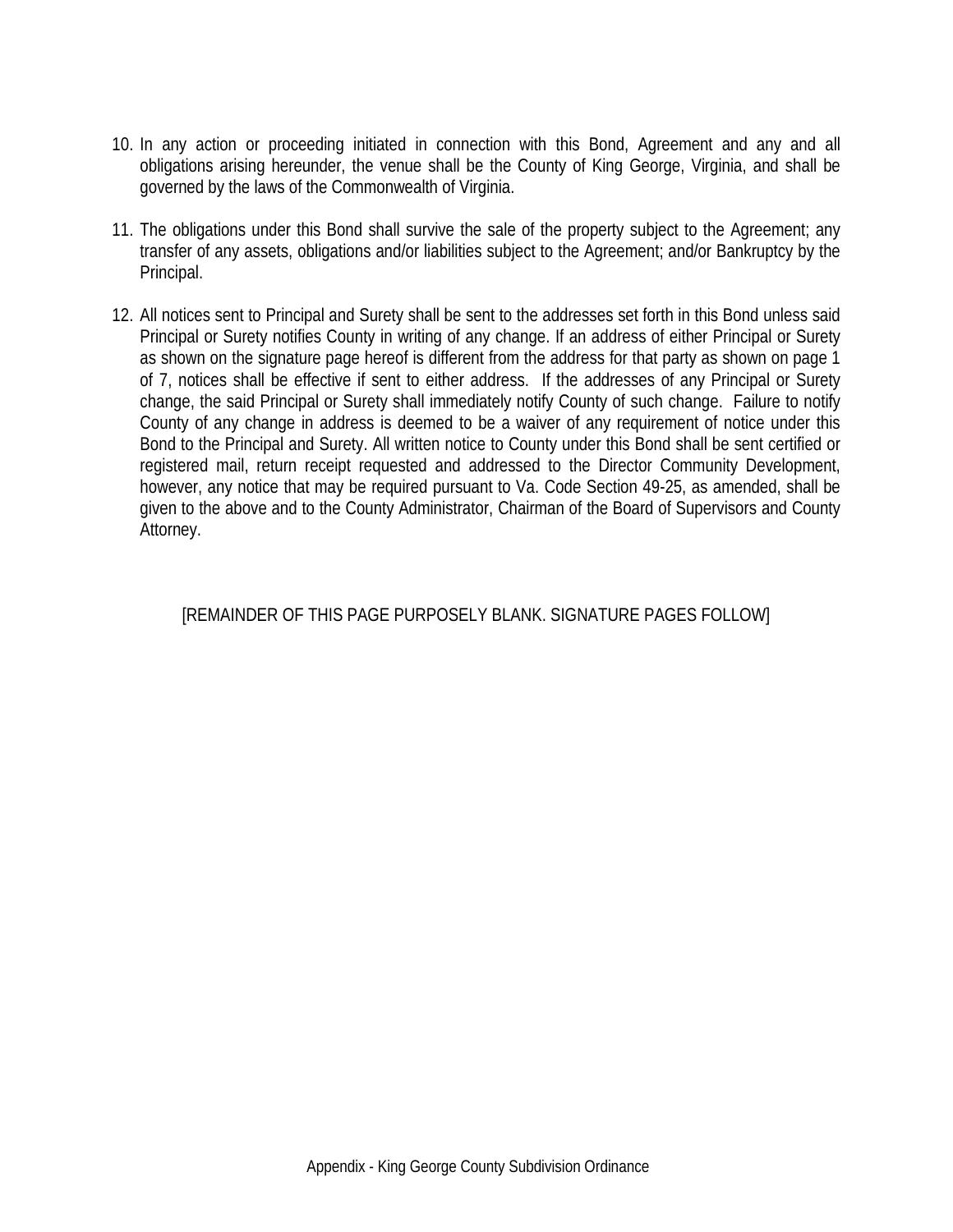10. In any action or proceeding initiated in connection with this Bond, Agreement and any and all obligations arising hereunder, the venue shall be the County of King George, Virginia, and shall be governed by the laws of the Commonwealth of Virginia.

11. The obligations under this Bond shall survive the sale of the property subject to the Agreement; any transfer of any assets, obligations and/or liabilities subject to the Agreement; and/or Bankruptcy by the Principal.

12. All notices sent to Principal and Surety shall be sent to the addresses set forth in this Bond unless said Principal or Surety notifies County in writing of any change. If an address of either Principal or Surety as shown on the signature page hereof is different from the address for that party as shown on page 1 of 7, notices shall be effective if sent to either address. If the addresses of any Principal or Surety change, the said Principal or Surety shall immediately notify County of such change. Failure to notify County of any change in address is deemed to be a waiver of any requirement of notice under this Bond to the Principal and Surety. All written notice to County under this Bond shall be sent certified or registered mail, return receipt requested and addressed to the Director Community Development, however, any notice that may be required pursuant to Va. Code Section 49-25, as amended, shall be given to the above and to the County Administrator, Chairman of the Board of Supervisors and County Attorney.

[REMAINDER OF THIS PAGE PURPOSELY BLANK. SIGNATURE PAGES FOLLOW]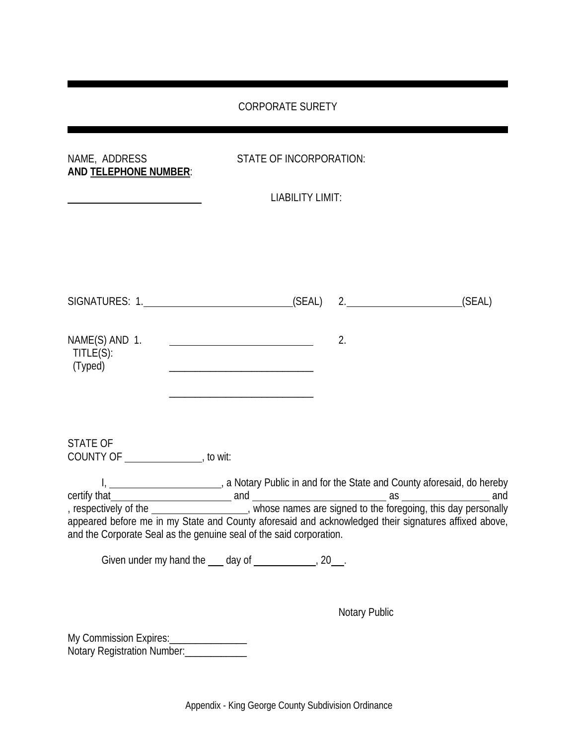---

CORPORATE SURETY

---

NAME, ADDRESS
**AND TELEPHONE NUMBER**:

STATE OF INCORPORATION:

______________________________

LIABILITY LIMIT:

SIGNATURES: 1.________________________________(SEAL) 2.__________________________(SEAL)

NAME(S) AND 1. ________________________________ 2.
TITLE(S):
(Typed) ________________________________

________________________________

STATE OF
COUNTY OF ________________, to wit:

I, ________________________, a Notary Public in and for the State and County aforesaid, do hereby certify that________________________ and ___________________________ as __________________ and , respectively of the ___________________, whose names are signed to the foregoing, this day personally appeared before me in my State and County aforesaid and acknowledged their signatures affixed above, and the Corporate Seal as the genuine seal of the said corporation.

Given under my hand the ___ day of _____________, 20___.

Notary Public

My Commission Expires:________________
Notary Registration Number:____________

Appendix - King George County Subdivision Ordinance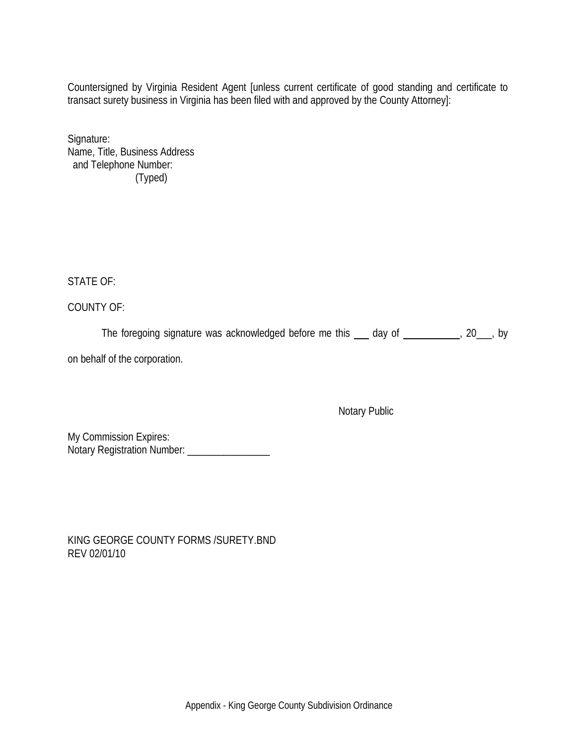Countersigned by Virginia Resident Agent [unless current certificate of good standing and certificate to transact surety business in Virginia has been filed with and approved by the County Attorney]:

Signature:
Name, Title, Business Address
and Telephone Number:
(Typed)

STATE OF:

COUNTY OF:

The foregoing signature was acknowledged before me this ___ day of ___________, 20___, by

on behalf of the corporation.

Notary Public

My Commission Expires:
Notary Registration Number: ________________

KING GEORGE COUNTY FORMS /SURETY.BND
REV 02/01/10

Appendix - King George County Subdivision Ordinance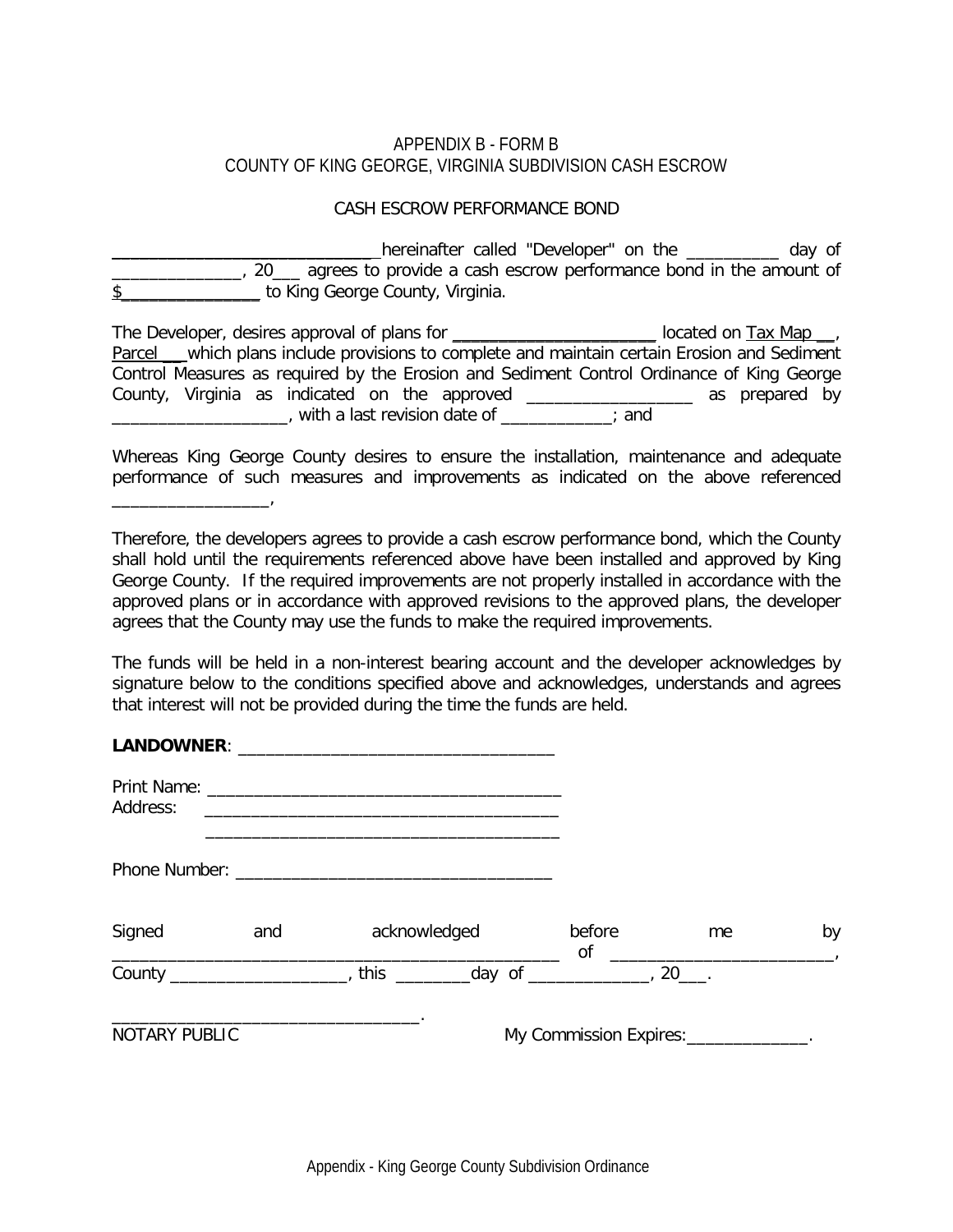APPENDIX B - FORM B
COUNTY OF KING GEORGE, VIRGINIA SUBDIVISION CASH ESCROW

CASH ESCROW PERFORMANCE BOND

______________________________hereinafter called "Developer" on the __________ day of ______________, 20___ agrees to provide a cash escrow performance bond in the amount of $_______________ to King George County, Virginia.

The Developer, desires approval of plans for ______________________ located on Tax Map __, Parcel ___which plans include provisions to complete and maintain certain Erosion and Sediment Control Measures as required by the Erosion and Sediment Control Ordinance of King George County, Virginia as indicated on the approved __________________ as prepared by ___________________, with a last revision date of ____________; and

Whereas King George County desires to ensure the installation, maintenance and adequate performance of such measures and improvements as indicated on the above referenced ________________,

Therefore, the developers agrees to provide a cash escrow performance bond, which the County shall hold until the requirements referenced above have been installed and approved by King George County. If the required improvements are not properly installed in accordance with the approved plans or in accordance with approved revisions to the approved plans, the developer agrees that the County may use the funds to make the required improvements.

The funds will be held in a non-interest bearing account and the developer acknowledges by signature below to the conditions specified above and acknowledges, understands and agrees that interest will not be provided during the time the funds are held.

**LANDOWNER**: __________________________________

Print Name: ______________________________________
Address: ______________________________________
______________________________________

Phone Number: __________________________________

Signed and acknowledged before me by ________________________________________________ of ________________________, County ___________________, this ________day of _____________, 20___.

________________________________.
NOTARY PUBLIC

My Commission Expires:_____________.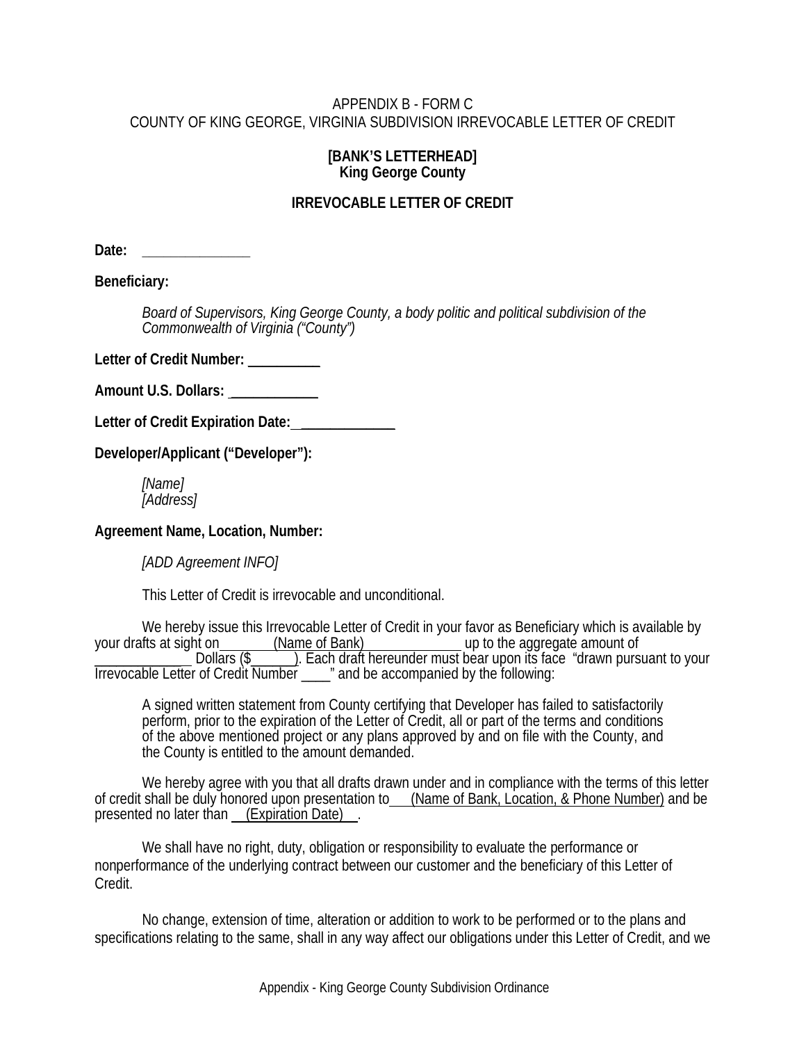APPENDIX B - FORM C
COUNTY OF KING GEORGE, VIRGINIA SUBDIVISION IRREVOCABLE LETTER OF CREDIT

**[BANK'S LETTERHEAD]**
**King George County**

**IRREVOCABLE LETTER OF CREDIT**

**Date:** _______________

**Beneficiary:**

*Board of Supervisors, King George County, a body politic and political subdivision of the Commonwealth of Virginia ("County")*

**Letter of Credit Number:** __________

**Amount U.S. Dollars:** ____________

**Letter of Credit Expiration Date:** ______________

**Developer/Applicant ("Developer"):**

*[Name]*
*[Address]*

**Agreement Name, Location, Number:**

*[ADD Agreement INFO]*

This Letter of Credit is irrevocable and unconditional.

We hereby issue this Irrevocable Letter of Credit in your favor as Beneficiary which is available by your drafts at sight on ________(Name of Bank)______________ up to the aggregate amount of ______________ Dollars ($______). Each draft hereunder must bear upon its face "drawn pursuant to your Irrevocable Letter of Credit Number ____" and be accompanied by the following:

A signed written statement from County certifying that Developer has failed to satisfactorily perform, prior to the expiration of the Letter of Credit, all or part of the terms and conditions of the above mentioned project or any plans approved by and on file with the County, and the County is entitled to the amount demanded.

We hereby agree with you that all drafts drawn under and in compliance with the terms of this letter of credit shall be duly honored upon presentation to___(Name of Bank, Location, & Phone Number) and be presented no later than ___(Expiration Date)___.

We shall have no right, duty, obligation or responsibility to evaluate the performance or nonperformance of the underlying contract between our customer and the beneficiary of this Letter of Credit.

No change, extension of time, alteration or addition to work to be performed or to the plans and specifications relating to the same, shall in any way affect our obligations under this Letter of Credit, and we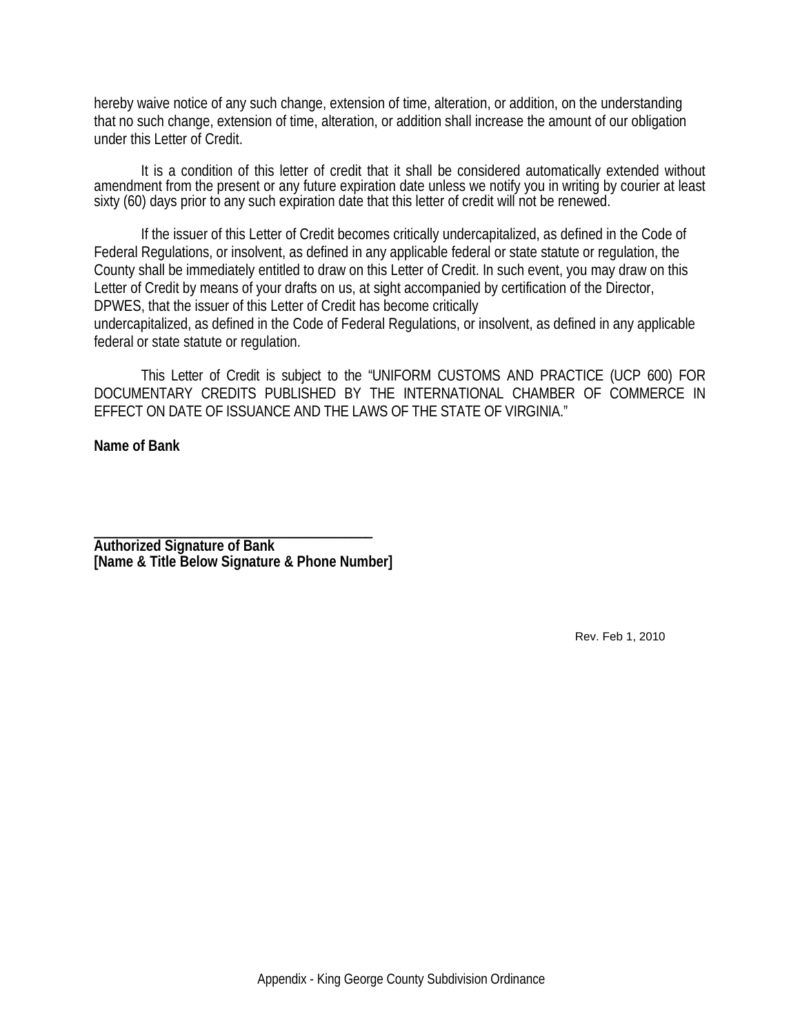hereby waive notice of any such change, extension of time, alteration, or addition, on the understanding that no such change, extension of time, alteration, or addition shall increase the amount of our obligation under this Letter of Credit.

It is a condition of this letter of credit that it shall be considered automatically extended without amendment from the present or any future expiration date unless we notify you in writing by courier at least sixty (60) days prior to any such expiration date that this letter of credit will not be renewed.

If the issuer of this Letter of Credit becomes critically undercapitalized, as defined in the Code of Federal Regulations, or insolvent, as defined in any applicable federal or state statute or regulation, the County shall be immediately entitled to draw on this Letter of Credit. In such event, you may draw on this Letter of Credit by means of your drafts on us, at sight accompanied by certification of the Director, DPWES, that the issuer of this Letter of Credit has become critically undercapitalized, as defined in the Code of Federal Regulations, or insolvent, as defined in any applicable federal or state statute or regulation.

This Letter of Credit is subject to the "UNIFORM CUSTOMS AND PRACTICE (UCP 600) FOR DOCUMENTARY CREDITS PUBLISHED BY THE INTERNATIONAL CHAMBER OF COMMERCE IN EFFECT ON DATE OF ISSUANCE AND THE LAWS OF THE STATE OF VIRGINIA."

**Name of Bank**

\_\_\_\_\_\_\_\_\_\_\_\_\_\_\_\_\_\_\_\_\_\_\_\_\_\_\_\_\_\_\_\_\_\_\_\_\_\_

**Authorized Signature of Bank**
**[Name & Title Below Signature & Phone Number]**

Rev. Feb 1, 2010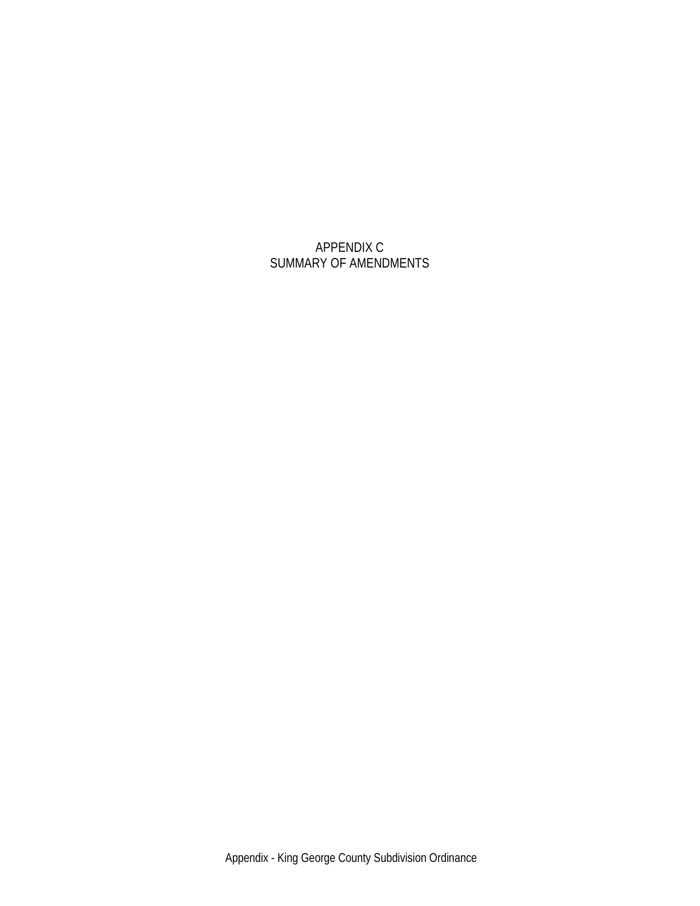# APPENDIX C
# SUMMARY OF AMENDMENTS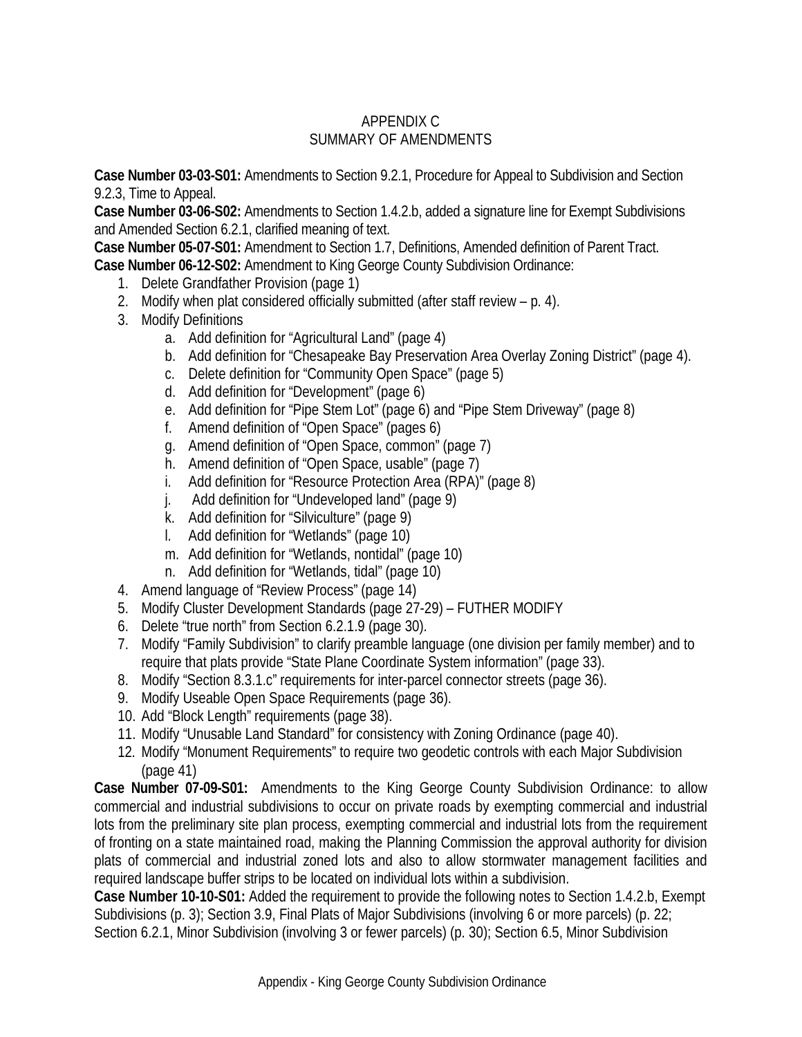# APPENDIX C
## SUMMARY OF AMENDMENTS

**Case Number 03-03-S01:** Amendments to Section 9.2.1, Procedure for Appeal to Subdivision and Section 9.2.3, Time to Appeal.

**Case Number 03-06-S02:** Amendments to Section 1.4.2.b, added a signature line for Exempt Subdivisions and Amended Section 6.2.1, clarified meaning of text.

**Case Number 05-07-S01:** Amendment to Section 1.7, Definitions, Amended definition of Parent Tract.

**Case Number 06-12-S02:** Amendment to King George County Subdivision Ordinance:

1. Delete Grandfather Provision (page 1)
2. Modify when plat considered officially submitted (after staff review – p. 4).
3. Modify Definitions
   a. Add definition for "Agricultural Land" (page 4)
   b. Add definition for "Chesapeake Bay Preservation Area Overlay Zoning District" (page 4).
   c. Delete definition for "Community Open Space" (page 5)
   d. Add definition for "Development" (page 6)
   e. Add definition for "Pipe Stem Lot" (page 6) and "Pipe Stem Driveway" (page 8)
   f. Amend definition of "Open Space" (pages 6)
   g. Amend definition of "Open Space, common" (page 7)
   h. Amend definition of "Open Space, usable" (page 7)
   i. Add definition for "Resource Protection Area (RPA)" (page 8)
   j. Add definition for "Undeveloped land" (page 9)
   k. Add definition for "Silviculture" (page 9)
   l. Add definition for "Wetlands" (page 10)
   m. Add definition for "Wetlands, nontidal" (page 10)
   n. Add definition for "Wetlands, tidal" (page 10)
4. Amend language of "Review Process" (page 14)
5. Modify Cluster Development Standards (page 27-29) – FUTHER MODIFY
6. Delete "true north" from Section 6.2.1.9 (page 30).
7. Modify "Family Subdivision" to clarify preamble language (one division per family member) and to require that plats provide "State Plane Coordinate System information" (page 33).
8. Modify "Section 8.3.1.c" requirements for inter-parcel connector streets (page 36).
9. Modify Useable Open Space Requirements (page 36).
10. Add "Block Length" requirements (page 38).
11. Modify "Unusable Land Standard" for consistency with Zoning Ordinance (page 40).
12. Modify "Monument Requirements" to require two geodetic controls with each Major Subdivision (page 41)

**Case Number 07-09-S01:** Amendments to the King George County Subdivision Ordinance: to allow commercial and industrial subdivisions to occur on private roads by exempting commercial and industrial lots from the preliminary site plan process, exempting commercial and industrial lots from the requirement of fronting on a state maintained road, making the Planning Commission the approval authority for division plats of commercial and industrial zoned lots and also to allow stormwater management facilities and required landscape buffer strips to be located on individual lots within a subdivision.

**Case Number 10-10-S01:** Added the requirement to provide the following notes to Section 1.4.2.b, Exempt Subdivisions (p. 3); Section 3.9, Final Plats of Major Subdivisions (involving 6 or more parcels) (p. 22; Section 6.2.1, Minor Subdivision (involving 3 or fewer parcels) (p. 30); Section 6.5, Minor Subdivision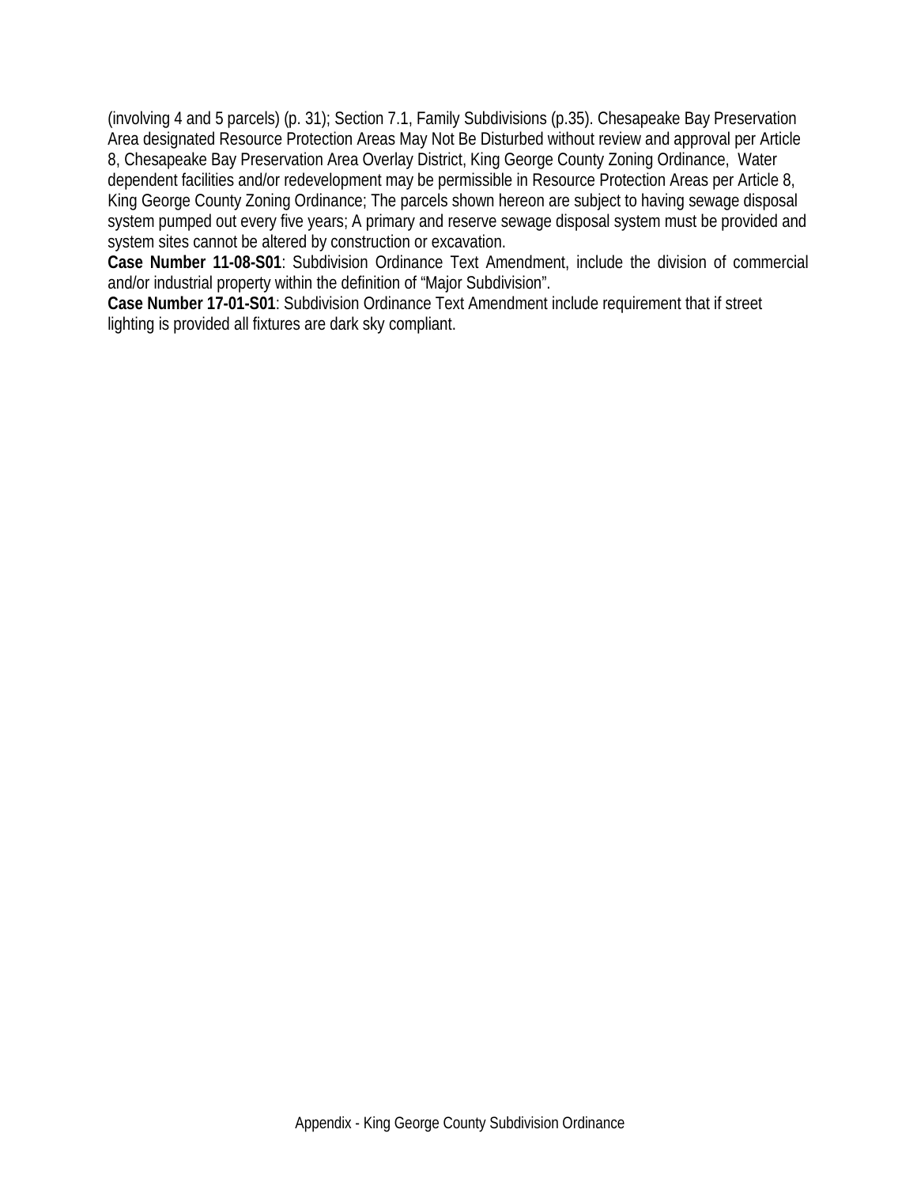(involving 4 and 5 parcels) (p. 31); Section 7.1, Family Subdivisions (p.35). Chesapeake Bay Preservation Area designated Resource Protection Areas May Not Be Disturbed without review and approval per Article 8, Chesapeake Bay Preservation Area Overlay District, King George County Zoning Ordinance, Water dependent facilities and/or redevelopment may be permissible in Resource Protection Areas per Article 8, King George County Zoning Ordinance; The parcels shown hereon are subject to having sewage disposal system pumped out every five years; A primary and reserve sewage disposal system must be provided and system sites cannot be altered by construction or excavation.

**Case Number 11-08-S01**: Subdivision Ordinance Text Amendment, include the division of commercial and/or industrial property within the definition of "Major Subdivision".

**Case Number 17-01-S01**: Subdivision Ordinance Text Amendment include requirement that if street lighting is provided all fixtures are dark sky compliant.